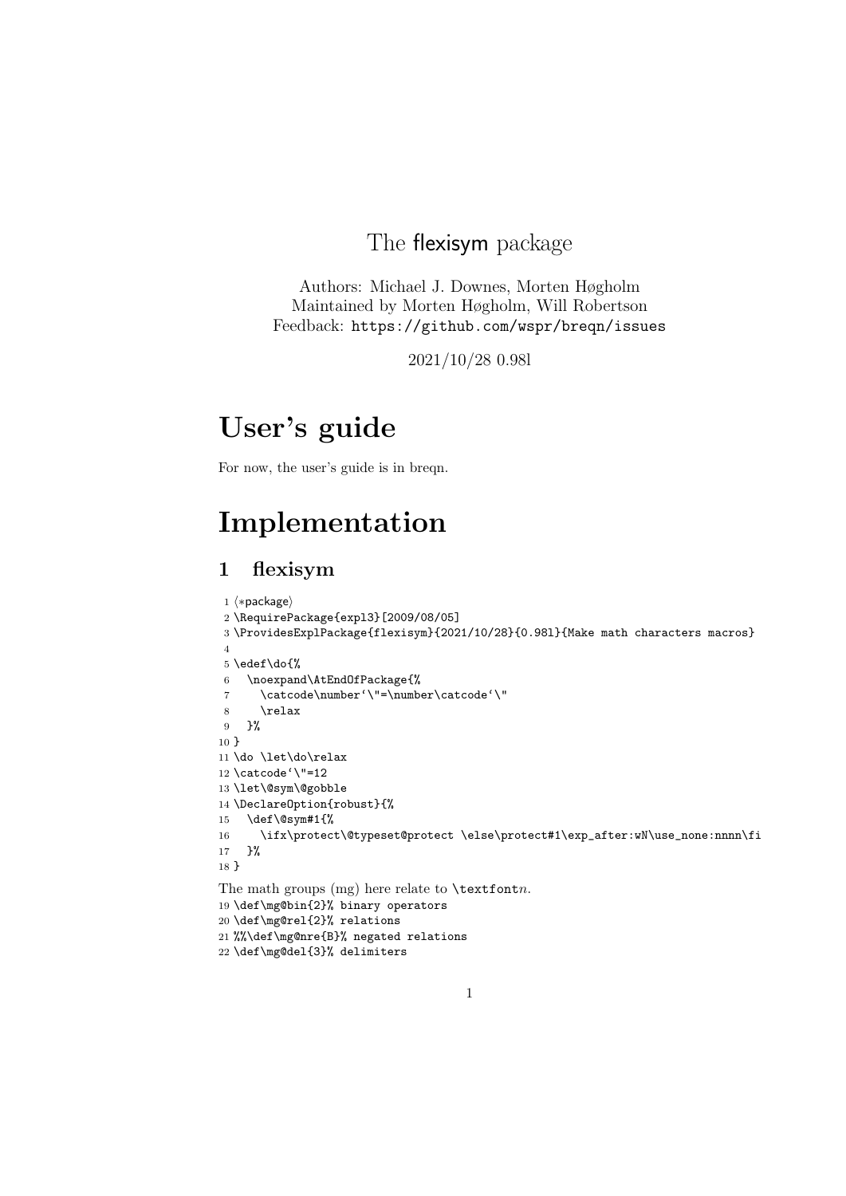# The flexisym package

Authors: Michael J. Downes, Morten Høgholm
Maintained by Morten Høgholm, Will Robertson
Feedback: https://github.com/wspr/breqn/issues

2021/10/28 0.98l

# User's guide

For now, the user's guide is in breqn.

# Implementation

## 1 flexisym

```
1 ⟨*package⟩
2 \RequirePackage{expl3}[2009/08/05]
3 \ProvidesExplPackage{flexisym}{2021/10/28}{0.98l}{Make math characters macros}
4
5 \edef\do{%
6   \noexpand\AtEndOfPackage{%
7     \catcode\number`\"=\number\catcode`\"
8     \relax
9   }%
10 }
11 \do \let\do\relax
12 \catcode`\"=12
13 \let\@sym\@gobble
14 \DeclareOption{robust}{%
15   \def\@sym#1{%
16     \ifx\protect\@typeset@protect \else\protect#1\exp_after:wN\use_none:nnnn\fi
17   }%
18 }
```

The math groups (mg) here relate to `\textfont`$n$.

```
19 \def\mg@bin{2}% binary operators
20 \def\mg@rel{2}% relations
21 %%\def\mg@nre{B}% negated relations
22 \def\mg@del{3}% delimiters
```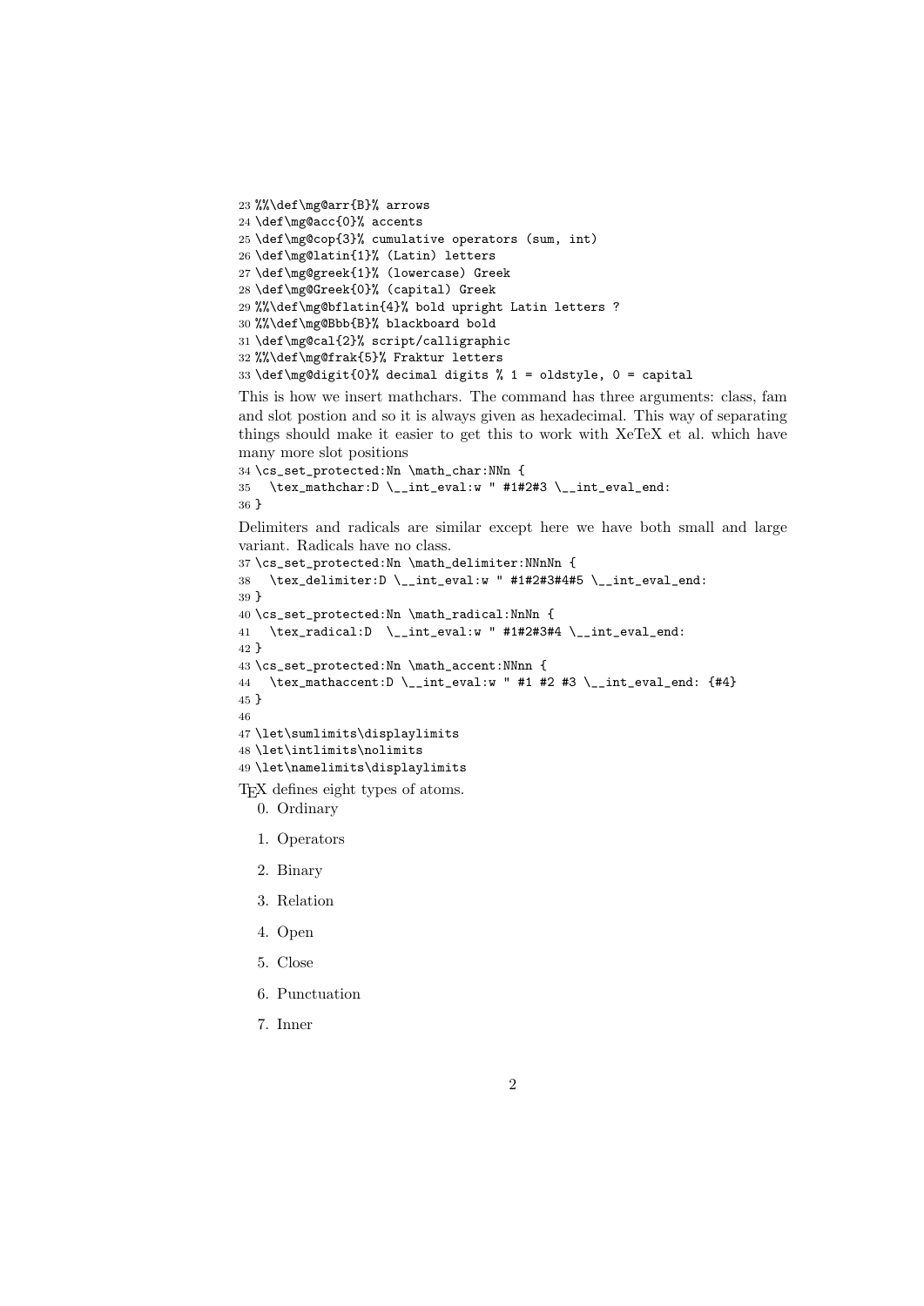```
23 %%\def\mg@arr{B}% arrows
24 \def\mg@acc{0}% accents
25 \def\mg@cop{3}% cumulative operators (sum, int)
26 \def\mg@latin{1}% (Latin) letters
27 \def\mg@greek{1}% (lowercase) Greek
28 \def\mg@Greek{0}% (capital) Greek
29 %%\def\mg@bflatin{4}% bold upright Latin letters ?
30 %%\def\mg@Bbb{B}% blackboard bold
31 \def\mg@cal{2}% script/calligraphic
32 %%\def\mg@frak{5}% Fraktur letters
33 \def\mg@digit{0}% decimal digits % 1 = oldstyle, 0 = capital
```

This is how we insert mathchars. The command has three arguments: class, fam and slot postion and so it is always given as hexadecimal. This way of separating things should make it easier to get this to work with XeTeX et al. which have many more slot positions

```
34 \cs_set_protected:Nn \math_char:NNn {
35   \tex_mathchar:D \__int_eval:w " #1#2#3 \__int_eval_end:
36 }
```

Delimiters and radicals are similar except here we have both small and large variant. Radicals have no class.

```
37 \cs_set_protected:Nn \math_delimiter:NNnNn {
38   \tex_delimiter:D \__int_eval:w " #1#2#3#4#5 \__int_eval_end:
39 }
40 \cs_set_protected:Nn \math_radical:NnNn {
41   \tex_radical:D  \__int_eval:w " #1#2#3#4 \__int_eval_end:
42 }
43 \cs_set_protected:Nn \math_accent:NNnn {
44   \tex_mathaccent:D \__int_eval:w " #1 #2 #3 \__int_eval_end: {#4}
45 }
46
47 \let\sumlimits\displaylimits
48 \let\intlimits\nolimits
49 \let\namelimits\displaylimits
```

TEX defines eight types of atoms.

0. Ordinary
1. Operators
2. Binary
3. Relation
4. Open
5. Close
6. Punctuation
7. Inner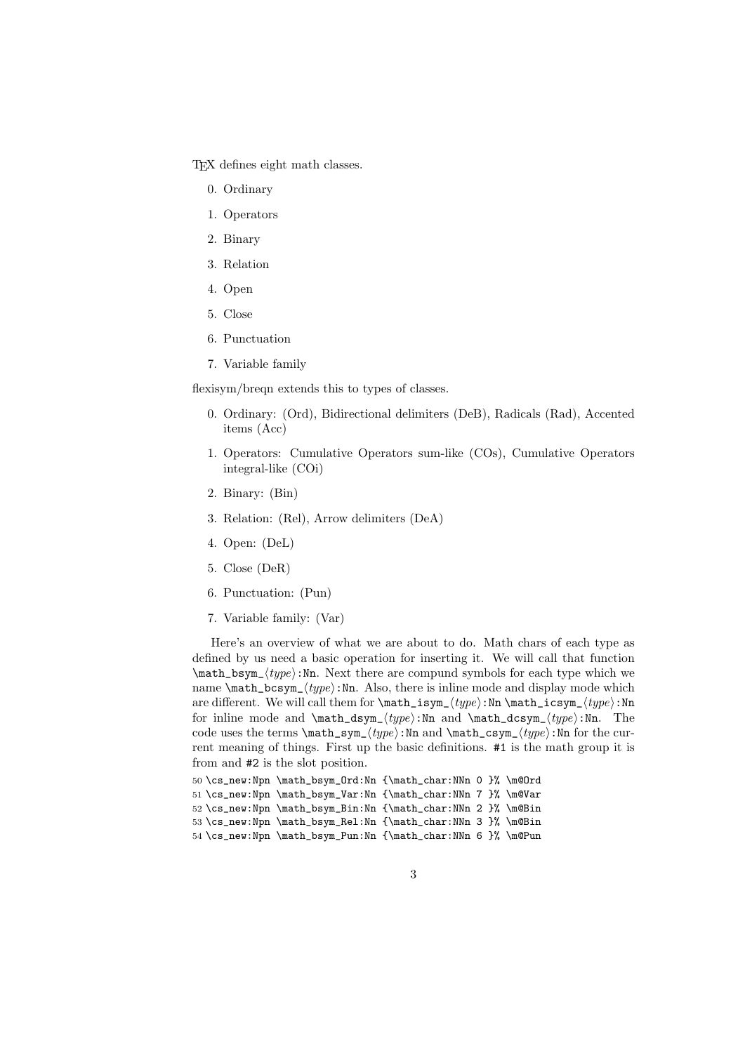TEX defines eight math classes.

0. Ordinary
1. Operators
2. Binary
3. Relation
4. Open
5. Close
6. Punctuation
7. Variable family

flexisym/breqn extends this to types of classes.

0. Ordinary: (Ord), Bidirectional delimiters (DeB), Radicals (Rad), Accented items (Acc)
1. Operators: Cumulative Operators sum-like (COs), Cumulative Operators integral-like (COi)
2. Binary: (Bin)
3. Relation: (Rel), Arrow delimiters (DeA)
4. Open: (DeL)
5. Close (DeR)
6. Punctuation: (Pun)
7. Variable family: (Var)

Here's an overview of what we are about to do. Math chars of each type as defined by us need a basic operation for inserting it. We will call that function `\math_bsym_`⟨*type*⟩`:Nn`. Next there are compund symbols for each type which we name `\math_bcsym_`⟨*type*⟩`:Nn`. Also, there is inline mode and display mode which are different. We will call them for `\math_isym_`⟨*type*⟩`:Nn` `\math_icsym_`⟨*type*⟩`:Nn` for inline mode and `\math_dsym_`⟨*type*⟩`:Nn` and `\math_dcsym_`⟨*type*⟩`:Nn`. The code uses the terms `\math_sym_`⟨*type*⟩`:Nn` and `\math_csym_`⟨*type*⟩`:Nn` for the current meaning of things. First up the basic definitions. `#1` is the math group it is from and `#2` is the slot position.

```
50 \cs_new:Npn \math_bsym_Ord:Nn {\math_char:NNn 0 }% \m@Ord
51 \cs_new:Npn \math_bsym_Var:Nn {\math_char:NNn 7 }% \m@Var
52 \cs_new:Npn \math_bsym_Bin:Nn {\math_char:NNn 2 }% \m@Bin
53 \cs_new:Npn \math_bsym_Rel:Nn {\math_char:NNn 3 }% \m@Bin
54 \cs_new:Npn \math_bsym_Pun:Nn {\math_char:NNn 6 }% \m@Pun
```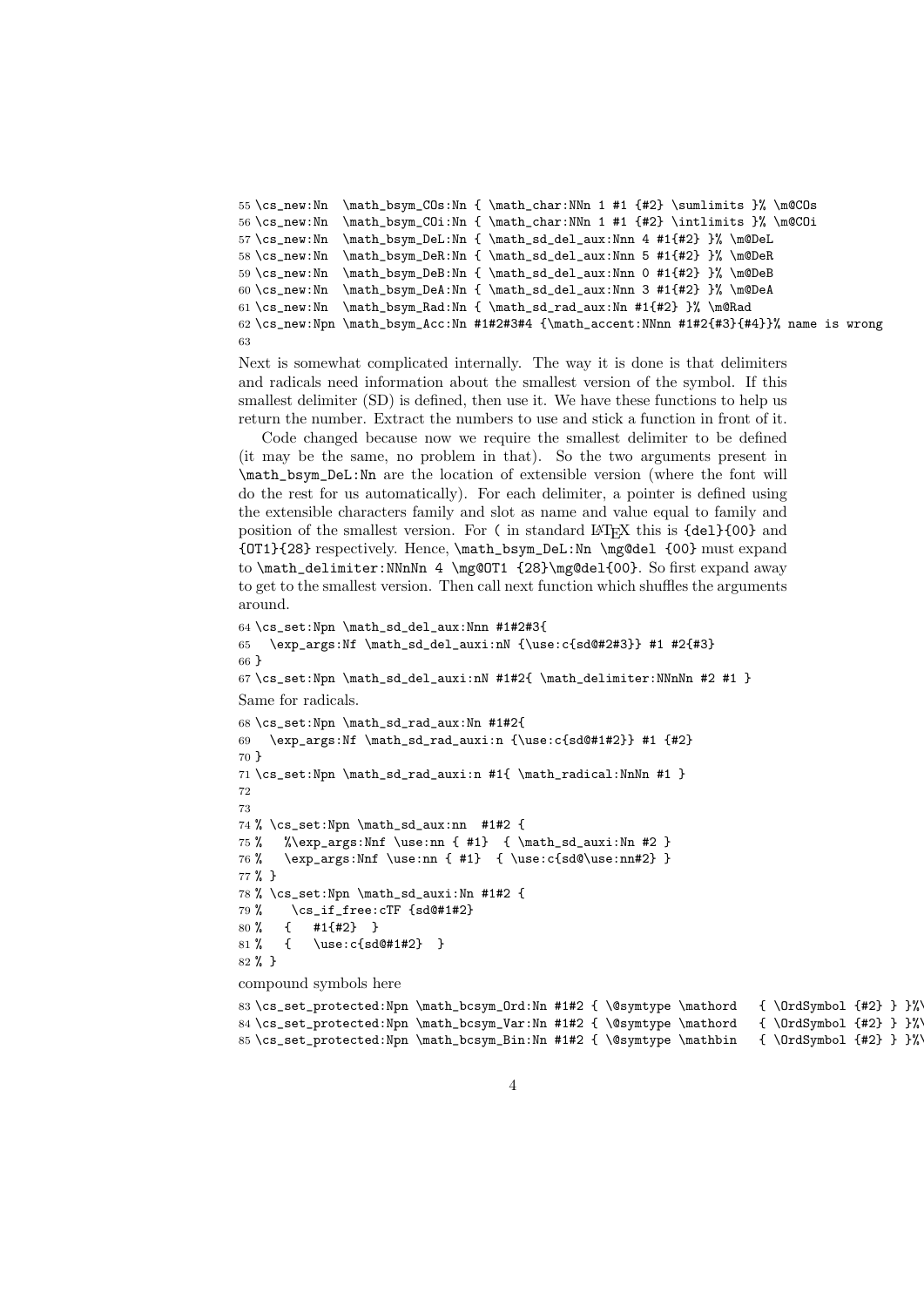```
55 \cs_new:Nn  \math_bsym_COs:Nn { \math_char:NNn 1 #1 {#2} \sumlimits }% \m@COs
56 \cs_new:Nn  \math_bsym_COi:Nn { \math_char:NNn 1 #1 {#2} \intlimits }% \m@COi
57 \cs_new:Nn  \math_bsym_DeL:Nn { \math_sd_del_aux:Nnn 4 #1{#2} }% \m@DeL
58 \cs_new:Nn  \math_bsym_DeR:Nn { \math_sd_del_aux:Nnn 5 #1{#2} }% \m@DeR
59 \cs_new:Nn  \math_bsym_DeB:Nn { \math_sd_del_aux:Nnn 0 #1{#2} }% \m@DeB
60 \cs_new:Nn  \math_bsym_DeA:Nn { \math_sd_del_aux:Nnn 3 #1{#2} }% \m@DeA
61 \cs_new:Nn  \math_bsym_Rad:Nn { \math_sd_rad_aux:Nn #1{#2} }% \m@Rad
62 \cs_new:Npn \math_bsym_Acc:Nn #1#2#3#4 {\math_accent:NNnn #1#2{#3}{#4}}% name is wrong
63
```

Next is somewhat complicated internally. The way it is done is that delimiters and radicals need information about the smallest version of the symbol. If this smallest delimiter (SD) is defined, then use it. We have these functions to help us return the number. Extract the numbers to use and stick a function in front of it.

Code changed because now we require the smallest delimiter to be defined (it may be the same, no problem in that). So the two arguments present in `\math_bsym_DeL:Nn` are the location of extensible version (where the font will do the rest for us automatically). For each delimiter, a pointer is defined using the extensible characters family and slot as name and value equal to family and position of the smallest version. For ( in standard LaTeX this is `{del}{00}` and `{OT1}{28}` respectively. Hence, `\math_bsym_DeL:Nn \mg@del {00}` must expand to `\math_delimiter:NNnNn 4 \mg@OT1 {28}\mg@del{00}`. So first expand away to get to the smallest version. Then call next function which shuffles the arguments around.

```
64 \cs_set:Npn \math_sd_del_aux:Nnn #1#2#3{
65   \exp_args:Nf \math_sd_del_auxi:nN {\use:c{sd@#2#3}} #1 #2{#3}
66 }
67 \cs_set:Npn \math_sd_del_auxi:nN #1#2{ \math_delimiter:NNnNn #2 #1 }
```

Same for radicals.

```
68 \cs_set:Npn \math_sd_rad_aux:Nn #1#2{
69   \exp_args:Nf \math_sd_rad_auxi:n {\use:c{sd@#1#2}} #1 {#2}
70 }
71 \cs_set:Npn \math_sd_rad_auxi:n #1{ \math_radical:NnNn #1 }
72
73
74 % \cs_set:Npn \math_sd_aux:nn  #1#2 {
75 %   %\exp_args:Nnf \use:nn { #1}  { \math_sd_auxi:Nn #2 }
76 %   \exp_args:Nnf \use:nn { #1}  { \use:c{sd@\use:nn#2} }
77 % }
78 % \cs_set:Npn \math_sd_auxi:Nn #1#2 {
79 %    \cs_if_free:cTF {sd@#1#2}
80 %   {   #1{#2}  }
81 %   {   \use:c{sd@#1#2}  }
82 % }
```

compound symbols here

```
83 \cs_set_protected:Npn \math_bcsym_Ord:Nn #1#2 { \@symtype \mathord   { \OrdSymbol {#2} } }%\
84 \cs_set_protected:Npn \math_bcsym_Var:Nn #1#2 { \@symtype \mathord   { \OrdSymbol {#2} } }%\
85 \cs_set_protected:Npn \math_bcsym_Bin:Nn #1#2 { \@symtype \mathbin   { \OrdSymbol {#2} } }%\
```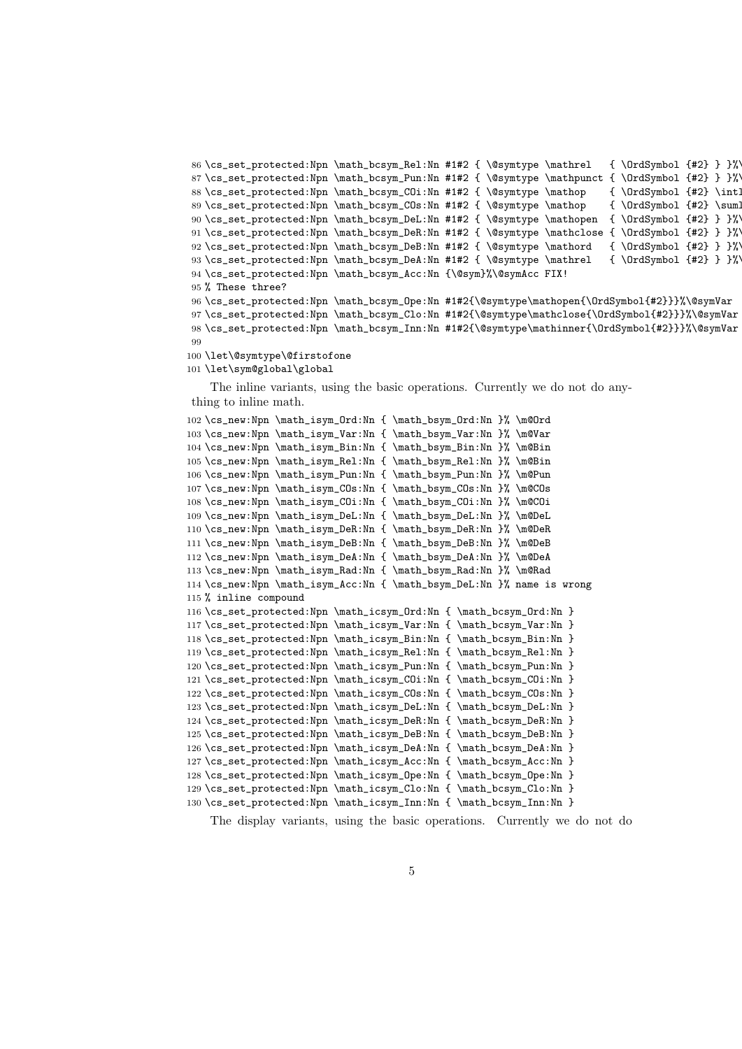```
86 \cs_set_protected:Npn \math_bcsym_Rel:Nn #1#2 { \@symtype \mathrel   { \OrdSymbol {#2} } }%\
87 \cs_set_protected:Npn \math_bcsym_Pun:Nn #1#2 { \@symtype \mathpunct { \OrdSymbol {#2} } }%\
88 \cs_set_protected:Npn \math_bcsym_COi:Nn #1#2 { \@symtype \mathop    { \OrdSymbol {#2} \intl
89 \cs_set_protected:Npn \math_bcsym_COs:Nn #1#2 { \@symtype \mathop    { \OrdSymbol {#2} \suml
90 \cs_set_protected:Npn \math_bcsym_DeL:Nn #1#2 { \@symtype \mathopen  { \OrdSymbol {#2} } }%\
91 \cs_set_protected:Npn \math_bcsym_DeR:Nn #1#2 { \@symtype \mathclose { \OrdSymbol {#2} } }%\
92 \cs_set_protected:Npn \math_bcsym_DeB:Nn #1#2 { \@symtype \mathord   { \OrdSymbol {#2} } }%\
93 \cs_set_protected:Npn \math_bcsym_DeA:Nn #1#2 { \@symtype \mathrel   { \OrdSymbol {#2} } }%\
94 \cs_set_protected:Npn \math_bcsym_Acc:Nn {\@sym}%\@symAcc FIX!
95 % These three?
96 \cs_set_protected:Npn \math_bcsym_Ope:Nn #1#2{\@symtype\mathopen{\OrdSymbol{#2}}}%\@symVar
97 \cs_set_protected:Npn \math_bcsym_Clo:Nn #1#2{\@symtype\mathclose{\OrdSymbol{#2}}}%\@symVar
98 \cs_set_protected:Npn \math_bcsym_Inn:Nn #1#2{\@symtype\mathinner{\OrdSymbol{#2}}}%\@symVar
99
100 \let\@symtype\@firstofone
101 \let\sym@global\global
```

The inline variants, using the basic operations. Currently we do not do anything to inline math.

```
102 \cs_new:Npn \math_isym_Ord:Nn { \math_bsym_Ord:Nn }% \m@Ord
103 \cs_new:Npn \math_isym_Var:Nn { \math_bsym_Var:Nn }% \m@Var
104 \cs_new:Npn \math_isym_Bin:Nn { \math_bsym_Bin:Nn }% \m@Bin
105 \cs_new:Npn \math_isym_Rel:Nn { \math_bsym_Rel:Nn }% \m@Bin
106 \cs_new:Npn \math_isym_Pun:Nn { \math_bsym_Pun:Nn }% \m@Pun
107 \cs_new:Npn \math_isym_COs:Nn { \math_bsym_COs:Nn }% \m@COs
108 \cs_new:Npn \math_isym_COi:Nn { \math_bsym_COi:Nn }% \m@COi
109 \cs_new:Npn \math_isym_DeL:Nn { \math_bsym_DeL:Nn }% \m@DeL
110 \cs_new:Npn \math_isym_DeR:Nn { \math_bsym_DeR:Nn }% \m@DeR
111 \cs_new:Npn \math_isym_DeB:Nn { \math_bsym_DeB:Nn }% \m@DeB
112 \cs_new:Npn \math_isym_DeA:Nn { \math_bsym_DeA:Nn }% \m@DeA
113 \cs_new:Npn \math_isym_Rad:Nn { \math_bsym_Rad:Nn }% \m@Rad
114 \cs_new:Npn \math_isym_Acc:Nn { \math_bsym_DeL:Nn }% name is wrong
115 % inline compound
116 \cs_set_protected:Npn \math_icsym_Ord:Nn { \math_bcsym_Ord:Nn }
117 \cs_set_protected:Npn \math_icsym_Var:Nn { \math_bcsym_Var:Nn }
118 \cs_set_protected:Npn \math_icsym_Bin:Nn { \math_bcsym_Bin:Nn }
119 \cs_set_protected:Npn \math_icsym_Rel:Nn { \math_bcsym_Rel:Nn }
120 \cs_set_protected:Npn \math_icsym_Pun:Nn { \math_bcsym_Pun:Nn }
121 \cs_set_protected:Npn \math_icsym_COi:Nn { \math_bcsym_COi:Nn }
122 \cs_set_protected:Npn \math_icsym_COs:Nn { \math_bcsym_COs:Nn }
123 \cs_set_protected:Npn \math_icsym_DeL:Nn { \math_bcsym_DeL:Nn }
124 \cs_set_protected:Npn \math_icsym_DeR:Nn { \math_bcsym_DeR:Nn }
125 \cs_set_protected:Npn \math_icsym_DeB:Nn { \math_bcsym_DeB:Nn }
126 \cs_set_protected:Npn \math_icsym_DeA:Nn { \math_bcsym_DeA:Nn }
127 \cs_set_protected:Npn \math_icsym_Acc:Nn { \math_bcsym_Acc:Nn }
128 \cs_set_protected:Npn \math_icsym_Ope:Nn { \math_bcsym_Ope:Nn }
129 \cs_set_protected:Npn \math_icsym_Clo:Nn { \math_bcsym_Clo:Nn }
130 \cs_set_protected:Npn \math_icsym_Inn:Nn { \math_bcsym_Inn:Nn }
```

The display variants, using the basic operations. Currently we do not do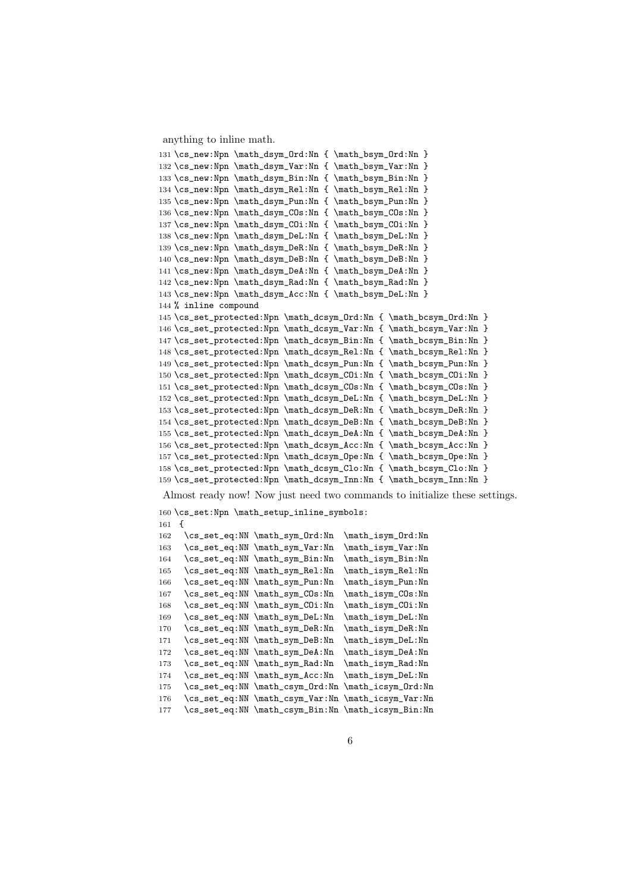anything to inline math.

```
131 \cs_new:Npn \math_dsym_Ord:Nn { \math_bsym_Ord:Nn }
132 \cs_new:Npn \math_dsym_Var:Nn { \math_bsym_Var:Nn }
133 \cs_new:Npn \math_dsym_Bin:Nn { \math_bsym_Bin:Nn }
134 \cs_new:Npn \math_dsym_Rel:Nn { \math_bsym_Rel:Nn }
135 \cs_new:Npn \math_dsym_Pun:Nn { \math_bsym_Pun:Nn }
136 \cs_new:Npn \math_dsym_COs:Nn { \math_bsym_COs:Nn }
137 \cs_new:Npn \math_dsym_COi:Nn { \math_bsym_COi:Nn }
138 \cs_new:Npn \math_dsym_DeL:Nn { \math_bsym_DeL:Nn }
139 \cs_new:Npn \math_dsym_DeR:Nn { \math_bsym_DeR:Nn }
140 \cs_new:Npn \math_dsym_DeB:Nn { \math_bsym_DeB:Nn }
141 \cs_new:Npn \math_dsym_DeA:Nn { \math_bsym_DeA:Nn }
142 \cs_new:Npn \math_dsym_Rad:Nn { \math_bsym_Rad:Nn }
143 \cs_new:Npn \math_dsym_Acc:Nn { \math_bsym_DeL:Nn }
144 % inline compound
145 \cs_set_protected:Npn \math_dcsym_Ord:Nn { \math_bcsym_Ord:Nn }
146 \cs_set_protected:Npn \math_dcsym_Var:Nn { \math_bcsym_Var:Nn }
147 \cs_set_protected:Npn \math_dcsym_Bin:Nn { \math_bcsym_Bin:Nn }
148 \cs_set_protected:Npn \math_dcsym_Rel:Nn { \math_bcsym_Rel:Nn }
149 \cs_set_protected:Npn \math_dcsym_Pun:Nn { \math_bcsym_Pun:Nn }
150 \cs_set_protected:Npn \math_dcsym_COi:Nn { \math_bcsym_COi:Nn }
151 \cs_set_protected:Npn \math_dcsym_COs:Nn { \math_bcsym_COs:Nn }
152 \cs_set_protected:Npn \math_dcsym_DeL:Nn { \math_bcsym_DeL:Nn }
153 \cs_set_protected:Npn \math_dcsym_DeR:Nn { \math_bcsym_DeR:Nn }
154 \cs_set_protected:Npn \math_dcsym_DeB:Nn { \math_bcsym_DeB:Nn }
155 \cs_set_protected:Npn \math_dcsym_DeA:Nn { \math_bcsym_DeA:Nn }
156 \cs_set_protected:Npn \math_dcsym_Acc:Nn { \math_bcsym_Acc:Nn }
157 \cs_set_protected:Npn \math_dcsym_Ope:Nn { \math_bcsym_Ope:Nn }
158 \cs_set_protected:Npn \math_dcsym_Clo:Nn { \math_bcsym_Clo:Nn }
159 \cs_set_protected:Npn \math_dcsym_Inn:Nn { \math_bcsym_Inn:Nn }
```

Almost ready now! Now just need two commands to initialize these settings.

```
160 \cs_set:Npn \math_setup_inline_symbols:
161  {
162   \cs_set_eq:NN \math_sym_Ord:Nn  \math_isym_Ord:Nn
163   \cs_set_eq:NN \math_sym_Var:Nn  \math_isym_Var:Nn
164   \cs_set_eq:NN \math_sym_Bin:Nn  \math_isym_Bin:Nn
165   \cs_set_eq:NN \math_sym_Rel:Nn  \math_isym_Rel:Nn
166   \cs_set_eq:NN \math_sym_Pun:Nn  \math_isym_Pun:Nn
167   \cs_set_eq:NN \math_sym_COs:Nn  \math_isym_COs:Nn
168   \cs_set_eq:NN \math_sym_COi:Nn  \math_isym_COi:Nn
169   \cs_set_eq:NN \math_sym_DeL:Nn  \math_isym_DeL:Nn
170   \cs_set_eq:NN \math_sym_DeR:Nn  \math_isym_DeR:Nn
171   \cs_set_eq:NN \math_sym_DeB:Nn  \math_isym_DeL:Nn
172   \cs_set_eq:NN \math_sym_DeA:Nn  \math_isym_DeA:Nn
173   \cs_set_eq:NN \math_sym_Rad:Nn  \math_isym_Rad:Nn
174   \cs_set_eq:NN \math_sym_Acc:Nn  \math_isym_DeL:Nn
175   \cs_set_eq:NN \math_csym_Ord:Nn \math_icsym_Ord:Nn
176   \cs_set_eq:NN \math_csym_Var:Nn \math_icsym_Var:Nn
177   \cs_set_eq:NN \math_csym_Bin:Nn \math_icsym_Bin:Nn
```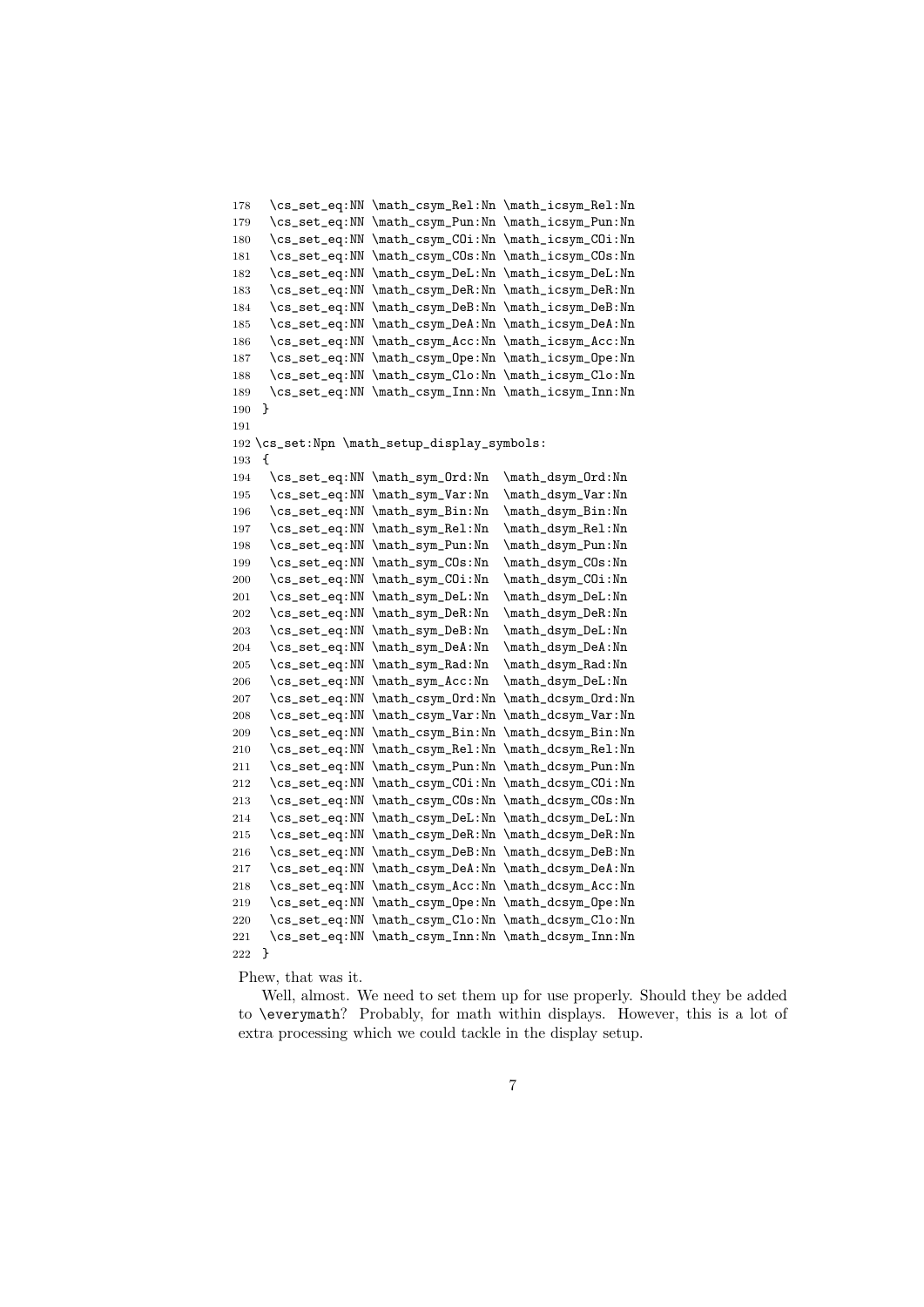```
178   \cs_set_eq:NN \math_csym_Rel:Nn \math_icsym_Rel:Nn
179   \cs_set_eq:NN \math_csym_Pun:Nn \math_icsym_Pun:Nn
180   \cs_set_eq:NN \math_csym_COi:Nn \math_icsym_COi:Nn
181   \cs_set_eq:NN \math_csym_COs:Nn \math_icsym_COs:Nn
182   \cs_set_eq:NN \math_csym_DeL:Nn \math_icsym_DeL:Nn
183   \cs_set_eq:NN \math_csym_DeR:Nn \math_icsym_DeR:Nn
184   \cs_set_eq:NN \math_csym_DeB:Nn \math_icsym_DeB:Nn
185   \cs_set_eq:NN \math_csym_DeA:Nn \math_icsym_DeA:Nn
186   \cs_set_eq:NN \math_csym_Acc:Nn \math_icsym_Acc:Nn
187   \cs_set_eq:NN \math_csym_Ope:Nn \math_icsym_Ope:Nn
188   \cs_set_eq:NN \math_csym_Clo:Nn \math_icsym_Clo:Nn
189   \cs_set_eq:NN \math_csym_Inn:Nn \math_icsym_Inn:Nn
190  }
191
192 \cs_set:Npn \math_setup_display_symbols:
193  {
194   \cs_set_eq:NN \math_sym_Ord:Nn  \math_dsym_Ord:Nn
195   \cs_set_eq:NN \math_sym_Var:Nn  \math_dsym_Var:Nn
196   \cs_set_eq:NN \math_sym_Bin:Nn  \math_dsym_Bin:Nn
197   \cs_set_eq:NN \math_sym_Rel:Nn  \math_dsym_Rel:Nn
198   \cs_set_eq:NN \math_sym_Pun:Nn  \math_dsym_Pun:Nn
199   \cs_set_eq:NN \math_sym_COs:Nn  \math_dsym_COs:Nn
200   \cs_set_eq:NN \math_sym_COi:Nn  \math_dsym_COi:Nn
201   \cs_set_eq:NN \math_sym_DeL:Nn  \math_dsym_DeL:Nn
202   \cs_set_eq:NN \math_sym_DeR:Nn  \math_dsym_DeR:Nn
203   \cs_set_eq:NN \math_sym_DeB:Nn  \math_dsym_DeL:Nn
204   \cs_set_eq:NN \math_sym_DeA:Nn  \math_dsym_DeA:Nn
205   \cs_set_eq:NN \math_sym_Rad:Nn  \math_dsym_Rad:Nn
206   \cs_set_eq:NN \math_sym_Acc:Nn  \math_dsym_DeL:Nn
207   \cs_set_eq:NN \math_csym_Ord:Nn \math_dcsym_Ord:Nn
208   \cs_set_eq:NN \math_csym_Var:Nn \math_dcsym_Var:Nn
209   \cs_set_eq:NN \math_csym_Bin:Nn \math_dcsym_Bin:Nn
210   \cs_set_eq:NN \math_csym_Rel:Nn \math_dcsym_Rel:Nn
211   \cs_set_eq:NN \math_csym_Pun:Nn \math_dcsym_Pun:Nn
212   \cs_set_eq:NN \math_csym_COi:Nn \math_dcsym_COi:Nn
213   \cs_set_eq:NN \math_csym_COs:Nn \math_dcsym_COs:Nn
214   \cs_set_eq:NN \math_csym_DeL:Nn \math_dcsym_DeL:Nn
215   \cs_set_eq:NN \math_csym_DeR:Nn \math_dcsym_DeR:Nn
216   \cs_set_eq:NN \math_csym_DeB:Nn \math_dcsym_DeB:Nn
217   \cs_set_eq:NN \math_csym_DeA:Nn \math_dcsym_DeA:Nn
218   \cs_set_eq:NN \math_csym_Acc:Nn \math_dcsym_Acc:Nn
219   \cs_set_eq:NN \math_csym_Ope:Nn \math_dcsym_Ope:Nn
220   \cs_set_eq:NN \math_csym_Clo:Nn \math_dcsym_Clo:Nn
221   \cs_set_eq:NN \math_csym_Inn:Nn \math_dcsym_Inn:Nn
222  }
```

Phew, that was it.

Well, almost. We need to set them up for use properly. Should they be added to `\everymath`? Probably, for math within displays. However, this is a lot of extra processing which we could tackle in the display setup.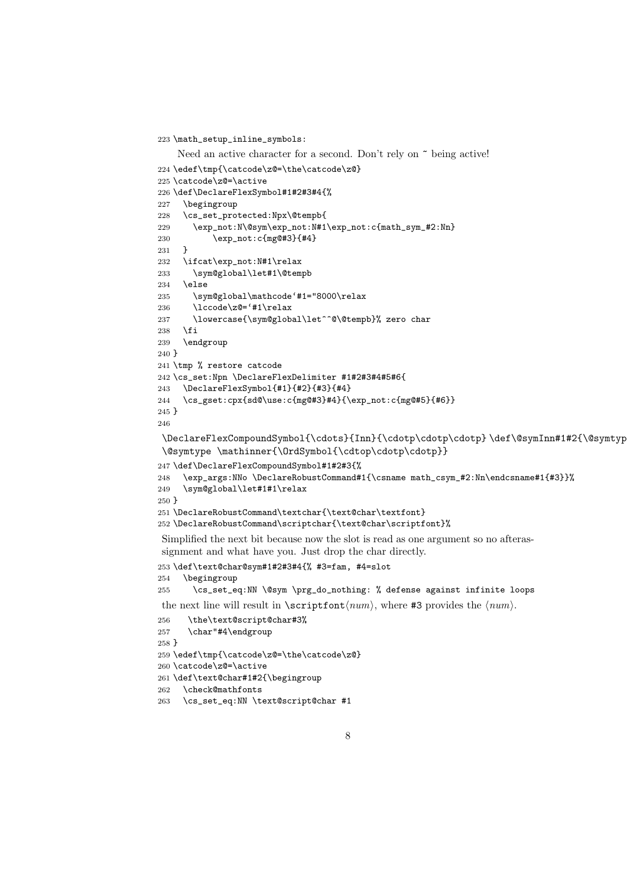```
223 \math_setup_inline_symbols:
```

Need an active character for a second. Don't rely on ~ being active!

```
224 \edef\tmp{\catcode\z@=\the\catcode\z@}
225 \catcode\z@=\active
226 \def\DeclareFlexSymbol#1#2#3#4{%
227   \begingroup
228   \cs_set_protected:Npx\@tempb{
229     \exp_not:N\@sym\exp_not:N#1\exp_not:c{math_sym_#2:Nn}
230         \exp_not:c{mg@#3}{#4}
231   }
232   \ifcat\exp_not:N#1\relax
233     \sym@global\let#1\@tempb
234   \else
235     \sym@global\mathcode`#1="8000\relax
236     \lccode\z@=`#1\relax
237     \lowercase{\sym@global\let^^@\@tempb}% zero char
238   \fi
239   \endgroup
240 }
241 \tmp % restore catcode
242 \cs_set:Npn \DeclareFlexDelimiter #1#2#3#4#5#6{
243   \DeclareFlexSymbol{#1}{#2}{#3}{#4}
244   \cs_gset:cpx{sd@\use:c{mg@#3}#4}{\exp_not:c{mg@#5}{#6}}
245 }
246
```

\DeclareFlexCompoundSymbol{\cdots}{Inn}{\cdotp\cdotp\cdotp} \def\@symInn#1#2{\@symtyp
\@symtype \mathinner{\OrdSymbol{\cdtop\cdotp\cdotp}}

```
247 \def\DeclareFlexCompoundSymbol#1#2#3{%
248   \exp_args:NNo \DeclareRobustCommand#1{\csname math_csym_#2:Nn\endcsname#1{#3}}%
249   \sym@global\let#1#1\relax
250 }
251 \DeclareRobustCommand\textchar{\text@char\textfont}
252 \DeclareRobustCommand\scriptchar{\text@char\scriptfont}%
```

Simplified the next bit because now the slot is read as one argument so no afterassignment and what have you. Just drop the char directly.

```
253 \def\text@char@sym#1#2#3#4{% #3=fam, #4=slot
254   \begingroup
255     \cs_set_eq:NN \@sym \prg_do_nothing: % defense against infinite loops
```

the next line will result in \scriptfont⟨*num*⟩, where #3 provides the ⟨*num*⟩.

```
256     \the\text@script@char#3%
257     \char"#4\endgroup
258 }
259 \edef\tmp{\catcode\z@=\the\catcode\z@}
260 \catcode\z@=\active
261 \def\text@char#1#2{\begingroup
262   \check@mathfonts
263   \cs_set_eq:NN \text@script@char #1
```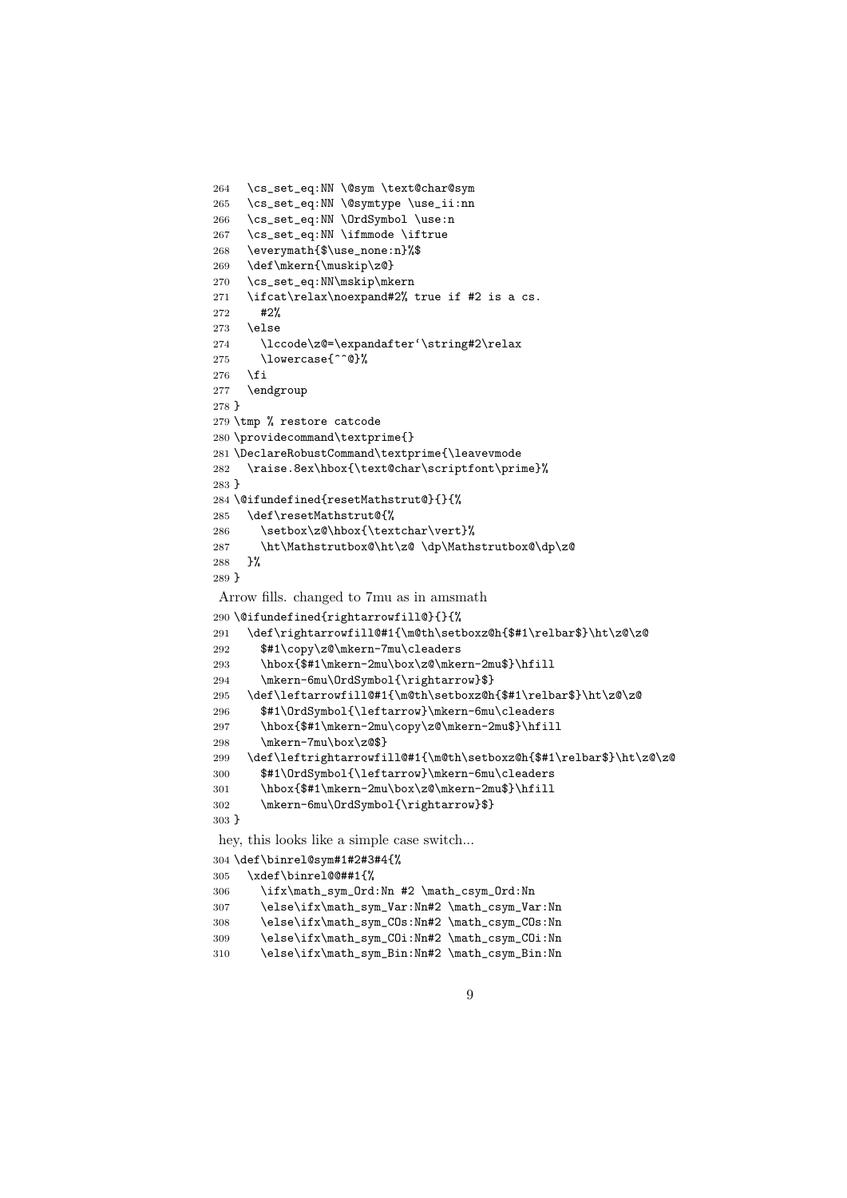```
264   \cs_set_eq:NN \@sym \text@char@sym
265   \cs_set_eq:NN \@symtype \use_ii:nn
266   \cs_set_eq:NN \OrdSymbol \use:n
267   \cs_set_eq:NN \ifmmode \iftrue
268   \everymath{$\use_none:n}%$
269   \def\mkern{\muskip\z@}
270   \cs_set_eq:NN\mskip\mkern
271   \ifcat\relax\noexpand#2% true if #2 is a cs.
272     #2%
273   \else
274     \lccode\z@=\expandafter`\string#2\relax
275     \lowercase{^^@}%
276   \fi
277   \endgroup
278 }
279 \tmp % restore catcode
280 \providecommand\textprime{}
281 \DeclareRobustCommand\textprime{\leavevmode
282   \raise.8ex\hbox{\text@char\scriptfont\prime}%
283 }
284 \@ifundefined{resetMathstrut@}{}{%
285   \def\resetMathstrut@{%
286     \setbox\z@\hbox{\textchar\vert}%
287     \ht\Mathstrutbox@\ht\z@ \dp\Mathstrutbox@\dp\z@
288   }%
289 }
```

Arrow fills. changed to 7mu as in amsmath

```
290 \@ifundefined{rightarrowfill@}{}{%
291   \def\rightarrowfill@#1{\m@th\setboxz@h{$#1\relbar$}\ht\z@\z@
292     $#1\copy\z@\mkern-7mu\cleaders
293     \hbox{$#1\mkern-2mu\box\z@\mkern-2mu$}\hfill
294     \mkern-6mu\OrdSymbol{\rightarrow}$}
295   \def\leftarrowfill@#1{\m@th\setboxz@h{$#1\relbar$}\ht\z@\z@
296     $#1\OrdSymbol{\leftarrow}\mkern-6mu\cleaders
297     \hbox{$#1\mkern-2mu\copy\z@\mkern-2mu$}\hfill
298     \mkern-7mu\box\z@$}
299   \def\leftrightarrowfill@#1{\m@th\setboxz@h{$#1\relbar$}\ht\z@\z@
300     $#1\OrdSymbol{\leftarrow}\mkern-6mu\cleaders
301     \hbox{$#1\mkern-2mu\box\z@\mkern-2mu$}\hfill
302     \mkern-6mu\OrdSymbol{\rightarrow}$}
303 }
```

hey, this looks like a simple case switch...

```
304 \def\binrel@sym#1#2#3#4{%
305   \xdef\binrel@@##1{%
306     \ifx\math_sym_Ord:Nn #2 \math_csym_Ord:Nn
307     \else\ifx\math_sym_Var:Nn#2 \math_csym_Var:Nn
308     \else\ifx\math_sym_COs:Nn#2 \math_csym_COs:Nn
309     \else\ifx\math_sym_COi:Nn#2 \math_csym_COi:Nn
310     \else\ifx\math_sym_Bin:Nn#2 \math_csym_Bin:Nn
```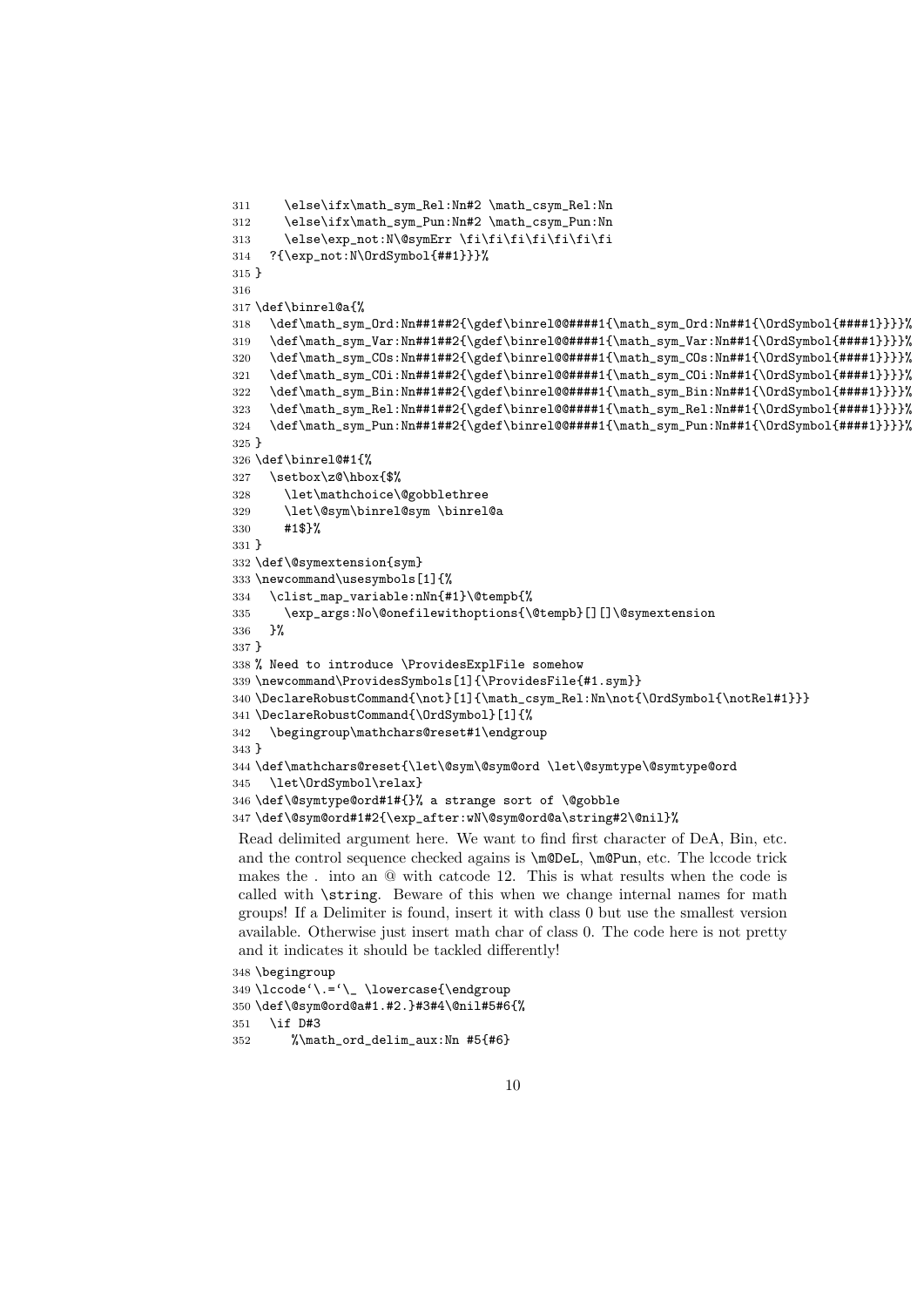```
311     \else\ifx\math_sym_Rel:Nn#2 \math_csym_Rel:Nn
312     \else\ifx\math_sym_Pun:Nn#2 \math_csym_Pun:Nn
313     \else\exp_not:N\@symErr \fi\fi\fi\fi\fi\fi\fi
314   ?{\exp_not:N\OrdSymbol{##1}}}%
315 }
316
317 \def\binrel@a{%
318   \def\math_sym_Ord:Nn##1##2{\gdef\binrel@@####1{\math_sym_Ord:Nn##1{\OrdSymbol{####1}}}}%
319   \def\math_sym_Var:Nn##1##2{\gdef\binrel@@####1{\math_sym_Var:Nn##1{\OrdSymbol{####1}}}}%
320   \def\math_sym_COs:Nn##1##2{\gdef\binrel@@####1{\math_sym_COs:Nn##1{\OrdSymbol{####1}}}}%
321   \def\math_sym_COi:Nn##1##2{\gdef\binrel@@####1{\math_sym_COi:Nn##1{\OrdSymbol{####1}}}}%
322   \def\math_sym_Bin:Nn##1##2{\gdef\binrel@@####1{\math_sym_Bin:Nn##1{\OrdSymbol{####1}}}}%
323   \def\math_sym_Rel:Nn##1##2{\gdef\binrel@@####1{\math_sym_Rel:Nn##1{\OrdSymbol{####1}}}}%
324   \def\math_sym_Pun:Nn##1##2{\gdef\binrel@@####1{\math_sym_Pun:Nn##1{\OrdSymbol{####1}}}}%
325 }
326 \def\binrel@#1{%
327   \setbox\z@\hbox{$%
328     \let\mathchoice\@gobblethree
329     \let\@sym\binrel@sym \binrel@a
330     #1$}%
331 }
332 \def\@symextension{sym}
333 \newcommand\usesymbols[1]{%
334   \clist_map_variable:nNn{#1}\@tempb{%
335     \exp_args:No\@onefilewithoptions{\@tempb}[][]\@symextension
336   }%
337 }
338 % Need to introduce \ProvidesExplFile somehow
339 \newcommand\ProvidesSymbols[1]{\ProvidesFile{#1.sym}}
340 \DeclareRobustCommand{\not}[1]{\math_csym_Rel:Nn\not{\OrdSymbol{\notRel#1}}}
341 \DeclareRobustCommand{\OrdSymbol}[1]{%
342   \begingroup\mathchars@reset#1\endgroup
343 }
344 \def\mathchars@reset{\let\@sym\@sym@ord \let\@symtype\@symtype@ord
345   \let\OrdSymbol\relax}
346 \def\@symtype@ord#1#{}% a strange sort of \@gobble
347 \def\@sym@ord#1#2{\exp_after:wN\@sym@ord@a\string#2\@nil}%
```

Read delimited argument here. We want to find first character of DeA, Bin, etc. and the control sequence checked agains is `\m@DeL`, `\m@Pun`, etc. The lccode trick makes the . into an @ with catcode 12. This is what results when the code is called with `\string`. Beware of this when we change internal names for math groups! If a Delimiter is found, insert it with class 0 but use the smallest version available. Otherwise just insert math char of class 0. The code here is not pretty and it indicates it should be tackled differently!

```
348 \begingroup
349 \lccode`\.=`\_ \lowercase{\endgroup
350 \def\@sym@ord@a#1.#2.}#3#4\@nil#5#6{%
351   \if D#3
352      %\math_ord_delim_aux:Nn #5{#6}
```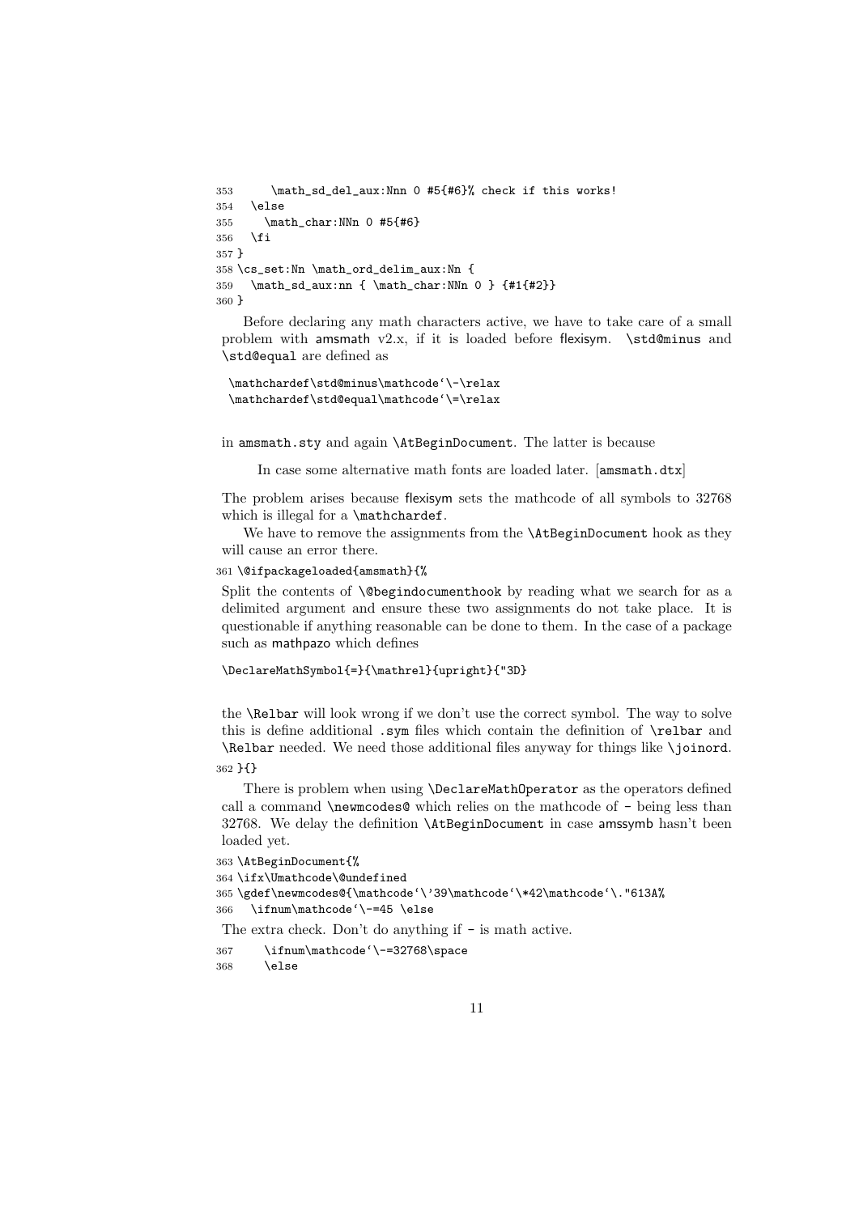```
353     \math_sd_del_aux:Nnn 0 #5{#6}% check if this works!
354   \else
355     \math_char:NNn 0 #5{#6}
356   \fi
357 }
358 \cs_set:Nn \math_ord_delim_aux:Nn {
359   \math_sd_aux:nn { \math_char:NNn 0 } {#1{#2}}
360 }
```

Before declaring any math characters active, we have to take care of a small problem with amsmath v2.x, if it is loaded before flexisym. `\std@minus` and `\std@equal` are defined as

```
\mathchardef\std@minus\mathcode`\-\relax
\mathchardef\std@equal\mathcode`\=\relax
```

in `amsmath.sty` and again `\AtBeginDocument`. The latter is because

> In case some alternative math fonts are loaded later. [`amsmath.dtx`]

The problem arises because flexisym sets the mathcode of all symbols to 32768 which is illegal for a `\mathchardef`.

We have to remove the assignments from the `\AtBeginDocument` hook as they will cause an error there.

```
361 \@ifpackageloaded{amsmath}{%
```

Split the contents of `\@begindocumenthook` by reading what we search for as a delimited argument and ensure these two assignments do not take place. It is questionable if anything reasonable can be done to them. In the case of a package such as mathpazo which defines

```
\DeclareMathSymbol{=}{\mathrel}{upright}{"3D}
```

the `\Relbar` will look wrong if we don't use the correct symbol. The way to solve this is define additional `.sym` files which contain the definition of `\relbar` and `\Relbar` needed. We need those additional files anyway for things like `\joinord`.

```
362 }{}
```

There is problem when using `\DeclareMathOperator` as the operators defined call a command `\newmcodes@` which relies on the mathcode of `-` being less than 32768. We delay the definition `\AtBeginDocument` in case amssymb hasn't been loaded yet.

```
363 \AtBeginDocument{%
364 \ifx\Umathcode\@undefined
365 \gdef\newmcodes@{\mathcode`\'39\mathcode`\*42\mathcode`\."613A%
366   \ifnum\mathcode`\-=45 \else
```

The extra check. Don't do anything if `-` is math active.

```
367     \ifnum\mathcode`\-=32768\space
368     \else
```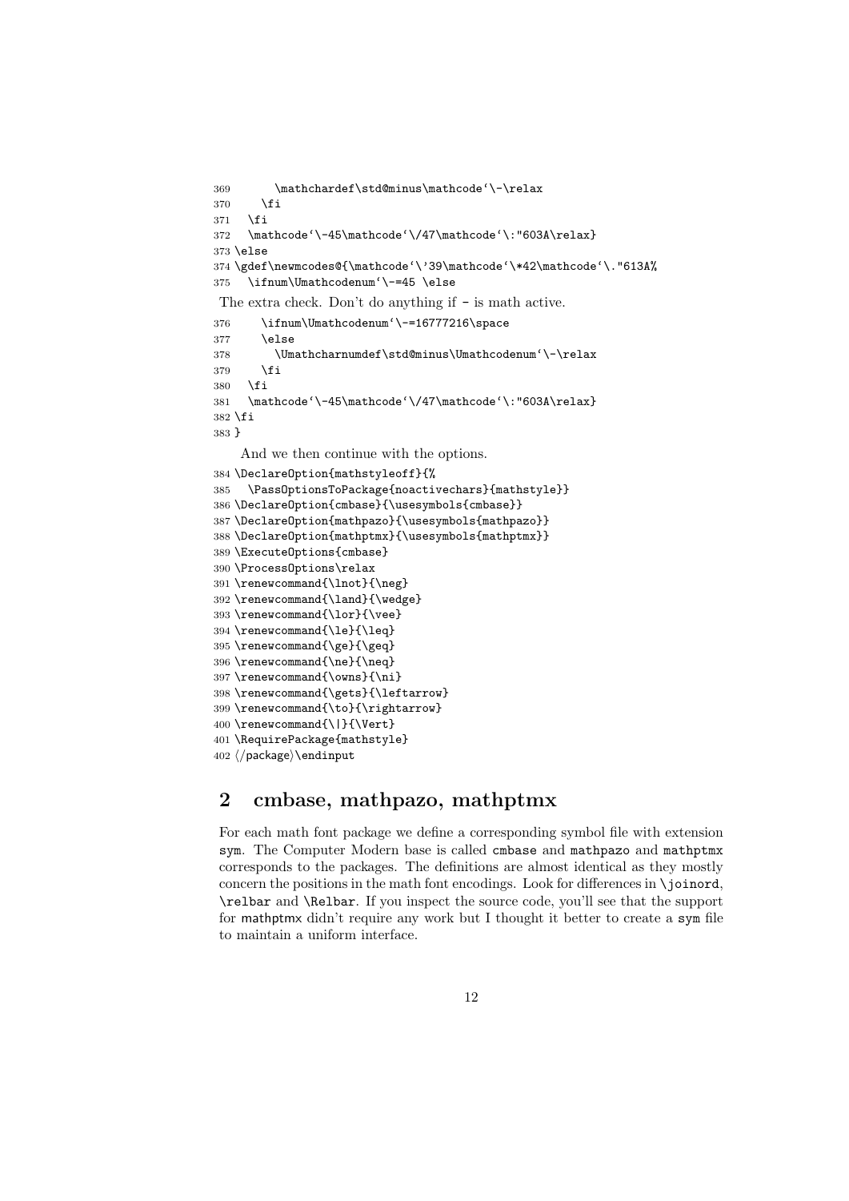```
369       \mathchardef\std@minus\mathcode`\-\relax
370     \fi
371   \fi
372   \mathcode`\-45\mathcode`\/47\mathcode`\:"603A\relax}
373 \else
374 \gdef\newmcodes@{\mathcode`\'39\mathcode`\*42\mathcode`\."613A%
375   \ifnum\Umathcodenum`\-=45 \else
```

The extra check. Don't do anything if - is math active.

```
376     \ifnum\Umathcodenum`\-=16777216\space
377     \else
378       \Umathcharnumdef\std@minus\Umathcodenum`\-\relax
379     \fi
380   \fi
381   \mathcode`\-45\mathcode`\/47\mathcode`\:"603A\relax}
382 \fi
383 }
```

And we then continue with the options.

```
384 \DeclareOption{mathstyleoff}{%
385   \PassOptionsToPackage{noactivechars}{mathstyle}}
386 \DeclareOption{cmbase}{\usesymbols{cmbase}}
387 \DeclareOption{mathpazo}{\usesymbols{mathpazo}}
388 \DeclareOption{mathptmx}{\usesymbols{mathptmx}}
389 \ExecuteOptions{cmbase}
390 \ProcessOptions\relax
391 \renewcommand{\lnot}{\neg}
392 \renewcommand{\land}{\wedge}
393 \renewcommand{\lor}{\vee}
394 \renewcommand{\le}{\leq}
395 \renewcommand{\ge}{\geq}
396 \renewcommand{\ne}{\neq}
397 \renewcommand{\owns}{\ni}
398 \renewcommand{\gets}{\leftarrow}
399 \renewcommand{\to}{\rightarrow}
400 \renewcommand{\|}{\Vert}
401 \RequirePackage{mathstyle}
402 </package>\endinput
```

## 2 cmbase, mathpazo, mathptmx

For each math font package we define a corresponding symbol file with extension sym. The Computer Modern base is called cmbase and mathpazo and mathptmx corresponds to the packages. The definitions are almost identical as they mostly concern the positions in the math font encodings. Look for differences in `\joinord`, `\relbar` and `\Relbar`. If you inspect the source code, you'll see that the support for mathptmx didn't require any work but I thought it better to create a sym file to maintain a uniform interface.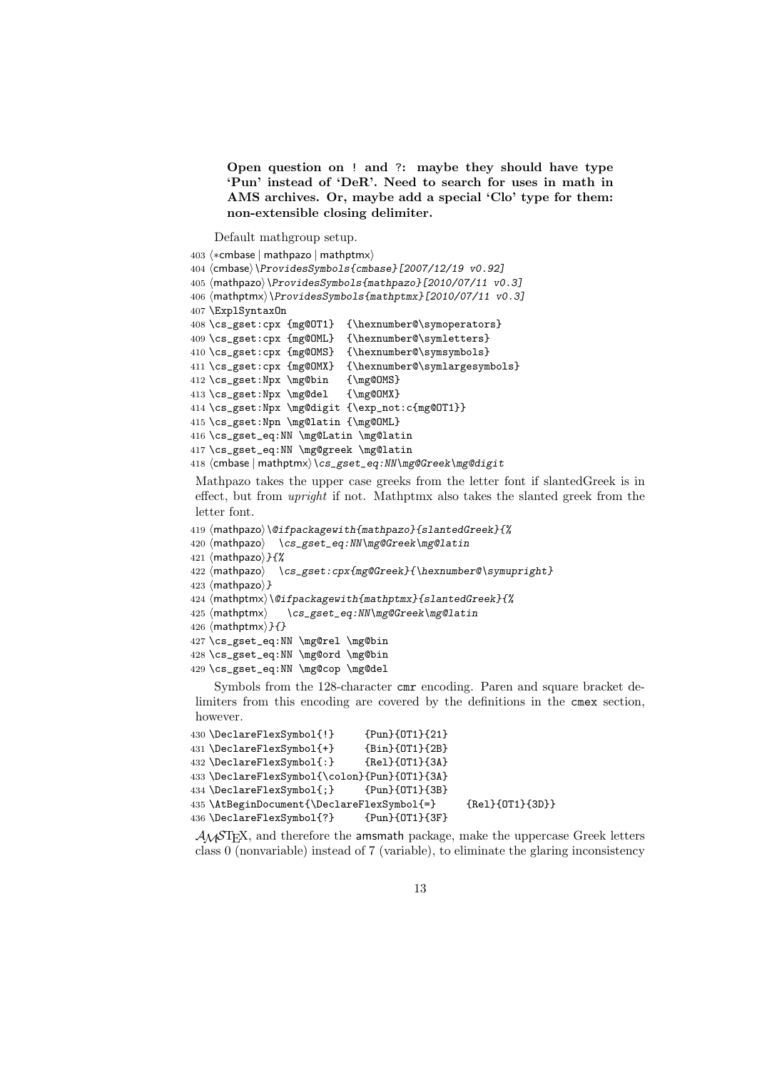**Open question on ! and ?: maybe they should have type 'Pun' instead of 'DeR'. Need to search for uses in math in AMS archives. Or, maybe add a special 'Clo' type for them: non-extensible closing delimiter.**

Default mathgroup setup.

```
403 ⟨*cmbase | mathpazo | mathptmx⟩
404 ⟨cmbase⟩\ProvidesSymbols{cmbase}[2007/12/19 v0.92]
405 ⟨mathpazo⟩\ProvidesSymbols{mathpazo}[2010/07/11 v0.3]
406 ⟨mathptmx⟩\ProvidesSymbols{mathptmx}[2010/07/11 v0.3]
407 \ExplSyntaxOn
408 \cs_gset:cpx {mg@OT1}  {\hexnumber@\symoperators}
409 \cs_gset:cpx {mg@OML}  {\hexnumber@\symletters}
410 \cs_gset:cpx {mg@OMS}  {\hexnumber@\symsymbols}
411 \cs_gset:cpx {mg@OMX}  {\hexnumber@\symlargesymbols}
412 \cs_gset:Npx \mg@bin   {\mg@OMS}
413 \cs_gset:Npx \mg@del   {\mg@OMX}
414 \cs_gset:Npx \mg@digit {\exp_not:c{mg@OT1}}
415 \cs_gset:Npn \mg@latin {\mg@OML}
416 \cs_gset_eq:NN \mg@Latin \mg@latin
417 \cs_gset_eq:NN \mg@greek \mg@latin
418 ⟨cmbase | mathptmx⟩\cs_gset_eq:NN\mg@Greek\mg@digit
```

Mathpazo takes the upper case greeks from the letter font if slantedGreek is in effect, but from *upright* if not. Mathptmx also takes the slanted greek from the letter font.

```
419 ⟨mathpazo⟩\@ifpackagewith{mathpazo}{slantedGreek}{%
420 ⟨mathpazo⟩   \cs_gset_eq:NN\mg@Greek\mg@latin
421 ⟨mathpazo⟩}{%
422 ⟨mathpazo⟩   \cs_gset:cpx{mg@Greek}{\hexnumber@\symupright}
423 ⟨mathpazo⟩}
424 ⟨mathptmx⟩\@ifpackagewith{mathptmx}{slantedGreek}{%
425 ⟨mathptmx⟩   \cs_gset_eq:NN\mg@Greek\mg@latin
426 ⟨mathptmx⟩}{}
427 \cs_gset_eq:NN \mg@rel \mg@bin
428 \cs_gset_eq:NN \mg@ord \mg@bin
429 \cs_gset_eq:NN \mg@cop \mg@del
```

Symbols from the 128-character cmr encoding. Paren and square bracket delimiters from this encoding are covered by the definitions in the cmex section, however.

```
430 \DeclareFlexSymbol{!}      {Pun}{OT1}{21}
431 \DeclareFlexSymbol{+}      {Bin}{OT1}{2B}
432 \DeclareFlexSymbol{:}      {Rel}{OT1}{3A}
433 \DeclareFlexSymbol{\colon}{Pun}{OT1}{3A}
434 \DeclareFlexSymbol{;}      {Pun}{OT1}{3B}
435 \AtBeginDocument{\DeclareFlexSymbol{=}     {Rel}{OT1}{3D}}
436 \DeclareFlexSymbol{?}      {Pun}{OT1}{3F}
```

AMS-TeX, and therefore the amsmath package, make the uppercase Greek letters class 0 (nonvariable) instead of 7 (variable), to eliminate the glaring inconsistency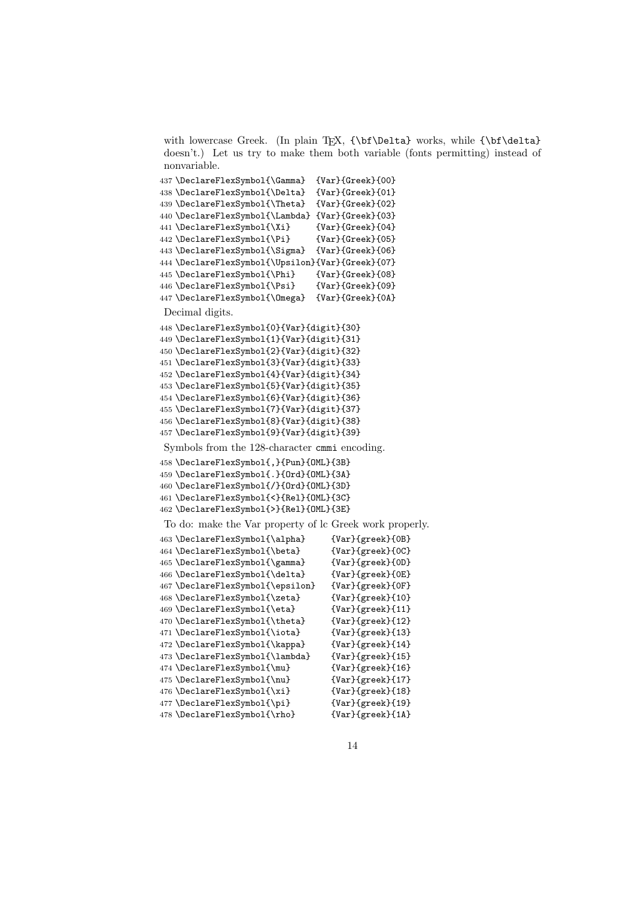with lowercase Greek. (In plain TeX, `{\bf\Delta}` works, while `{\bf\delta}` doesn't.) Let us try to make them both variable (fonts permitting) instead of nonvariable.

```
437 \DeclareFlexSymbol{\Gamma}  {Var}{Greek}{00}
438 \DeclareFlexSymbol{\Delta}  {Var}{Greek}{01}
439 \DeclareFlexSymbol{\Theta}  {Var}{Greek}{02}
440 \DeclareFlexSymbol{\Lambda} {Var}{Greek}{03}
441 \DeclareFlexSymbol{\Xi}     {Var}{Greek}{04}
442 \DeclareFlexSymbol{\Pi}     {Var}{Greek}{05}
443 \DeclareFlexSymbol{\Sigma}  {Var}{Greek}{06}
444 \DeclareFlexSymbol{\Upsilon}{Var}{Greek}{07}
445 \DeclareFlexSymbol{\Phi}    {Var}{Greek}{08}
446 \DeclareFlexSymbol{\Psi}    {Var}{Greek}{09}
447 \DeclareFlexSymbol{\Omega}  {Var}{Greek}{0A}
```

Decimal digits.

```
448 \DeclareFlexSymbol{0}{Var}{digit}{30}
449 \DeclareFlexSymbol{1}{Var}{digit}{31}
450 \DeclareFlexSymbol{2}{Var}{digit}{32}
451 \DeclareFlexSymbol{3}{Var}{digit}{33}
452 \DeclareFlexSymbol{4}{Var}{digit}{34}
453 \DeclareFlexSymbol{5}{Var}{digit}{35}
454 \DeclareFlexSymbol{6}{Var}{digit}{36}
455 \DeclareFlexSymbol{7}{Var}{digit}{37}
456 \DeclareFlexSymbol{8}{Var}{digit}{38}
457 \DeclareFlexSymbol{9}{Var}{digit}{39}
```

Symbols from the 128-character `cmmi` encoding.

```
458 \DeclareFlexSymbol{,}{Pun}{OML}{3B}
459 \DeclareFlexSymbol{.}{Ord}{OML}{3A}
460 \DeclareFlexSymbol{/}{Ord}{OML}{3D}
461 \DeclareFlexSymbol{<}{Rel}{OML}{3C}
462 \DeclareFlexSymbol{>}{Rel}{OML}{3E}
```

To do: make the Var property of lc Greek work properly.

```
463 \DeclareFlexSymbol{\alpha}      {Var}{greek}{0B}
464 \DeclareFlexSymbol{\beta}       {Var}{greek}{0C}
465 \DeclareFlexSymbol{\gamma}      {Var}{greek}{0D}
466 \DeclareFlexSymbol{\delta}      {Var}{greek}{0E}
467 \DeclareFlexSymbol{\epsilon}    {Var}{greek}{0F}
468 \DeclareFlexSymbol{\zeta}       {Var}{greek}{10}
469 \DeclareFlexSymbol{\eta}        {Var}{greek}{11}
470 \DeclareFlexSymbol{\theta}      {Var}{greek}{12}
471 \DeclareFlexSymbol{\iota}       {Var}{greek}{13}
472 \DeclareFlexSymbol{\kappa}      {Var}{greek}{14}
473 \DeclareFlexSymbol{\lambda}     {Var}{greek}{15}
474 \DeclareFlexSymbol{\mu}         {Var}{greek}{16}
475 \DeclareFlexSymbol{\nu}         {Var}{greek}{17}
476 \DeclareFlexSymbol{\xi}         {Var}{greek}{18}
477 \DeclareFlexSymbol{\pi}         {Var}{greek}{19}
478 \DeclareFlexSymbol{\rho}        {Var}{greek}{1A}
```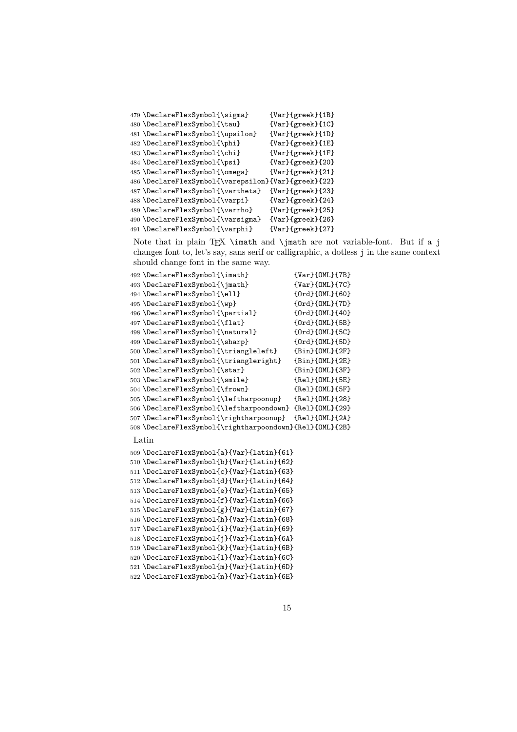```
479 \DeclareFlexSymbol{\sigma}     {Var}{greek}{1B}
480 \DeclareFlexSymbol{\tau}       {Var}{greek}{1C}
481 \DeclareFlexSymbol{\upsilon}   {Var}{greek}{1D}
482 \DeclareFlexSymbol{\phi}       {Var}{greek}{1E}
483 \DeclareFlexSymbol{\chi}       {Var}{greek}{1F}
484 \DeclareFlexSymbol{\psi}       {Var}{greek}{20}
485 \DeclareFlexSymbol{\omega}     {Var}{greek}{21}
486 \DeclareFlexSymbol{\varepsilon}{Var}{greek}{22}
487 \DeclareFlexSymbol{\vartheta}  {Var}{greek}{23}
488 \DeclareFlexSymbol{\varpi}     {Var}{greek}{24}
489 \DeclareFlexSymbol{\varrho}    {Var}{greek}{25}
490 \DeclareFlexSymbol{\varsigma}  {Var}{greek}{26}
491 \DeclareFlexSymbol{\varphi}    {Var}{greek}{27}
```

Note that in plain TEX `\imath` and `\jmath` are not variable-font. But if a `j` changes font to, let's say, sans serif or calligraphic, a dotless `j` in the same context should change font in the same way.

```
492 \DeclareFlexSymbol{\imath}           {Var}{OML}{7B}
493 \DeclareFlexSymbol{\jmath}           {Var}{OML}{7C}
494 \DeclareFlexSymbol{\ell}             {Ord}{OML}{60}
495 \DeclareFlexSymbol{\wp}              {Ord}{OML}{7D}
496 \DeclareFlexSymbol{\partial}         {Ord}{OML}{40}
497 \DeclareFlexSymbol{\flat}            {Ord}{OML}{5B}
498 \DeclareFlexSymbol{\natural}         {Ord}{OML}{5C}
499 \DeclareFlexSymbol{\sharp}           {Ord}{OML}{5D}
500 \DeclareFlexSymbol{\triangleleft}    {Bin}{OML}{2F}
501 \DeclareFlexSymbol{\triangleright}   {Bin}{OML}{2E}
502 \DeclareFlexSymbol{\star}            {Bin}{OML}{3F}
503 \DeclareFlexSymbol{\smile}           {Rel}{OML}{5E}
504 \DeclareFlexSymbol{\frown}           {Rel}{OML}{5F}
505 \DeclareFlexSymbol{\leftharpoonup}   {Rel}{OML}{28}
506 \DeclareFlexSymbol{\leftharpoondown} {Rel}{OML}{29}
507 \DeclareFlexSymbol{\rightharpoonup}  {Rel}{OML}{2A}
508 \DeclareFlexSymbol{\rightharpoondown}{Rel}{OML}{2B}
```

Latin

```
509 \DeclareFlexSymbol{a}{Var}{latin}{61}
510 \DeclareFlexSymbol{b}{Var}{latin}{62}
511 \DeclareFlexSymbol{c}{Var}{latin}{63}
512 \DeclareFlexSymbol{d}{Var}{latin}{64}
513 \DeclareFlexSymbol{e}{Var}{latin}{65}
514 \DeclareFlexSymbol{f}{Var}{latin}{66}
515 \DeclareFlexSymbol{g}{Var}{latin}{67}
516 \DeclareFlexSymbol{h}{Var}{latin}{68}
517 \DeclareFlexSymbol{i}{Var}{latin}{69}
518 \DeclareFlexSymbol{j}{Var}{latin}{6A}
519 \DeclareFlexSymbol{k}{Var}{latin}{6B}
520 \DeclareFlexSymbol{l}{Var}{latin}{6C}
521 \DeclareFlexSymbol{m}{Var}{latin}{6D}
522 \DeclareFlexSymbol{n}{Var}{latin}{6E}
```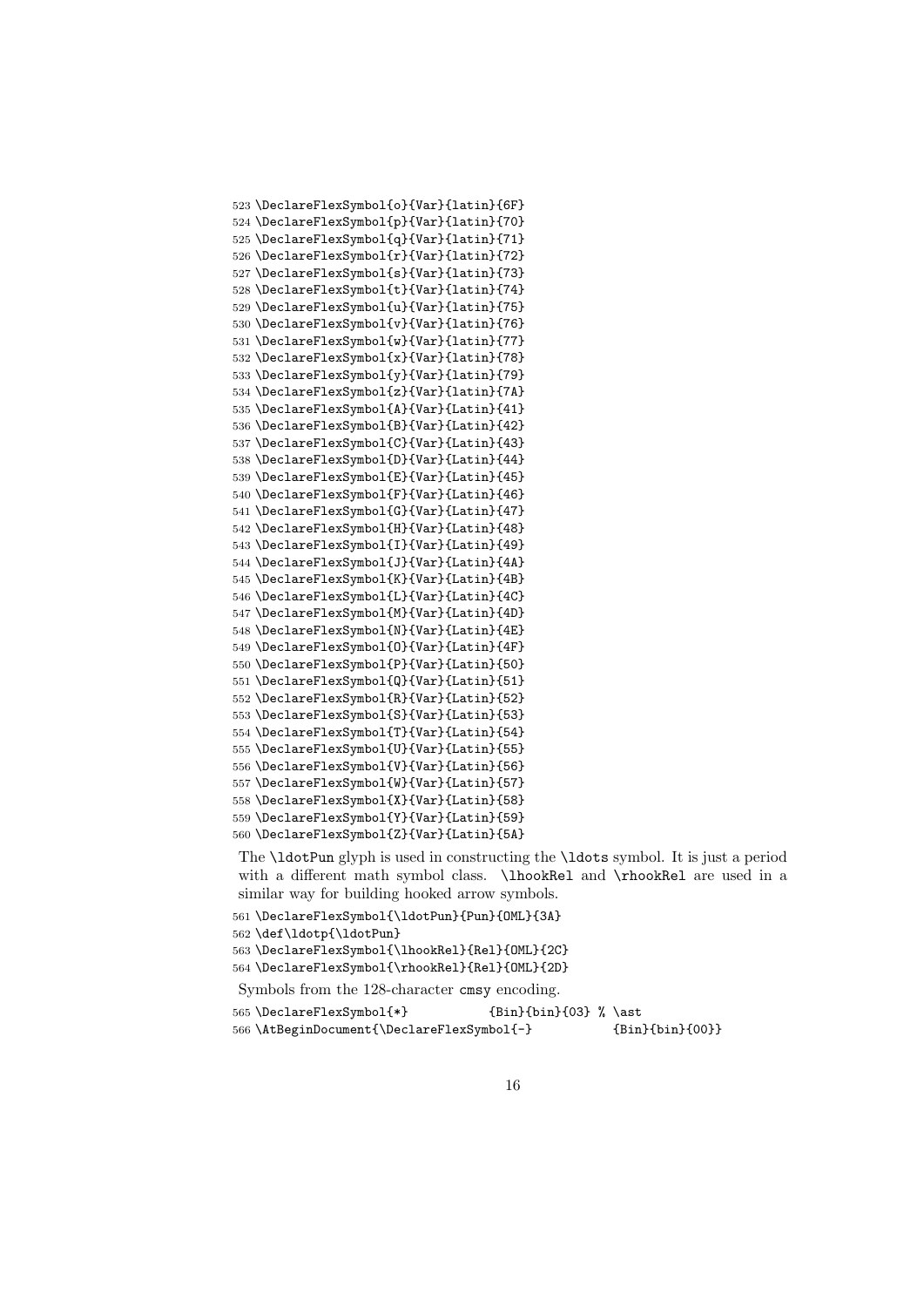```
523 \DeclareFlexSymbol{o}{Var}{latin}{6F}
524 \DeclareFlexSymbol{p}{Var}{latin}{70}
525 \DeclareFlexSymbol{q}{Var}{latin}{71}
526 \DeclareFlexSymbol{r}{Var}{latin}{72}
527 \DeclareFlexSymbol{s}{Var}{latin}{73}
528 \DeclareFlexSymbol{t}{Var}{latin}{74}
529 \DeclareFlexSymbol{u}{Var}{latin}{75}
530 \DeclareFlexSymbol{v}{Var}{latin}{76}
531 \DeclareFlexSymbol{w}{Var}{latin}{77}
532 \DeclareFlexSymbol{x}{Var}{latin}{78}
533 \DeclareFlexSymbol{y}{Var}{latin}{79}
534 \DeclareFlexSymbol{z}{Var}{latin}{7A}
535 \DeclareFlexSymbol{A}{Var}{Latin}{41}
536 \DeclareFlexSymbol{B}{Var}{Latin}{42}
537 \DeclareFlexSymbol{C}{Var}{Latin}{43}
538 \DeclareFlexSymbol{D}{Var}{Latin}{44}
539 \DeclareFlexSymbol{E}{Var}{Latin}{45}
540 \DeclareFlexSymbol{F}{Var}{Latin}{46}
541 \DeclareFlexSymbol{G}{Var}{Latin}{47}
542 \DeclareFlexSymbol{H}{Var}{Latin}{48}
543 \DeclareFlexSymbol{I}{Var}{Latin}{49}
544 \DeclareFlexSymbol{J}{Var}{Latin}{4A}
545 \DeclareFlexSymbol{K}{Var}{Latin}{4B}
546 \DeclareFlexSymbol{L}{Var}{Latin}{4C}
547 \DeclareFlexSymbol{M}{Var}{Latin}{4D}
548 \DeclareFlexSymbol{N}{Var}{Latin}{4E}
549 \DeclareFlexSymbol{O}{Var}{Latin}{4F}
550 \DeclareFlexSymbol{P}{Var}{Latin}{50}
551 \DeclareFlexSymbol{Q}{Var}{Latin}{51}
552 \DeclareFlexSymbol{R}{Var}{Latin}{52}
553 \DeclareFlexSymbol{S}{Var}{Latin}{53}
554 \DeclareFlexSymbol{T}{Var}{Latin}{54}
555 \DeclareFlexSymbol{U}{Var}{Latin}{55}
556 \DeclareFlexSymbol{V}{Var}{Latin}{56}
557 \DeclareFlexSymbol{W}{Var}{Latin}{57}
558 \DeclareFlexSymbol{X}{Var}{Latin}{58}
559 \DeclareFlexSymbol{Y}{Var}{Latin}{59}
560 \DeclareFlexSymbol{Z}{Var}{Latin}{5A}
```

The `\ldotPun` glyph is used in constructing the `\ldots` symbol. It is just a period with a different math symbol class. `\lhookRel` and `\rhookRel` are used in a similar way for building hooked arrow symbols.

```
561 \DeclareFlexSymbol{\ldotPun}{Pun}{OML}{3A}
562 \def\ldotp{\ldotPun}
563 \DeclareFlexSymbol{\lhookRel}{Rel}{OML}{2C}
564 \DeclareFlexSymbol{\rhookRel}{Rel}{OML}{2D}
```

Symbols from the 128-character `cmsy` encoding.

```
565 \DeclareFlexSymbol{*}           {Bin}{bin}{03} % \ast
566 \AtBeginDocument{\DeclareFlexSymbol{-}           {Bin}{bin}{00}}
```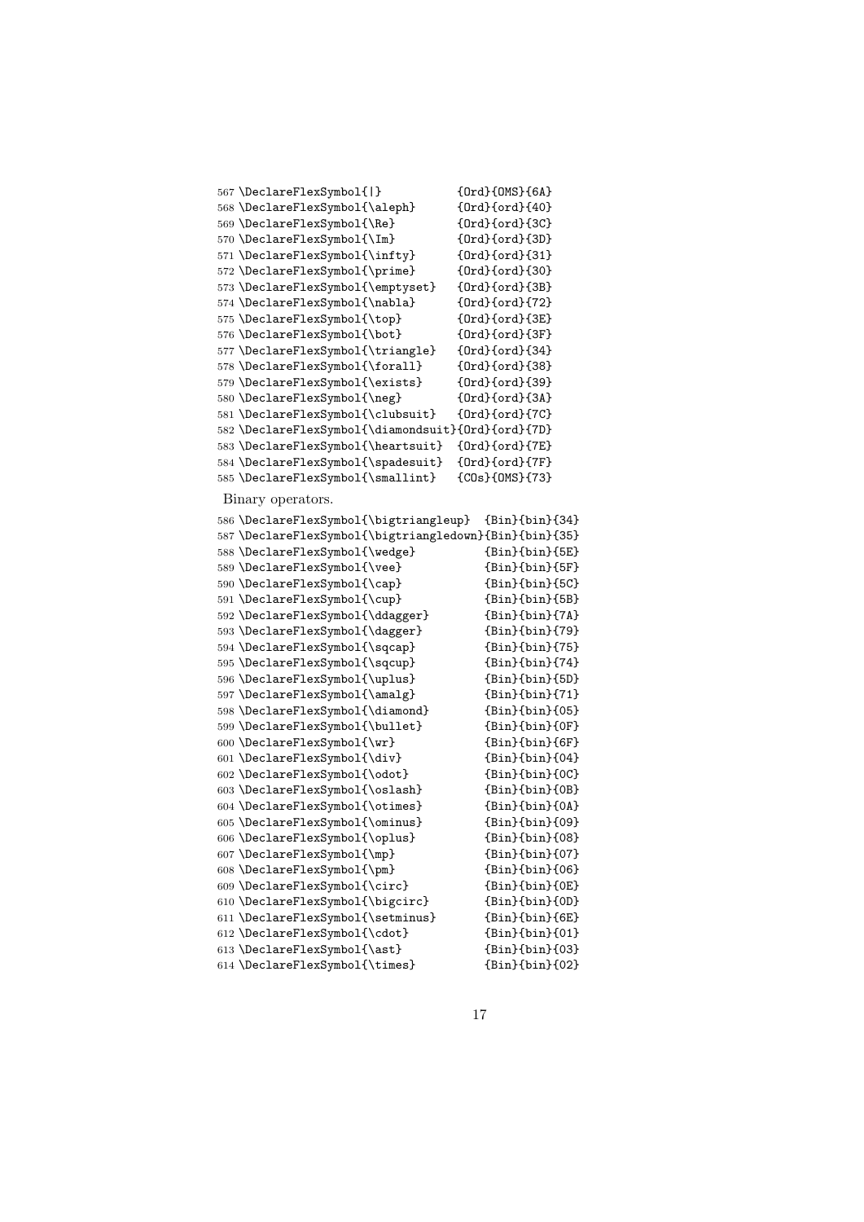```
567 \DeclareFlexSymbol{|}           {Ord}{OMS}{6A}
568 \DeclareFlexSymbol{\aleph}      {Ord}{ord}{40}
569 \DeclareFlexSymbol{\Re}         {Ord}{ord}{3C}
570 \DeclareFlexSymbol{\Im}         {Ord}{ord}{3D}
571 \DeclareFlexSymbol{\infty}      {Ord}{ord}{31}
572 \DeclareFlexSymbol{\prime}      {Ord}{ord}{30}
573 \DeclareFlexSymbol{\emptyset}   {Ord}{ord}{3B}
574 \DeclareFlexSymbol{\nabla}      {Ord}{ord}{72}
575 \DeclareFlexSymbol{\top}        {Ord}{ord}{3E}
576 \DeclareFlexSymbol{\bot}        {Ord}{ord}{3F}
577 \DeclareFlexSymbol{\triangle}   {Ord}{ord}{34}
578 \DeclareFlexSymbol{\forall}     {Ord}{ord}{38}
579 \DeclareFlexSymbol{\exists}     {Ord}{ord}{39}
580 \DeclareFlexSymbol{\neg}        {Ord}{ord}{3A}
581 \DeclareFlexSymbol{\clubsuit}   {Ord}{ord}{7C}
582 \DeclareFlexSymbol{\diamondsuit}{Ord}{ord}{7D}
583 \DeclareFlexSymbol{\heartsuit}  {Ord}{ord}{7E}
584 \DeclareFlexSymbol{\spadesuit}  {Ord}{ord}{7F}
585 \DeclareFlexSymbol{\smallint}   {COs}{OMS}{73}
```

Binary operators.

```
586 \DeclareFlexSymbol{\bigtriangleup}  {Bin}{bin}{34}
587 \DeclareFlexSymbol{\bigtriangledown}{Bin}{bin}{35}
588 \DeclareFlexSymbol{\wedge}          {Bin}{bin}{5E}
589 \DeclareFlexSymbol{\vee}            {Bin}{bin}{5F}
590 \DeclareFlexSymbol{\cap}            {Bin}{bin}{5C}
591 \DeclareFlexSymbol{\cup}            {Bin}{bin}{5B}
592 \DeclareFlexSymbol{\ddagger}        {Bin}{bin}{7A}
593 \DeclareFlexSymbol{\dagger}         {Bin}{bin}{79}
594 \DeclareFlexSymbol{\sqcap}          {Bin}{bin}{75}
595 \DeclareFlexSymbol{\sqcup}          {Bin}{bin}{74}
596 \DeclareFlexSymbol{\uplus}          {Bin}{bin}{5D}
597 \DeclareFlexSymbol{\amalg}          {Bin}{bin}{71}
598 \DeclareFlexSymbol{\diamond}        {Bin}{bin}{05}
599 \DeclareFlexSymbol{\bullet}         {Bin}{bin}{0F}
600 \DeclareFlexSymbol{\wr}             {Bin}{bin}{6F}
601 \DeclareFlexSymbol{\div}            {Bin}{bin}{04}
602 \DeclareFlexSymbol{\odot}           {Bin}{bin}{0C}
603 \DeclareFlexSymbol{\oslash}         {Bin}{bin}{0B}
604 \DeclareFlexSymbol{\otimes}         {Bin}{bin}{0A}
605 \DeclareFlexSymbol{\ominus}         {Bin}{bin}{09}
606 \DeclareFlexSymbol{\oplus}          {Bin}{bin}{08}
607 \DeclareFlexSymbol{\mp}             {Bin}{bin}{07}
608 \DeclareFlexSymbol{\pm}             {Bin}{bin}{06}
609 \DeclareFlexSymbol{\circ}           {Bin}{bin}{0E}
610 \DeclareFlexSymbol{\bigcirc}        {Bin}{bin}{0D}
611 \DeclareFlexSymbol{\setminus}       {Bin}{bin}{6E}
612 \DeclareFlexSymbol{\cdot}           {Bin}{bin}{01}
613 \DeclareFlexSymbol{\ast}            {Bin}{bin}{03}
614 \DeclareFlexSymbol{\times}          {Bin}{bin}{02}
```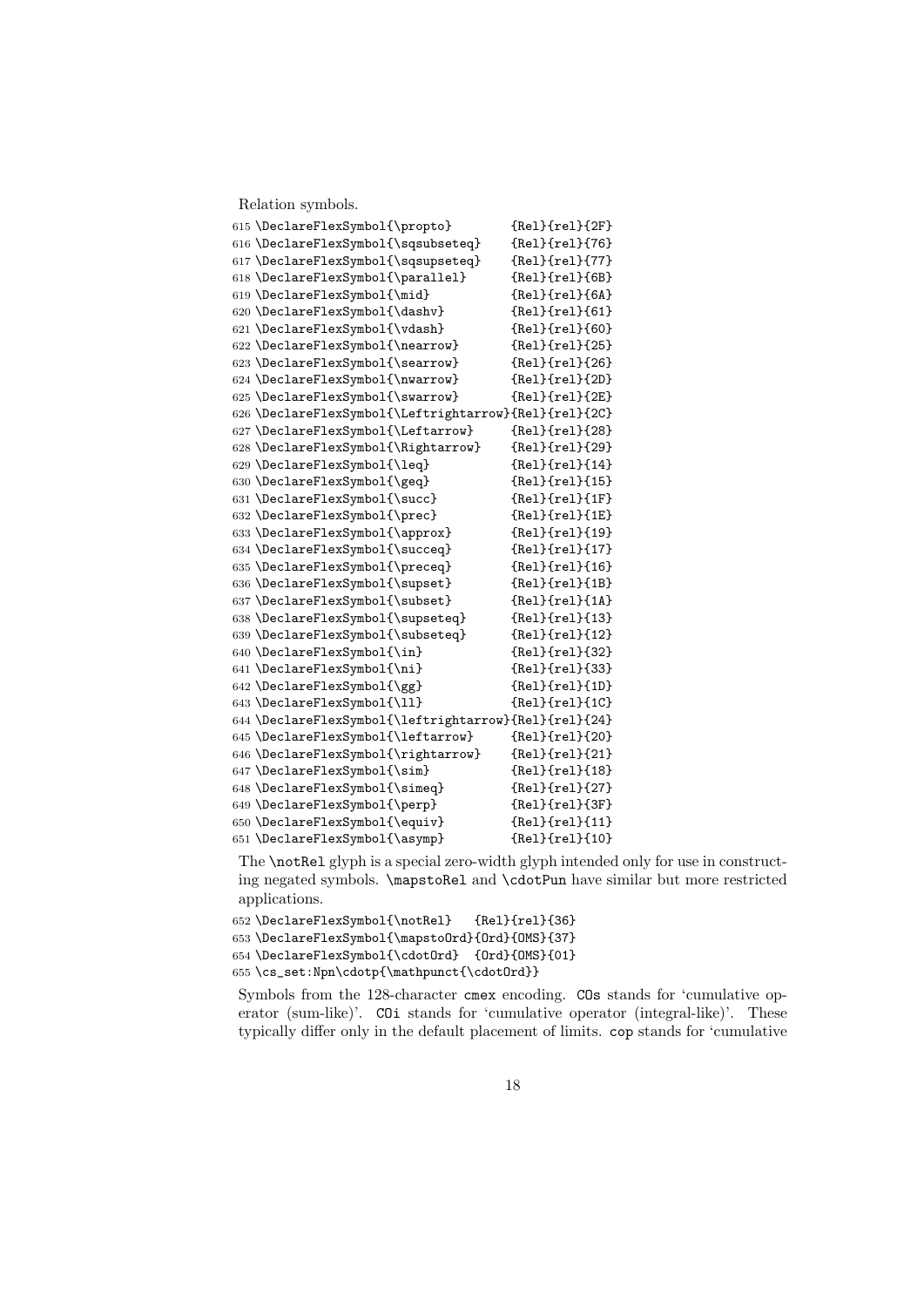Relation symbols.

```
615 \DeclareFlexSymbol{\propto}        {Rel}{rel}{2F}
616 \DeclareFlexSymbol{\sqsubseteq}    {Rel}{rel}{76}
617 \DeclareFlexSymbol{\sqsupseteq}    {Rel}{rel}{77}
618 \DeclareFlexSymbol{\parallel}      {Rel}{rel}{6B}
619 \DeclareFlexSymbol{\mid}           {Rel}{rel}{6A}
620 \DeclareFlexSymbol{\dashv}         {Rel}{rel}{61}
621 \DeclareFlexSymbol{\vdash}         {Rel}{rel}{60}
622 \DeclareFlexSymbol{\nearrow}       {Rel}{rel}{25}
623 \DeclareFlexSymbol{\searrow}       {Rel}{rel}{26}
624 \DeclareFlexSymbol{\nwarrow}       {Rel}{rel}{2D}
625 \DeclareFlexSymbol{\swarrow}       {Rel}{rel}{2E}
626 \DeclareFlexSymbol{\Leftrightarrow}{Rel}{rel}{2C}
627 \DeclareFlexSymbol{\Leftarrow}     {Rel}{rel}{28}
628 \DeclareFlexSymbol{\Rightarrow}    {Rel}{rel}{29}
629 \DeclareFlexSymbol{\leq}           {Rel}{rel}{14}
630 \DeclareFlexSymbol{\geq}           {Rel}{rel}{15}
631 \DeclareFlexSymbol{\succ}          {Rel}{rel}{1F}
632 \DeclareFlexSymbol{\prec}          {Rel}{rel}{1E}
633 \DeclareFlexSymbol{\approx}        {Rel}{rel}{19}
634 \DeclareFlexSymbol{\succeq}        {Rel}{rel}{17}
635 \DeclareFlexSymbol{\preceq}        {Rel}{rel}{16}
636 \DeclareFlexSymbol{\supset}        {Rel}{rel}{1B}
637 \DeclareFlexSymbol{\subset}        {Rel}{rel}{1A}
638 \DeclareFlexSymbol{\supseteq}      {Rel}{rel}{13}
639 \DeclareFlexSymbol{\subseteq}      {Rel}{rel}{12}
640 \DeclareFlexSymbol{\in}            {Rel}{rel}{32}
641 \DeclareFlexSymbol{\ni}            {Rel}{rel}{33}
642 \DeclareFlexSymbol{\gg}            {Rel}{rel}{1D}
643 \DeclareFlexSymbol{\ll}            {Rel}{rel}{1C}
644 \DeclareFlexSymbol{\leftrightarrow}{Rel}{rel}{24}
645 \DeclareFlexSymbol{\leftarrow}     {Rel}{rel}{20}
646 \DeclareFlexSymbol{\rightarrow}    {Rel}{rel}{21}
647 \DeclareFlexSymbol{\sim}           {Rel}{rel}{18}
648 \DeclareFlexSymbol{\simeq}         {Rel}{rel}{27}
649 \DeclareFlexSymbol{\perp}          {Rel}{rel}{3F}
650 \DeclareFlexSymbol{\equiv}         {Rel}{rel}{11}
651 \DeclareFlexSymbol{\asymp}         {Rel}{rel}{10}
```

The `\notRel` glyph is a special zero-width glyph intended only for use in constructing negated symbols. `\mapstoRel` and `\cdotPun` have similar but more restricted applications.

```
652 \DeclareFlexSymbol{\notRel}   {Rel}{rel}{36}
653 \DeclareFlexSymbol{\mapstoOrd}{Ord}{OMS}{37}
654 \DeclareFlexSymbol{\cdotOrd}  {Ord}{OMS}{01}
655 \cs_set:Npn\cdotp{\mathpunct{\cdotOrd}}
```

Symbols from the 128-character `cmex` encoding. `COs` stands for 'cumulative operator (sum-like)'. `COi` stands for 'cumulative operator (integral-like)'. These typically differ only in the default placement of limits. `cop` stands for 'cumulative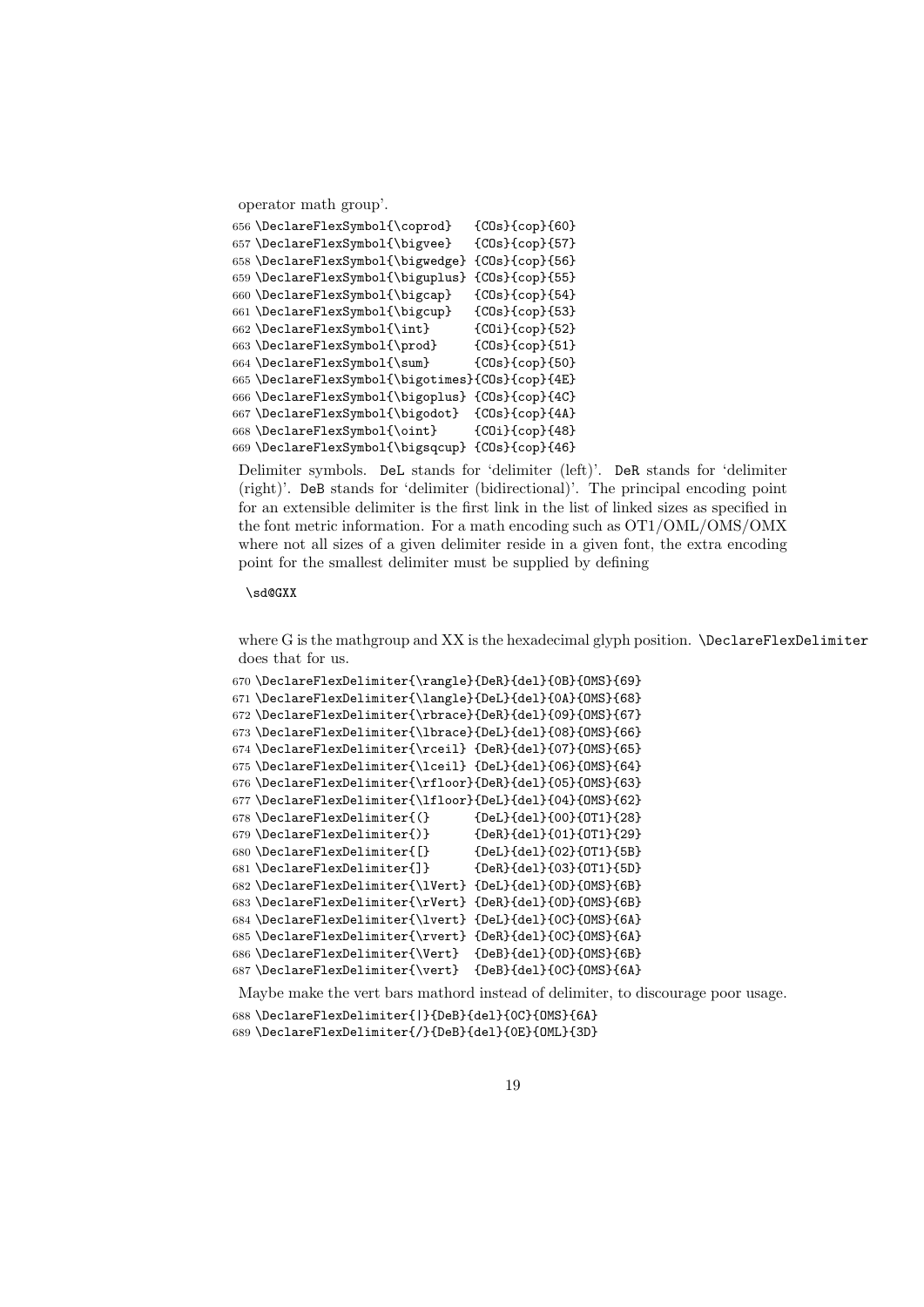operator math group'.

```
656 \DeclareFlexSymbol{\coprod}   {COs}{cop}{60}
657 \DeclareFlexSymbol{\bigvee}   {COs}{cop}{57}
658 \DeclareFlexSymbol{\bigwedge} {COs}{cop}{56}
659 \DeclareFlexSymbol{\biguplus} {COs}{cop}{55}
660 \DeclareFlexSymbol{\bigcap}   {COs}{cop}{54}
661 \DeclareFlexSymbol{\bigcup}   {COs}{cop}{53}
662 \DeclareFlexSymbol{\int}      {COi}{cop}{52}
663 \DeclareFlexSymbol{\prod}     {COs}{cop}{51}
664 \DeclareFlexSymbol{\sum}      {COs}{cop}{50}
665 \DeclareFlexSymbol{\bigotimes}{COs}{cop}{4E}
666 \DeclareFlexSymbol{\bigoplus} {COs}{cop}{4C}
667 \DeclareFlexSymbol{\bigodot}  {COs}{cop}{4A}
668 \DeclareFlexSymbol{\oint}     {COi}{cop}{48}
669 \DeclareFlexSymbol{\bigsqcup} {COs}{cop}{46}
```

Delimiter symbols. `DeL` stands for 'delimiter (left)'. `DeR` stands for 'delimiter (right)'. `DeB` stands for 'delimiter (bidirectional)'. The principal encoding point for an extensible delimiter is the first link in the list of linked sizes as specified in the font metric information. For a math encoding such as OT1/OML/OMS/OMX where not all sizes of a given delimiter reside in a given font, the extra encoding point for the smallest delimiter must be supplied by defining

```
\sd@GXX
```

where G is the mathgroup and XX is the hexadecimal glyph position. `\DeclareFlexDelimiter` does that for us.

```
670 \DeclareFlexDelimiter{\rangle}{DeR}{del}{0B}{OMS}{69}
671 \DeclareFlexDelimiter{\langle}{DeL}{del}{0A}{OMS}{68}
672 \DeclareFlexDelimiter{\rbrace}{DeR}{del}{09}{OMS}{67}
673 \DeclareFlexDelimiter{\lbrace}{DeL}{del}{08}{OMS}{66}
674 \DeclareFlexDelimiter{\rceil} {DeR}{del}{07}{OMS}{65}
675 \DeclareFlexDelimiter{\lceil} {DeL}{del}{06}{OMS}{64}
676 \DeclareFlexDelimiter{\rfloor}{DeR}{del}{05}{OMS}{63}
677 \DeclareFlexDelimiter{\lfloor}{DeL}{del}{04}{OMS}{62}
678 \DeclareFlexDelimiter{(}      {DeL}{del}{00}{OT1}{28}
679 \DeclareFlexDelimiter{)}      {DeR}{del}{01}{OT1}{29}
680 \DeclareFlexDelimiter{[}      {DeL}{del}{02}{OT1}{5B}
681 \DeclareFlexDelimiter{]}      {DeR}{del}{03}{OT1}{5D}
682 \DeclareFlexDelimiter{\lVert} {DeL}{del}{0D}{OMS}{6B}
683 \DeclareFlexDelimiter{\rVert} {DeR}{del}{0D}{OMS}{6B}
684 \DeclareFlexDelimiter{\lvert} {DeL}{del}{0C}{OMS}{6A}
685 \DeclareFlexDelimiter{\rvert} {DeR}{del}{0C}{OMS}{6A}
686 \DeclareFlexDelimiter{\Vert}  {DeB}{del}{0D}{OMS}{6B}
687 \DeclareFlexDelimiter{\vert}  {DeB}{del}{0C}{OMS}{6A}
```

Maybe make the vert bars mathord instead of delimiter, to discourage poor usage.

```
688 \DeclareFlexDelimiter{|}{DeB}{del}{0C}{OMS}{6A}
689 \DeclareFlexDelimiter{/}{DeB}{del}{0E}{OML}{3D}
```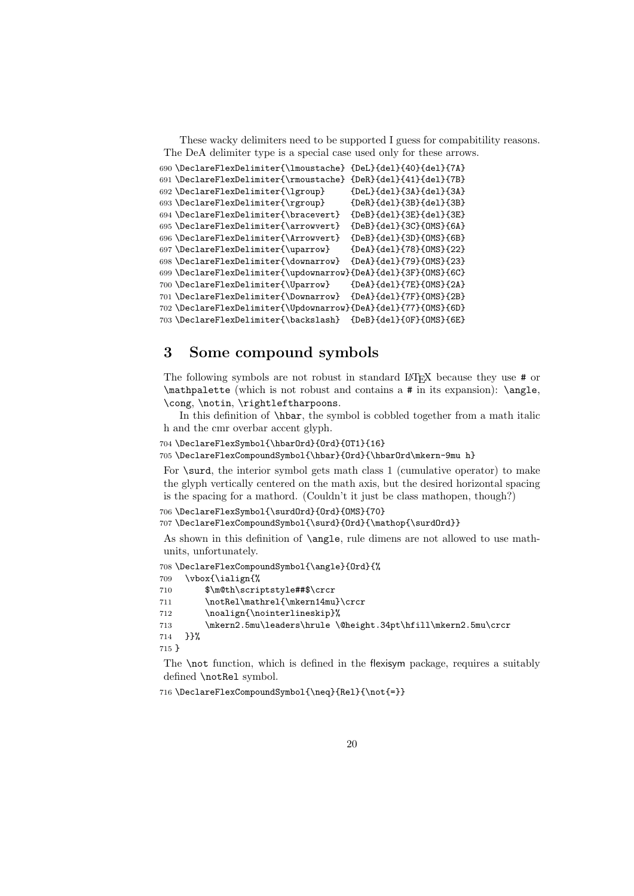These wacky delimiters need to be supported I guess for compabitility reasons. The DeA delimiter type is a special case used only for these arrows.

```
690 \DeclareFlexDelimiter{\lmoustache} {DeL}{del}{40}{del}{7A}
691 \DeclareFlexDelimiter{\rmoustache} {DeR}{del}{41}{del}{7B}
692 \DeclareFlexDelimiter{\lgroup}     {DeL}{del}{3A}{del}{3A}
693 \DeclareFlexDelimiter{\rgroup}     {DeR}{del}{3B}{del}{3B}
694 \DeclareFlexDelimiter{\bracevert}  {DeB}{del}{3E}{del}{3E}
695 \DeclareFlexDelimiter{\arrowvert}  {DeB}{del}{3C}{OMS}{6A}
696 \DeclareFlexDelimiter{\Arrowvert}  {DeB}{del}{3D}{OMS}{6B}
697 \DeclareFlexDelimiter{\uparrow}    {DeA}{del}{78}{OMS}{22}
698 \DeclareFlexDelimiter{\downarrow}  {DeA}{del}{79}{OMS}{23}
699 \DeclareFlexDelimiter{\updownarrow}{DeA}{del}{3F}{OMS}{6C}
700 \DeclareFlexDelimiter{\Uparrow}    {DeA}{del}{7E}{OMS}{2A}
701 \DeclareFlexDelimiter{\Downarrow}  {DeA}{del}{7F}{OMS}{2B}
702 \DeclareFlexDelimiter{\Updownarrow}{DeA}{del}{77}{OMS}{6D}
703 \DeclareFlexDelimiter{\backslash}  {DeB}{del}{0F}{OMS}{6E}
```

# 3 Some compound symbols

The following symbols are not robust in standard LaTeX because they use # or `\mathpalette` (which is not robust and contains a # in its expansion): `\angle`, `\cong`, `\notin`, `\rightleftharpoons`.

In this definition of `\hbar`, the symbol is cobbled together from a math italic h and the cmr overbar accent glyph.

```
704 \DeclareFlexSymbol{\hbarOrd}{Ord}{OT1}{16}
705 \DeclareFlexCompoundSymbol{\hbar}{Ord}{\hbarOrd\mkern-9mu h}
```

For `\surd`, the interior symbol gets math class 1 (cumulative operator) to make the glyph vertically centered on the math axis, but the desired horizontal spacing is the spacing for a mathord. (Couldn't it just be class mathopen, though?)

```
706 \DeclareFlexSymbol{\surdOrd}{Ord}{OMS}{70}
707 \DeclareFlexCompoundSymbol{\surd}{Ord}{\mathop{\surdOrd}}
```

As shown in this definition of `\angle`, rule dimens are not allowed to use mathunits, unfortunately.

```
708 \DeclareFlexCompoundSymbol{\angle}{Ord}{%
709   \vbox{\ialign{%
710       $\m@th\scriptstyle##$\crcr
711       \notRel\mathrel{\mkern14mu}\crcr
712       \noalign{\nointerlineskip}%
713       \mkern2.5mu\leaders\hrule \@height.34pt\hfill\mkern2.5mu\crcr
714   }}%
715 }
```

The `\not` function, which is defined in the flexisym package, requires a suitably defined `\notRel` symbol.

```
716 \DeclareFlexCompoundSymbol{\neq}{Rel}{\not{=}}
```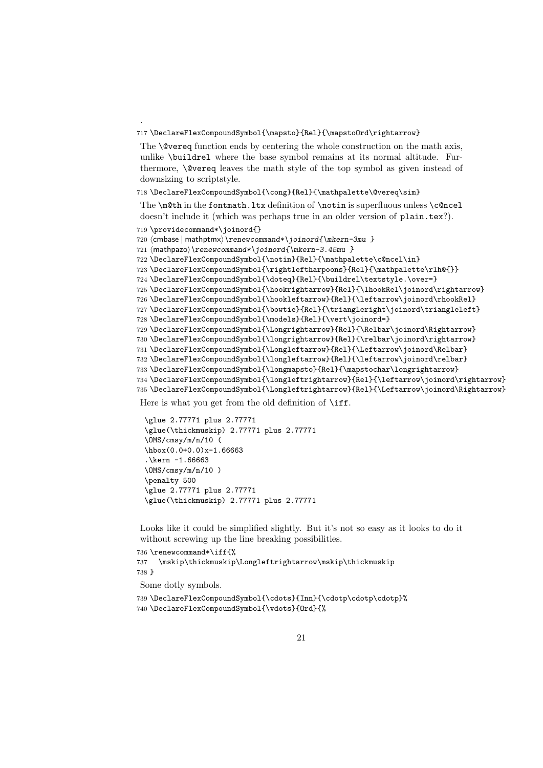.

```
717 \DeclareFlexCompoundSymbol{\mapsto}{Rel}{\mapstoOrd\rightarrow}
```

The `\@vereq` function ends by centering the whole construction on the math axis, unlike `\buildrel` where the base symbol remains at its normal altitude. Furthermore, `\@vereq` leaves the math style of the top symbol as given instead of downsizing to scriptstyle.

```
718 \DeclareFlexCompoundSymbol{\cong}{Rel}{\mathpalette\@vereq\sim}
```

The `\m@th` in the `fontmath.ltx` definition of `\notin` is superfluous unless `\c@ncel` doesn't include it (which was perhaps true in an older version of `plain.tex`?).

```
719 \providecommand*\joinord{}
720 ⟨cmbase | mathptmx⟩\renewcommand*\joinord{\mkern-3mu }
721 ⟨mathpazo⟩\renewcommand*\joinord{\mkern-3.45mu }
722 \DeclareFlexCompoundSymbol{\notin}{Rel}{\mathpalette\c@ncel\in}
723 \DeclareFlexCompoundSymbol{\rightleftharpoons}{Rel}{\mathpalette\rlh@{}}
724 \DeclareFlexCompoundSymbol{\doteq}{Rel}{\buildrel\textstyle.\over=}
725 \DeclareFlexCompoundSymbol{\hookrightarrow}{Rel}{\lhookRel\joinord\rightarrow}
726 \DeclareFlexCompoundSymbol{\hookleftarrow}{Rel}{\leftarrow\joinord\rhookRel}
727 \DeclareFlexCompoundSymbol{\bowtie}{Rel}{\triangleright\joinord\triangleleft}
728 \DeclareFlexCompoundSymbol{\models}{Rel}{\vert\joinord=}
729 \DeclareFlexCompoundSymbol{\Longrightarrow}{Rel}{\Relbar\joinord\Rightarrow}
730 \DeclareFlexCompoundSymbol{\longrightarrow}{Rel}{\relbar\joinord\rightarrow}
731 \DeclareFlexCompoundSymbol{\Longleftarrow}{Rel}{\Leftarrow\joinord\Relbar}
732 \DeclareFlexCompoundSymbol{\longleftarrow}{Rel}{\leftarrow\joinord\relbar}
733 \DeclareFlexCompoundSymbol{\longmapsto}{Rel}{\mapstochar\longrightarrow}
734 \DeclareFlexCompoundSymbol{\longleftrightarrow}{Rel}{\leftarrow\joinord\rightarrow}
735 \DeclareFlexCompoundSymbol{\Longleftrightarrow}{Rel}{\Leftarrow\joinord\Rightarrow}
```

Here is what you get from the old definition of `\iff`.

```
\glue 2.77771 plus 2.77771
\glue(\thickmuskip) 2.77771 plus 2.77771
\OMS/cmsy/m/n/10 (
\hbox(0.0+0.0)x-1.66663
.\kern -1.66663
\OMS/cmsy/m/n/10 )
\penalty 500
\glue 2.77771 plus 2.77771
\glue(\thickmuskip) 2.77771 plus 2.77771
```

Looks like it could be simplified slightly. But it's not so easy as it looks to do it without screwing up the line breaking possibilities.

```
736 \renewcommand*\iff{%
737   \mskip\thickmuskip\Longleftrightarrow\mskip\thickmuskip
738 }
```

Some dotly symbols.

```
739 \DeclareFlexCompoundSymbol{\cdots}{Inn}{\cdotp\cdotp\cdotp}%
740 \DeclareFlexCompoundSymbol{\vdots}{Ord}{%
```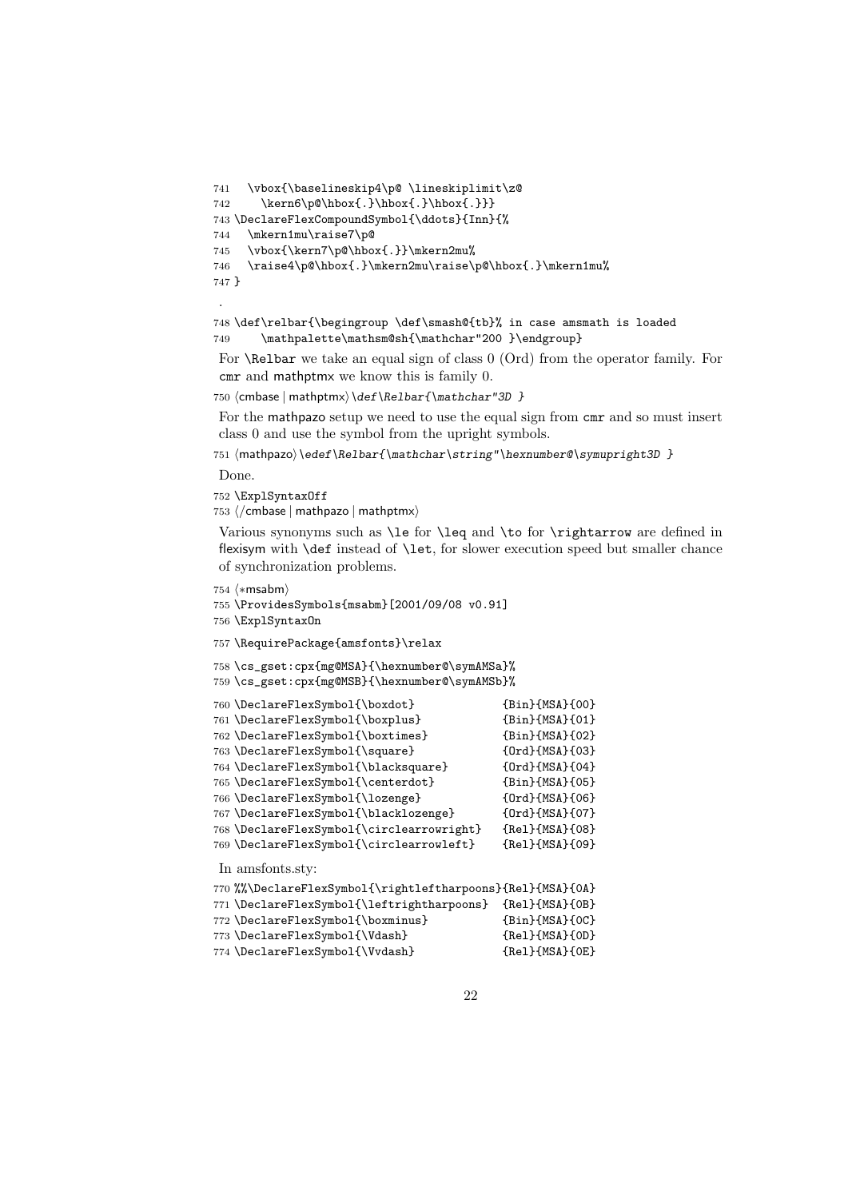```
741   \vbox{\baselineskip4\p@ \lineskiplimit\z@
742     \kern6\p@\hbox{.}\hbox{.}\hbox{.}}}
743 \DeclareFlexCompoundSymbol{\ddots}{Inn}{%
744   \mkern1mu\raise7\p@
745   \vbox{\kern7\p@\hbox{.}}\mkern2mu%
746   \raise4\p@\hbox{.}\mkern2mu\raise\p@\hbox{.}\mkern1mu%
747 }
```

.

```
748 \def\relbar{\begingroup \def\smash@{tb}% in case amsmath is loaded
749     \mathpalette\mathsm@sh{\mathchar"200 }\endgroup}
```

For `\Relbar` we take an equal sign of class 0 (Ord) from the operator family. For `cmr` and mathptmx we know this is family 0.

```
750 ⟨cmbase | mathptmx⟩\def\Relbar{\mathchar"3D }
```

For the mathpazo setup we need to use the equal sign from `cmr` and so must insert class 0 and use the symbol from the upright symbols.

```
751 ⟨mathpazo⟩\edef\Relbar{\mathchar\string"\hexnumber@\symupright3D }
```

Done.

```
752 \ExplSyntaxOff
753 ⟨/cmbase | mathpazo | mathptmx⟩
```

Various synonyms such as `\le` for `\leq` and `\to` for `\rightarrow` are defined in flexisym with `\def` instead of `\let`, for slower execution speed but smaller chance of synchronization problems.

```
754 ⟨*msabm⟩
755 \ProvidesSymbols{msabm}[2001/09/08 v0.91]
756 \ExplSyntaxOn
757 \RequirePackage{amsfonts}\relax
758 \cs_gset:cpx{mg@MSA}{\hexnumber@\symAMSa}%
759 \cs_gset:cpx{mg@MSB}{\hexnumber@\symAMSb}%
760 \DeclareFlexSymbol{\boxdot}             {Bin}{MSA}{00}
761 \DeclareFlexSymbol{\boxplus}            {Bin}{MSA}{01}
762 \DeclareFlexSymbol{\boxtimes}           {Bin}{MSA}{02}
763 \DeclareFlexSymbol{\square}             {Ord}{MSA}{03}
764 \DeclareFlexSymbol{\blacksquare}        {Ord}{MSA}{04}
765 \DeclareFlexSymbol{\centerdot}          {Bin}{MSA}{05}
766 \DeclareFlexSymbol{\lozenge}            {Ord}{MSA}{06}
767 \DeclareFlexSymbol{\blacklozenge}       {Ord}{MSA}{07}
768 \DeclareFlexSymbol{\circlearrowright}   {Rel}{MSA}{08}
769 \DeclareFlexSymbol{\circlearrowleft}    {Rel}{MSA}{09}
```

In amsfonts.sty:

```
770 %%\DeclareFlexSymbol{\rightleftharpoons}{Rel}{MSA}{0A}
771 \DeclareFlexSymbol{\leftrightharpoons}  {Rel}{MSA}{0B}
772 \DeclareFlexSymbol{\boxminus}           {Bin}{MSA}{0C}
773 \DeclareFlexSymbol{\Vdash}              {Rel}{MSA}{0D}
774 \DeclareFlexSymbol{\Vvdash}             {Rel}{MSA}{0E}
```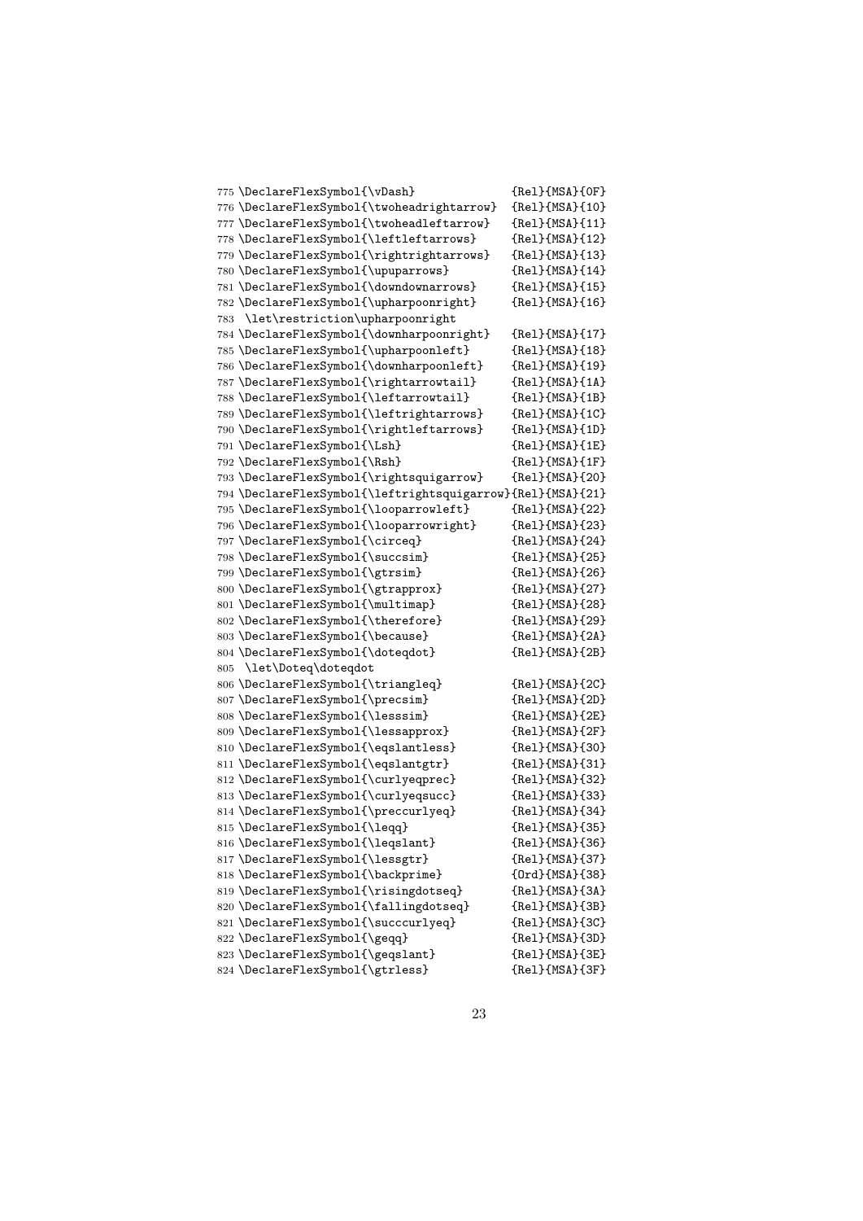```
775 \DeclareFlexSymbol{\vDash}              {Rel}{MSA}{0F}
776 \DeclareFlexSymbol{\twoheadrightarrow}  {Rel}{MSA}{10}
777 \DeclareFlexSymbol{\twoheadleftarrow}   {Rel}{MSA}{11}
778 \DeclareFlexSymbol{\leftleftarrows}     {Rel}{MSA}{12}
779 \DeclareFlexSymbol{\rightrightarrows}   {Rel}{MSA}{13}
780 \DeclareFlexSymbol{\upuparrows}         {Rel}{MSA}{14}
781 \DeclareFlexSymbol{\downdownarrows}     {Rel}{MSA}{15}
782 \DeclareFlexSymbol{\upharpoonright}     {Rel}{MSA}{16}
783  \let\restriction\upharpoonright
784 \DeclareFlexSymbol{\downharpoonright}   {Rel}{MSA}{17}
785 \DeclareFlexSymbol{\upharpoonleft}      {Rel}{MSA}{18}
786 \DeclareFlexSymbol{\downharpoonleft}    {Rel}{MSA}{19}
787 \DeclareFlexSymbol{\rightarrowtail}     {Rel}{MSA}{1A}
788 \DeclareFlexSymbol{\leftarrowtail}      {Rel}{MSA}{1B}
789 \DeclareFlexSymbol{\leftrightarrows}    {Rel}{MSA}{1C}
790 \DeclareFlexSymbol{\rightleftarrows}    {Rel}{MSA}{1D}
791 \DeclareFlexSymbol{\Lsh}                {Rel}{MSA}{1E}
792 \DeclareFlexSymbol{\Rsh}                {Rel}{MSA}{1F}
793 \DeclareFlexSymbol{\rightsquigarrow}    {Rel}{MSA}{20}
794 \DeclareFlexSymbol{\leftrightsquigarrow}{Rel}{MSA}{21}
795 \DeclareFlexSymbol{\looparrowleft}      {Rel}{MSA}{22}
796 \DeclareFlexSymbol{\looparrowright}     {Rel}{MSA}{23}
797 \DeclareFlexSymbol{\circeq}             {Rel}{MSA}{24}
798 \DeclareFlexSymbol{\succsim}            {Rel}{MSA}{25}
799 \DeclareFlexSymbol{\gtrsim}             {Rel}{MSA}{26}
800 \DeclareFlexSymbol{\gtrapprox}          {Rel}{MSA}{27}
801 \DeclareFlexSymbol{\multimap}           {Rel}{MSA}{28}
802 \DeclareFlexSymbol{\therefore}          {Rel}{MSA}{29}
803 \DeclareFlexSymbol{\because}            {Rel}{MSA}{2A}
804 \DeclareFlexSymbol{\doteqdot}           {Rel}{MSA}{2B}
805  \let\Doteq\doteqdot
806 \DeclareFlexSymbol{\triangleq}          {Rel}{MSA}{2C}
807 \DeclareFlexSymbol{\precsim}            {Rel}{MSA}{2D}
808 \DeclareFlexSymbol{\lesssim}            {Rel}{MSA}{2E}
809 \DeclareFlexSymbol{\lessapprox}         {Rel}{MSA}{2F}
810 \DeclareFlexSymbol{\eqslantless}        {Rel}{MSA}{30}
811 \DeclareFlexSymbol{\eqslantgtr}         {Rel}{MSA}{31}
812 \DeclareFlexSymbol{\curlyeqprec}        {Rel}{MSA}{32}
813 \DeclareFlexSymbol{\curlyeqsucc}        {Rel}{MSA}{33}
814 \DeclareFlexSymbol{\preccurlyeq}        {Rel}{MSA}{34}
815 \DeclareFlexSymbol{\leqq}               {Rel}{MSA}{35}
816 \DeclareFlexSymbol{\leqslant}           {Rel}{MSA}{36}
817 \DeclareFlexSymbol{\lessgtr}            {Rel}{MSA}{37}
818 \DeclareFlexSymbol{\backprime}          {Ord}{MSA}{38}
819 \DeclareFlexSymbol{\risingdotseq}       {Rel}{MSA}{3A}
820 \DeclareFlexSymbol{\fallingdotseq}      {Rel}{MSA}{3B}
821 \DeclareFlexSymbol{\succcurlyeq}        {Rel}{MSA}{3C}
822 \DeclareFlexSymbol{\geqq}               {Rel}{MSA}{3D}
823 \DeclareFlexSymbol{\geqslant}           {Rel}{MSA}{3E}
824 \DeclareFlexSymbol{\gtrless}            {Rel}{MSA}{3F}
```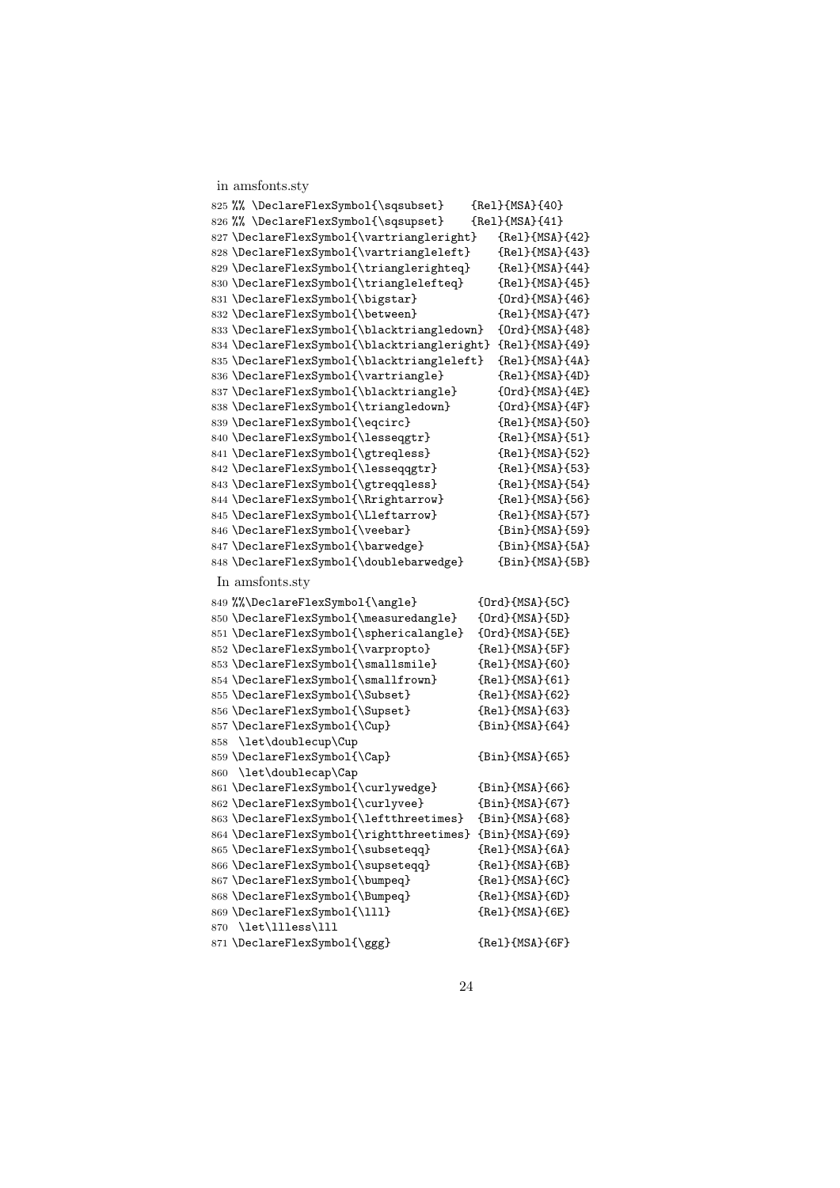in amsfonts.sty

```
825 %% \DeclareFlexSymbol{\sqsubset}    {Rel}{MSA}{40}
826 %% \DeclareFlexSymbol{\sqsupset}    {Rel}{MSA}{41}
827 \DeclareFlexSymbol{\vartriangleright}   {Rel}{MSA}{42}
828 \DeclareFlexSymbol{\vartriangleleft}    {Rel}{MSA}{43}
829 \DeclareFlexSymbol{\trianglerighteq}    {Rel}{MSA}{44}
830 \DeclareFlexSymbol{\trianglelefteq}     {Rel}{MSA}{45}
831 \DeclareFlexSymbol{\bigstar}            {Ord}{MSA}{46}
832 \DeclareFlexSymbol{\between}            {Rel}{MSA}{47}
833 \DeclareFlexSymbol{\blacktriangledown}  {Ord}{MSA}{48}
834 \DeclareFlexSymbol{\blacktriangleright} {Rel}{MSA}{49}
835 \DeclareFlexSymbol{\blacktriangleleft}  {Rel}{MSA}{4A}
836 \DeclareFlexSymbol{\vartriangle}        {Rel}{MSA}{4D}
837 \DeclareFlexSymbol{\blacktriangle}      {Ord}{MSA}{4E}
838 \DeclareFlexSymbol{\triangledown}       {Ord}{MSA}{4F}
839 \DeclareFlexSymbol{\eqcirc}             {Rel}{MSA}{50}
840 \DeclareFlexSymbol{\lesseqgtr}          {Rel}{MSA}{51}
841 \DeclareFlexSymbol{\gtreqless}          {Rel}{MSA}{52}
842 \DeclareFlexSymbol{\lesseqqgtr}         {Rel}{MSA}{53}
843 \DeclareFlexSymbol{\gtreqqless}         {Rel}{MSA}{54}
844 \DeclareFlexSymbol{\Rrightarrow}        {Rel}{MSA}{56}
845 \DeclareFlexSymbol{\Lleftarrow}         {Rel}{MSA}{57}
846 \DeclareFlexSymbol{\veebar}             {Bin}{MSA}{59}
847 \DeclareFlexSymbol{\barwedge}           {Bin}{MSA}{5A}
848 \DeclareFlexSymbol{\doublebarwedge}     {Bin}{MSA}{5B}
```

In amsfonts.sty

```
849 %%\DeclareFlexSymbol{\angle}         {Ord}{MSA}{5C}
850 \DeclareFlexSymbol{\measuredangle}   {Ord}{MSA}{5D}
851 \DeclareFlexSymbol{\sphericalangle}  {Ord}{MSA}{5E}
852 \DeclareFlexSymbol{\varpropto}       {Rel}{MSA}{5F}
853 \DeclareFlexSymbol{\smallsmile}      {Rel}{MSA}{60}
854 \DeclareFlexSymbol{\smallfrown}      {Rel}{MSA}{61}
855 \DeclareFlexSymbol{\Subset}          {Rel}{MSA}{62}
856 \DeclareFlexSymbol{\Supset}          {Rel}{MSA}{63}
857 \DeclareFlexSymbol{\Cup}             {Bin}{MSA}{64}
858  \let\doublecup\Cup
859 \DeclareFlexSymbol{\Cap}             {Bin}{MSA}{65}
860  \let\doublecap\Cap
861 \DeclareFlexSymbol{\curlywedge}      {Bin}{MSA}{66}
862 \DeclareFlexSymbol{\curlyvee}        {Bin}{MSA}{67}
863 \DeclareFlexSymbol{\leftthreetimes}  {Bin}{MSA}{68}
864 \DeclareFlexSymbol{\rightthreetimes} {Bin}{MSA}{69}
865 \DeclareFlexSymbol{\subseteqq}       {Rel}{MSA}{6A}
866 \DeclareFlexSymbol{\supseteqq}       {Rel}{MSA}{6B}
867 \DeclareFlexSymbol{\bumpeq}          {Rel}{MSA}{6C}
868 \DeclareFlexSymbol{\Bumpeq}          {Rel}{MSA}{6D}
869 \DeclareFlexSymbol{\lll}             {Rel}{MSA}{6E}
870  \let\llless\lll
871 \DeclareFlexSymbol{\ggg}             {Rel}{MSA}{6F}
```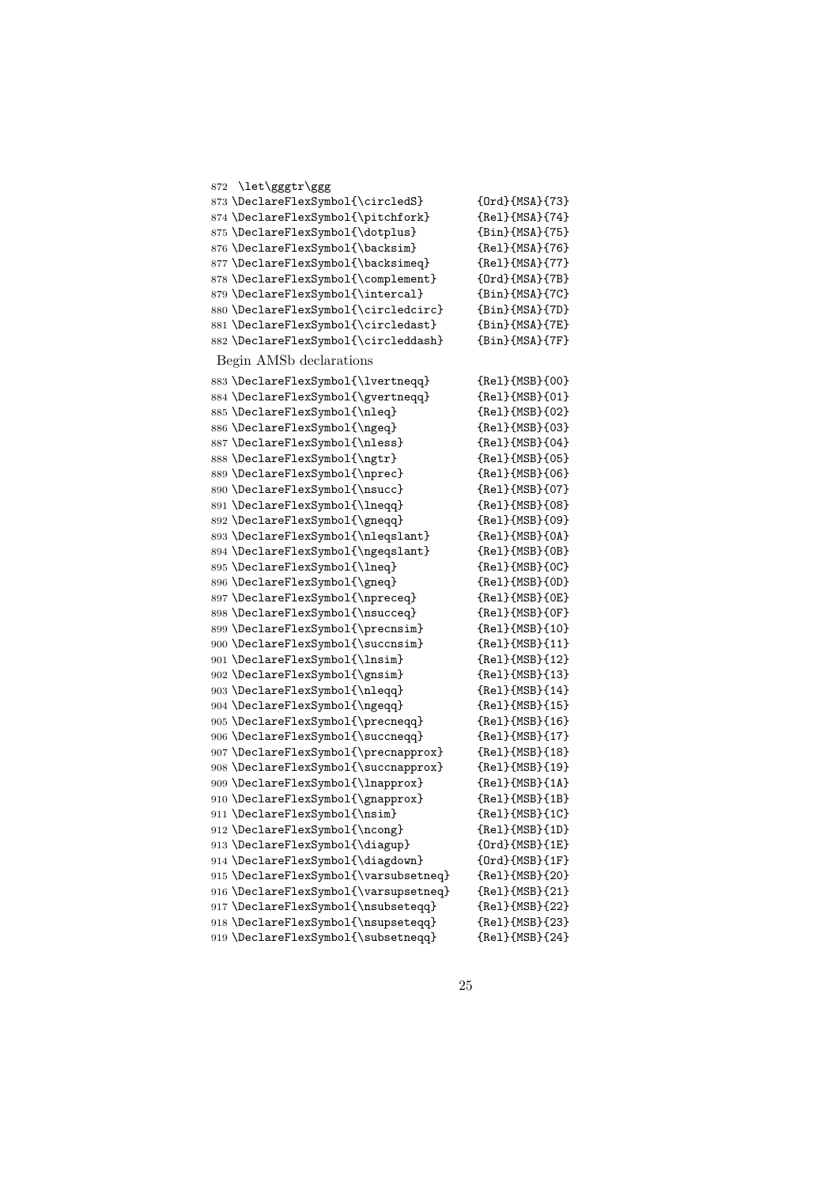```
872 \let\gggtr\ggg
873 \DeclareFlexSymbol{\circledS}        {Ord}{MSA}{73}
874 \DeclareFlexSymbol{\pitchfork}       {Rel}{MSA}{74}
875 \DeclareFlexSymbol{\dotplus}         {Bin}{MSA}{75}
876 \DeclareFlexSymbol{\backsim}         {Rel}{MSA}{76}
877 \DeclareFlexSymbol{\backsimeq}       {Rel}{MSA}{77}
878 \DeclareFlexSymbol{\complement}      {Ord}{MSA}{7B}
879 \DeclareFlexSymbol{\intercal}        {Bin}{MSA}{7C}
880 \DeclareFlexSymbol{\circledcirc}     {Bin}{MSA}{7D}
881 \DeclareFlexSymbol{\circledast}      {Bin}{MSA}{7E}
882 \DeclareFlexSymbol{\circleddash}     {Bin}{MSA}{7F}
```

Begin AMSb declarations

```
883 \DeclareFlexSymbol{\lvertneqq}       {Rel}{MSB}{00}
884 \DeclareFlexSymbol{\gvertneqq}       {Rel}{MSB}{01}
885 \DeclareFlexSymbol{\nleq}            {Rel}{MSB}{02}
886 \DeclareFlexSymbol{\ngeq}            {Rel}{MSB}{03}
887 \DeclareFlexSymbol{\nless}           {Rel}{MSB}{04}
888 \DeclareFlexSymbol{\ngtr}            {Rel}{MSB}{05}
889 \DeclareFlexSymbol{\nprec}           {Rel}{MSB}{06}
890 \DeclareFlexSymbol{\nsucc}           {Rel}{MSB}{07}
891 \DeclareFlexSymbol{\lneqq}           {Rel}{MSB}{08}
892 \DeclareFlexSymbol{\gneqq}           {Rel}{MSB}{09}
893 \DeclareFlexSymbol{\nleqslant}       {Rel}{MSB}{0A}
894 \DeclareFlexSymbol{\ngeqslant}       {Rel}{MSB}{0B}
895 \DeclareFlexSymbol{\lneq}            {Rel}{MSB}{0C}
896 \DeclareFlexSymbol{\gneq}            {Rel}{MSB}{0D}
897 \DeclareFlexSymbol{\npreceq}         {Rel}{MSB}{0E}
898 \DeclareFlexSymbol{\nsucceq}         {Rel}{MSB}{0F}
899 \DeclareFlexSymbol{\precnsim}        {Rel}{MSB}{10}
900 \DeclareFlexSymbol{\succnsim}        {Rel}{MSB}{11}
901 \DeclareFlexSymbol{\lnsim}           {Rel}{MSB}{12}
902 \DeclareFlexSymbol{\gnsim}           {Rel}{MSB}{13}
903 \DeclareFlexSymbol{\nleqq}           {Rel}{MSB}{14}
904 \DeclareFlexSymbol{\ngeqq}           {Rel}{MSB}{15}
905 \DeclareFlexSymbol{\precneqq}        {Rel}{MSB}{16}
906 \DeclareFlexSymbol{\succneqq}        {Rel}{MSB}{17}
907 \DeclareFlexSymbol{\precnapprox}     {Rel}{MSB}{18}
908 \DeclareFlexSymbol{\succnapprox}     {Rel}{MSB}{19}
909 \DeclareFlexSymbol{\lnapprox}        {Rel}{MSB}{1A}
910 \DeclareFlexSymbol{\gnapprox}        {Rel}{MSB}{1B}
911 \DeclareFlexSymbol{\nsim}            {Rel}{MSB}{1C}
912 \DeclareFlexSymbol{\ncong}           {Rel}{MSB}{1D}
913 \DeclareFlexSymbol{\diagup}          {Ord}{MSB}{1E}
914 \DeclareFlexSymbol{\diagdown}        {Ord}{MSB}{1F}
915 \DeclareFlexSymbol{\varsubsetneq}    {Rel}{MSB}{20}
916 \DeclareFlexSymbol{\varsupsetneq}    {Rel}{MSB}{21}
917 \DeclareFlexSymbol{\nsubseteqq}      {Rel}{MSB}{22}
918 \DeclareFlexSymbol{\nsupseteqq}      {Rel}{MSB}{23}
919 \DeclareFlexSymbol{\subsetneqq}      {Rel}{MSB}{24}
```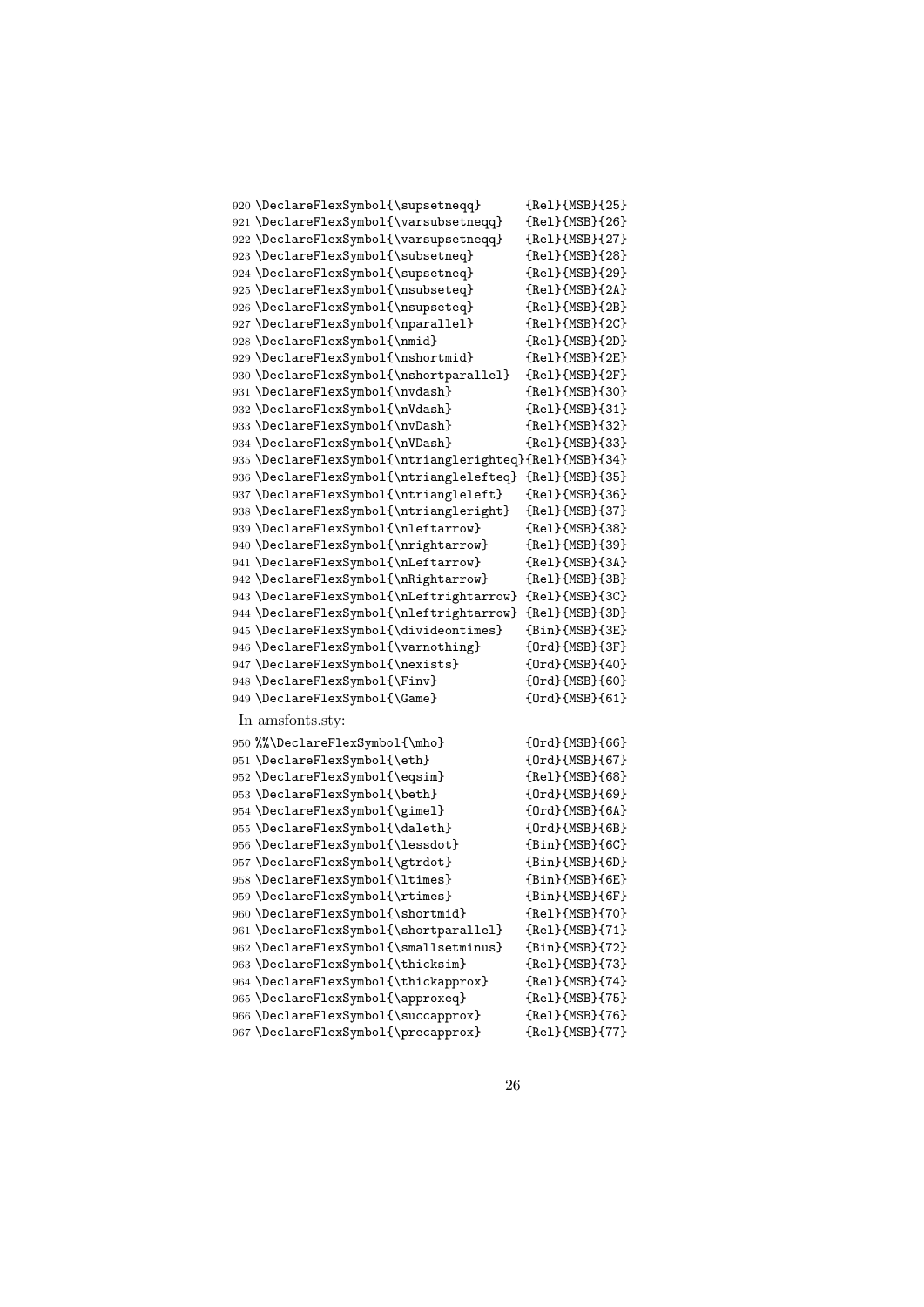```
920 \DeclareFlexSymbol{\supsetneqq}      {Rel}{MSB}{25}
921 \DeclareFlexSymbol{\varsubsetneqq}   {Rel}{MSB}{26}
922 \DeclareFlexSymbol{\varsupsetneqq}   {Rel}{MSB}{27}
923 \DeclareFlexSymbol{\subsetneq}       {Rel}{MSB}{28}
924 \DeclareFlexSymbol{\supsetneq}       {Rel}{MSB}{29}
925 \DeclareFlexSymbol{\nsubseteq}       {Rel}{MSB}{2A}
926 \DeclareFlexSymbol{\nsupseteq}       {Rel}{MSB}{2B}
927 \DeclareFlexSymbol{\nparallel}       {Rel}{MSB}{2C}
928 \DeclareFlexSymbol{\nmid}            {Rel}{MSB}{2D}
929 \DeclareFlexSymbol{\nshortmid}       {Rel}{MSB}{2E}
930 \DeclareFlexSymbol{\nshortparallel}  {Rel}{MSB}{2F}
931 \DeclareFlexSymbol{\nvdash}          {Rel}{MSB}{30}
932 \DeclareFlexSymbol{\nVdash}          {Rel}{MSB}{31}
933 \DeclareFlexSymbol{\nvDash}          {Rel}{MSB}{32}
934 \DeclareFlexSymbol{\nVDash}          {Rel}{MSB}{33}
935 \DeclareFlexSymbol{\ntrianglerighteq}{Rel}{MSB}{34}
936 \DeclareFlexSymbol{\ntrianglelefteq} {Rel}{MSB}{35}
937 \DeclareFlexSymbol{\ntriangleleft}   {Rel}{MSB}{36}
938 \DeclareFlexSymbol{\ntriangleright}  {Rel}{MSB}{37}
939 \DeclareFlexSymbol{\nleftarrow}      {Rel}{MSB}{38}
940 \DeclareFlexSymbol{\nrightarrow}     {Rel}{MSB}{39}
941 \DeclareFlexSymbol{\nLeftarrow}      {Rel}{MSB}{3A}
942 \DeclareFlexSymbol{\nRightarrow}     {Rel}{MSB}{3B}
943 \DeclareFlexSymbol{\nLeftrightarrow} {Rel}{MSB}{3C}
944 \DeclareFlexSymbol{\nleftrightarrow} {Rel}{MSB}{3D}
945 \DeclareFlexSymbol{\divideontimes}   {Bin}{MSB}{3E}
946 \DeclareFlexSymbol{\varnothing}      {Ord}{MSB}{3F}
947 \DeclareFlexSymbol{\nexists}         {Ord}{MSB}{40}
948 \DeclareFlexSymbol{\Finv}            {Ord}{MSB}{60}
949 \DeclareFlexSymbol{\Game}            {Ord}{MSB}{61}
```

In amsfonts.sty:

```
950 %%\DeclareFlexSymbol{\mho}          {Ord}{MSB}{66}
951 \DeclareFlexSymbol{\eth}             {Ord}{MSB}{67}
952 \DeclareFlexSymbol{\eqsim}           {Rel}{MSB}{68}
953 \DeclareFlexSymbol{\beth}            {Ord}{MSB}{69}
954 \DeclareFlexSymbol{\gimel}           {Ord}{MSB}{6A}
955 \DeclareFlexSymbol{\daleth}          {Ord}{MSB}{6B}
956 \DeclareFlexSymbol{\lessdot}         {Bin}{MSB}{6C}
957 \DeclareFlexSymbol{\gtrdot}          {Bin}{MSB}{6D}
958 \DeclareFlexSymbol{\ltimes}          {Bin}{MSB}{6E}
959 \DeclareFlexSymbol{\rtimes}          {Bin}{MSB}{6F}
960 \DeclareFlexSymbol{\shortmid}        {Rel}{MSB}{70}
961 \DeclareFlexSymbol{\shortparallel}   {Rel}{MSB}{71}
962 \DeclareFlexSymbol{\smallsetminus}   {Bin}{MSB}{72}
963 \DeclareFlexSymbol{\thicksim}        {Rel}{MSB}{73}
964 \DeclareFlexSymbol{\thickapprox}     {Rel}{MSB}{74}
965 \DeclareFlexSymbol{\approxeq}        {Rel}{MSB}{75}
966 \DeclareFlexSymbol{\succapprox}      {Rel}{MSB}{76}
967 \DeclareFlexSymbol{\precapprox}      {Rel}{MSB}{77}
```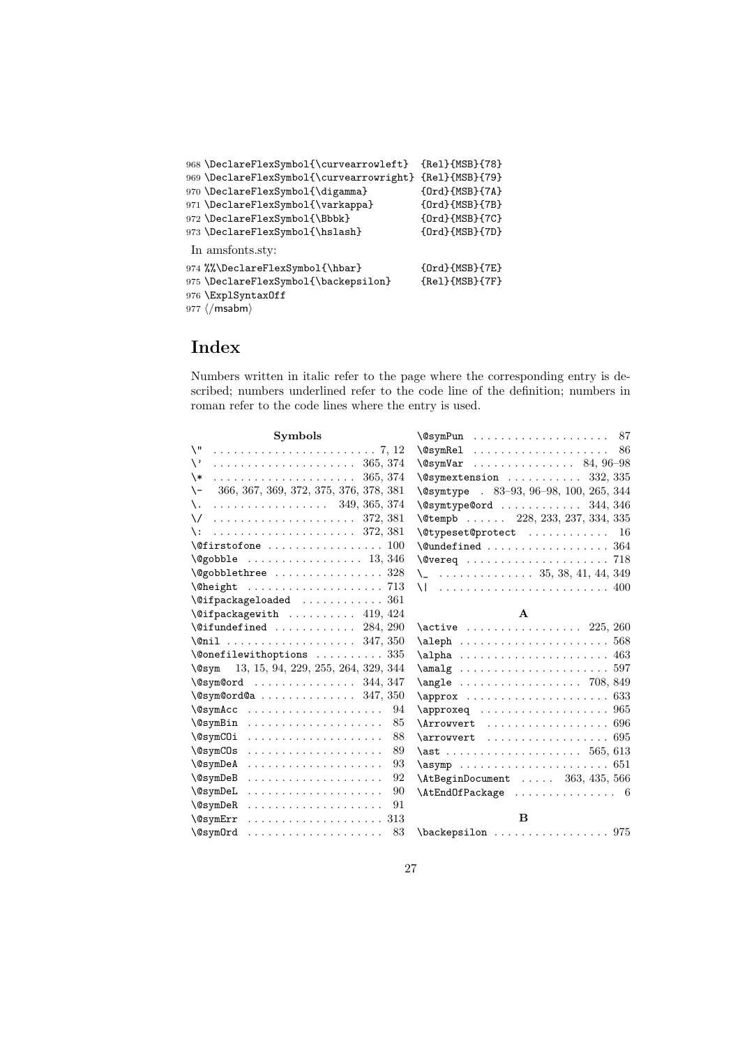```
968 \DeclareFlexSymbol{\curvearrowleft}  {Rel}{MSB}{78}
969 \DeclareFlexSymbol{\curvearrowright} {Rel}{MSB}{79}
970 \DeclareFlexSymbol{\digamma}         {Ord}{MSB}{7A}
971 \DeclareFlexSymbol{\varkappa}        {Ord}{MSB}{7B}
972 \DeclareFlexSymbol{\Bbbk}            {Ord}{MSB}{7C}
973 \DeclareFlexSymbol{\hslash}          {Ord}{MSB}{7D}
```

In amsfonts.sty:

```
974 %%\DeclareFlexSymbol{\hbar}           {Ord}{MSB}{7E}
975 \DeclareFlexSymbol{\backepsilon}     {Rel}{MSB}{7F}
976 \ExplSyntaxOff
977 ⟨/msabm⟩
```

# Index

Numbers written in italic refer to the page where the corresponding entry is described; numbers underlined refer to the code line of the definition; numbers in roman refer to the code lines where the entry is used.

**Symbols**

\" . . . 7, 12
\' . . . 365, 374
\* . . . 365, 374
\- 366, 367, 369, 372, 375, 376, 378, 381
\. . . . 349, 365, 374
\/ . . . 372, 381
\: . . . 372, 381
\@firstofone . . . 100
\@gobble . . . 13, 346
\@gobblethree . . . 328
\@height . . . 713
\@ifpackageloaded . . . 361
\@ifpackagewith . . . 419, 424
\@ifundefined . . . 284, 290
\@nil . . . 347, 350
\@onefilewithoptions . . . 335
\@sym 13, 15, 94, 229, 255, 264, 329, 344
\@sym@ord . . . 344, 347
\@sym@ord@a . . . 347, 350
\@symAcc . . . 94
\@symBin . . . 85
\@symCOi . . . 88
\@symCOs . . . 89
\@symDeA . . . 93
\@symDeB . . . 92
\@symDeL . . . 90
\@symDeR . . . 91
\@symErr . . . 313
\@symOrd . . . 83
\@symPun . . . 87
\@symRel . . . 86
\@symVar . . . 84, 96–98
\@symextension . . . 332, 335
\@symtype . 83–93, 96–98, 100, 265, 344
\@symtype@ord . . . 344, 346
\@tempb . . . 228, 233, 237, 334, 335
\@typeset@protect . . . 16
\@undefined . . . 364
\@vereq . . . 718
\_ . . . 35, 38, 41, 44, 349
\| . . . 400

**A**

\active . . . 225, 260
\aleph . . . 568
\alpha . . . 463
\amalg . . . 597
\angle . . . 708, 849
\approx . . . 633
\approxeq . . . 965
\Arrowvert . . . 696
\arrowvert . . . 695
\ast . . . 565, 613
\asymp . . . 651
\AtBeginDocument . . . 363, 435, 566
\AtEndOfPackage . . . 6

**B**

\backepsilon . . . 975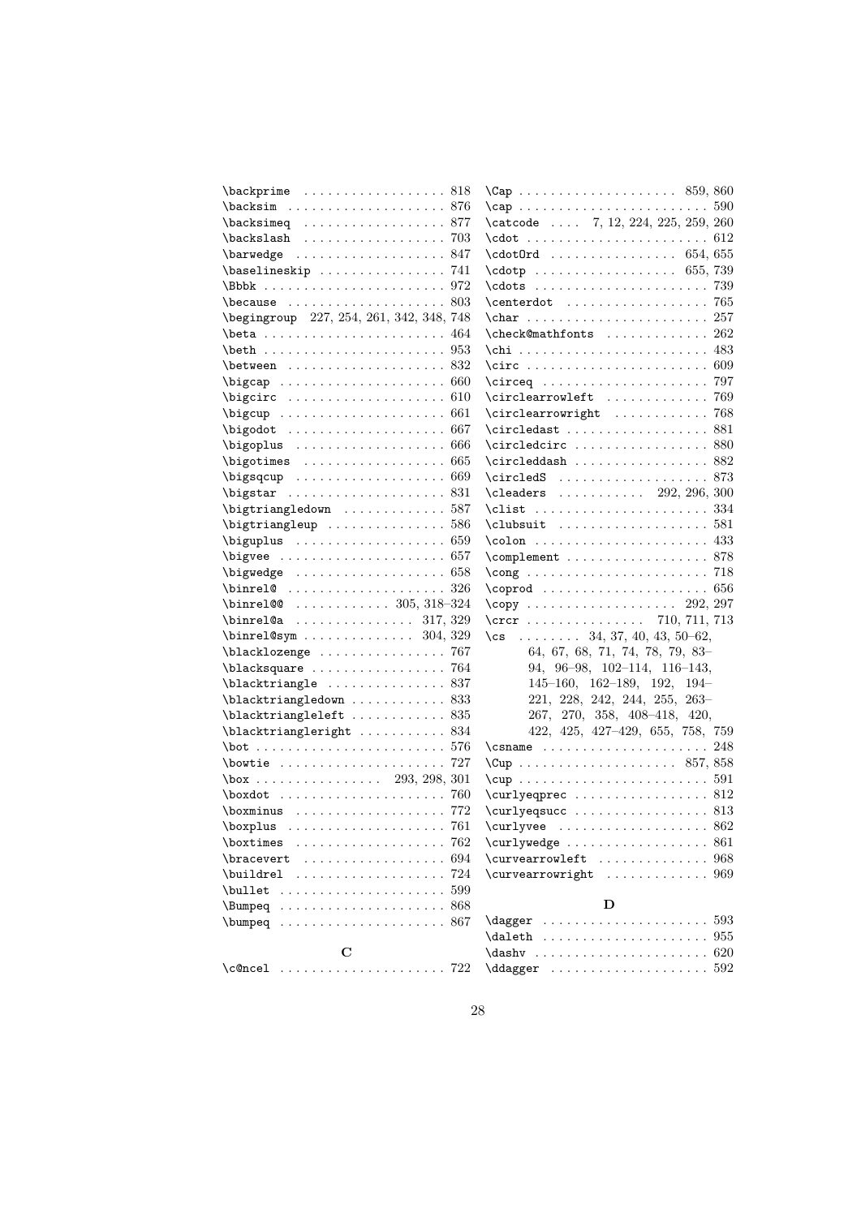\backprime . . . . . . . . . . . . . . . . . . 818
\backsim . . . . . . . . . . . . . . . . . . . 876
\backsimeq . . . . . . . . . . . . . . . . . . 877
\backslash . . . . . . . . . . . . . . . . . . 703
\barwedge . . . . . . . . . . . . . . . . . . 847
\baselineskip . . . . . . . . . . . . . . . . 741
\Bbbk . . . . . . . . . . . . . . . . . . . . . . 972
\because . . . . . . . . . . . . . . . . . . . 803
\begingroup 227, 254, 261, 342, 348, 748
\beta . . . . . . . . . . . . . . . . . . . . . . 464
\beth . . . . . . . . . . . . . . . . . . . . . . 953
\between . . . . . . . . . . . . . . . . . . . 832
\bigcap . . . . . . . . . . . . . . . . . . . . 660
\bigcirc . . . . . . . . . . . . . . . . . . . 610
\bigcup . . . . . . . . . . . . . . . . . . . . 661
\bigodot . . . . . . . . . . . . . . . . . . . 667
\bigoplus . . . . . . . . . . . . . . . . . . 666
\bigotimes . . . . . . . . . . . . . . . . . 665
\bigsqcup . . . . . . . . . . . . . . . . . . 669
\bigstar . . . . . . . . . . . . . . . . . . . 831
\bigtriangledown . . . . . . . . . . . . . 587
\bigtriangleup . . . . . . . . . . . . . . . 586
\biguplus . . . . . . . . . . . . . . . . . . 659
\bigvee . . . . . . . . . . . . . . . . . . . . 657
\bigwedge . . . . . . . . . . . . . . . . . . 658
\binrel@ . . . . . . . . . . . . . . . . . . . 326
\binrel@@ . . . . . . . . . . . . 305, 318–324
\binrel@a . . . . . . . . . . . . . . . 317, 329
\binrel@sym . . . . . . . . . . . . . . 304, 329
\blacklozenge . . . . . . . . . . . . . . . . 767
\blacksquare . . . . . . . . . . . . . . . . . 764
\blacktriangle . . . . . . . . . . . . . . . 837
\blacktriangledown . . . . . . . . . . . . 833
\blacktriangleleft . . . . . . . . . . . . 835
\blacktriangleright . . . . . . . . . . . 834
\bot . . . . . . . . . . . . . . . . . . . . . . . 576
\bowtie . . . . . . . . . . . . . . . . . . . . 727
\box . . . . . . . . . . . . . . . . 293, 298, 301
\boxdot . . . . . . . . . . . . . . . . . . . . 760
\boxminus . . . . . . . . . . . . . . . . . . 772
\boxplus . . . . . . . . . . . . . . . . . . . 761
\boxtimes . . . . . . . . . . . . . . . . . . 762
\bracevert . . . . . . . . . . . . . . . . . . 694
\buildrel . . . . . . . . . . . . . . . . . . 724
\bullet . . . . . . . . . . . . . . . . . . . . 599
\Bumpeq . . . . . . . . . . . . . . . . . . . . 868
\bumpeq . . . . . . . . . . . . . . . . . . . . 867

**C**

\c@ncel . . . . . . . . . . . . . . . . . . . . 722
\Cap . . . . . . . . . . . . . . . . . . . . 859, 860
\cap . . . . . . . . . . . . . . . . . . . . . . . 590
\catcode . . . . 7, 12, 224, 225, 259, 260
\cdot . . . . . . . . . . . . . . . . . . . . . . 612
\cdotOrd . . . . . . . . . . . . . . . . 654, 655
\cdotp . . . . . . . . . . . . . . . . . . 655, 739
\cdots . . . . . . . . . . . . . . . . . . . . . 739
\centerdot . . . . . . . . . . . . . . . . . . 765
\char . . . . . . . . . . . . . . . . . . . . . . 257
\check@mathfonts . . . . . . . . . . . . . 262
\chi . . . . . . . . . . . . . . . . . . . . . . . 483
\circ . . . . . . . . . . . . . . . . . . . . . . 609
\circeq . . . . . . . . . . . . . . . . . . . . 797
\circlearrowleft . . . . . . . . . . . . . 769
\circlearrowright . . . . . . . . . . . . 768
\circledast . . . . . . . . . . . . . . . . . 881
\circledcirc . . . . . . . . . . . . . . . . 880
\circleddash . . . . . . . . . . . . . . . . 882
\circledS . . . . . . . . . . . . . . . . . . 873
\cleaders . . . . . . . . . . . 292, 296, 300
\clist . . . . . . . . . . . . . . . . . . . . . 334
\clubsuit . . . . . . . . . . . . . . . . . . 581
\colon . . . . . . . . . . . . . . . . . . . . . 433
\complement . . . . . . . . . . . . . . . . . 878
\cong . . . . . . . . . . . . . . . . . . . . . . 718
\coprod . . . . . . . . . . . . . . . . . . . . 656
\copy . . . . . . . . . . . . . . . . . . . 292, 297
\crcr . . . . . . . . . . . . . . . 710, 711, 713
\cs . . . . . . . . 34, 37, 40, 43, 50–62, 64, 67, 68, 71, 74, 78, 79, 83–94, 96–98, 102–114, 116–143, 145–160, 162–189, 192, 194–221, 228, 242, 244, 255, 263–267, 270, 358, 408–418, 420, 422, 425, 427–429, 655, 758, 759
\csname . . . . . . . . . . . . . . . . . . . . 248
\Cup . . . . . . . . . . . . . . . . . . . . 857, 858
\cup . . . . . . . . . . . . . . . . . . . . . . . 591
\curlyeqprec . . . . . . . . . . . . . . . . 812
\curlyeqsucc . . . . . . . . . . . . . . . . 813
\curlyvee . . . . . . . . . . . . . . . . . . 862
\curlywedge . . . . . . . . . . . . . . . . . 861
\curvearrowleft . . . . . . . . . . . . . . 968
\curvearrowright . . . . . . . . . . . . . 969

**D**

\dagger . . . . . . . . . . . . . . . . . . . . 593
\daleth . . . . . . . . . . . . . . . . . . . . 955
\dashv . . . . . . . . . . . . . . . . . . . . . 620
\ddagger . . . . . . . . . . . . . . . . . . . 592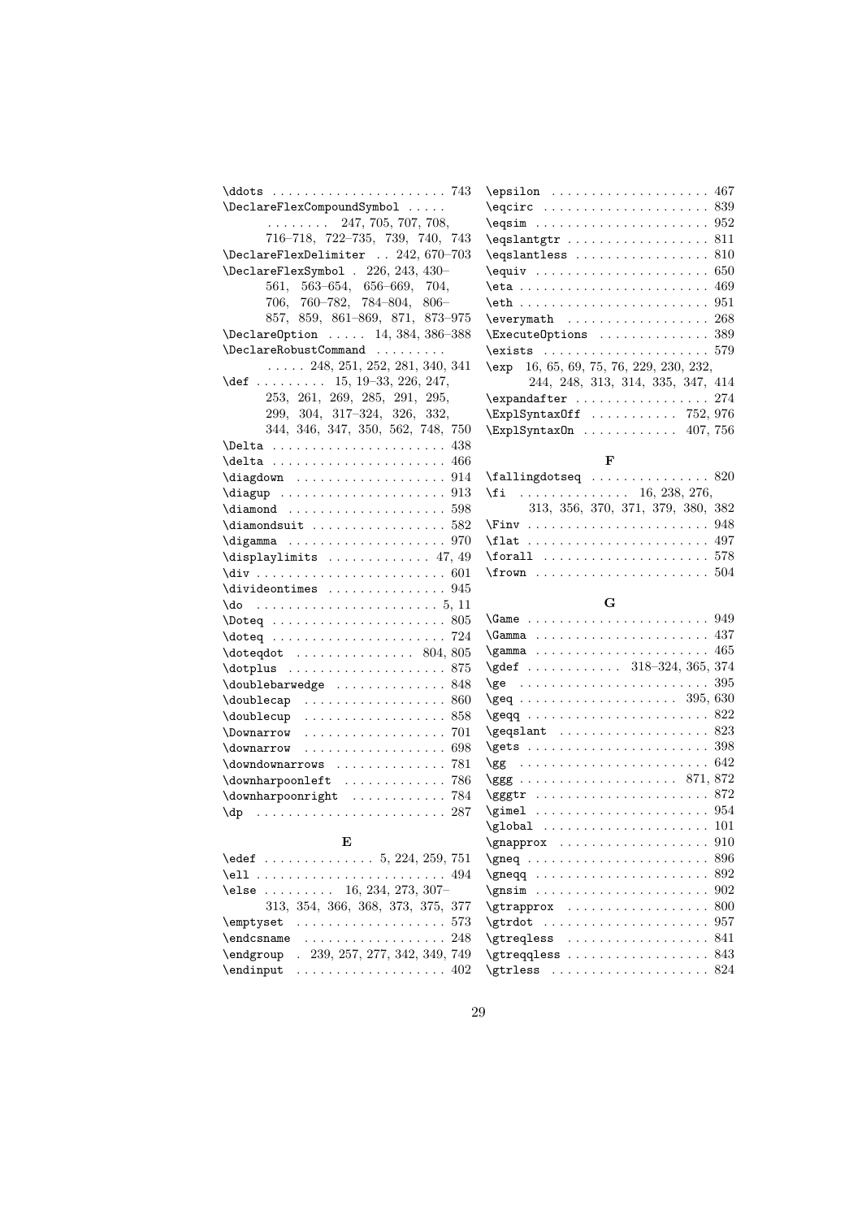\ddots . . . . . . . . . . . . . . . . . . . . . . 743
\DeclareFlexCompoundSymbol . . . . . . . . . . . . . 247, 705, 707, 708, 716–718, 722–735, 739, 740, 743
\DeclareFlexDelimiter . . 242, 670–703
\DeclareFlexSymbol . 226, 243, 430–561, 563–654, 656–669, 704, 706, 760–782, 784–804, 806–857, 859, 861–869, 871, 873–975
\DeclareOption . . . . . 14, 384, 386–388
\DeclareRobustCommand . . . . . . . . . . . . . 248, 251, 252, 281, 340, 341
\def . . . . . . . . . 15, 19–33, 226, 247, 253, 261, 269, 285, 291, 295, 299, 304, 317–324, 326, 332, 344, 346, 347, 350, 562, 748, 750
\Delta . . . . . . . . . . . . . . . . . . . . . . 438
\delta . . . . . . . . . . . . . . . . . . . . . . 466
\diagdown . . . . . . . . . . . . . . . . . . . 914
\diagup . . . . . . . . . . . . . . . . . . . . . 913
\diamond . . . . . . . . . . . . . . . . . . . . 598
\diamondsuit . . . . . . . . . . . . . . . . . 582
\digamma . . . . . . . . . . . . . . . . . . . . 970
\displaylimits . . . . . . . . . . . . . 47, 49
\div . . . . . . . . . . . . . . . . . . . . . . . . 601
\divideontimes . . . . . . . . . . . . . . . 945
\do . . . . . . . . . . . . . . . . . . . . . . . 5, 11
\Doteq . . . . . . . . . . . . . . . . . . . . . . 805
\doteq . . . . . . . . . . . . . . . . . . . . . . 724
\doteqdot . . . . . . . . . . . . . . . 804, 805
\dotplus . . . . . . . . . . . . . . . . . . . . 875
\doublebarwedge . . . . . . . . . . . . . . 848
\doublecap . . . . . . . . . . . . . . . . . . 860
\doublecup . . . . . . . . . . . . . . . . . . 858
\Downarrow . . . . . . . . . . . . . . . . . . 701
\downarrow . . . . . . . . . . . . . . . . . . 698
\downdownarrows . . . . . . . . . . . . . . 781
\downharpoonleft . . . . . . . . . . . . . 786
\downharpoonright . . . . . . . . . . . . 784
\dp . . . . . . . . . . . . . . . . . . . . . . . . 287

**E**

\edef . . . . . . . . . . . . . . 5, 224, 259, 751
\ell . . . . . . . . . . . . . . . . . . . . . . . . 494
\else . . . . . . . . . 16, 234, 273, 307–313, 354, 366, 368, 373, 375, 377
\emptyset . . . . . . . . . . . . . . . . . . . 573
\endcsname . . . . . . . . . . . . . . . . . . 248
\endgroup . 239, 257, 277, 342, 349, 749
\endinput . . . . . . . . . . . . . . . . . . . 402
\epsilon . . . . . . . . . . . . . . . . . . . . 467
\eqcirc . . . . . . . . . . . . . . . . . . . . . 839
\eqsim . . . . . . . . . . . . . . . . . . . . . . 952
\eqslantgtr . . . . . . . . . . . . . . . . . . 811
\eqslantless . . . . . . . . . . . . . . . . . 810
\equiv . . . . . . . . . . . . . . . . . . . . . . 650
\eta . . . . . . . . . . . . . . . . . . . . . . . . 469
\eth . . . . . . . . . . . . . . . . . . . . . . . . 951
\everymath . . . . . . . . . . . . . . . . . . 268
\ExecuteOptions . . . . . . . . . . . . . . 389
\exists . . . . . . . . . . . . . . . . . . . . . 579
\exp 16, 65, 69, 75, 76, 229, 230, 232, 244, 248, 313, 314, 335, 347, 414
\expandafter . . . . . . . . . . . . . . . . . 274
\ExplSyntaxOff . . . . . . . . . . . 752, 976
\ExplSyntaxOn . . . . . . . . . . . . 407, 756

**F**

\fallingdotseq . . . . . . . . . . . . . . . 820
\fi . . . . . . . . . . . . . . 16, 238, 276, 313, 356, 370, 371, 379, 380, 382
\Finv . . . . . . . . . . . . . . . . . . . . . . . 948
\flat . . . . . . . . . . . . . . . . . . . . . . . 497
\forall . . . . . . . . . . . . . . . . . . . . . 578
\frown . . . . . . . . . . . . . . . . . . . . . . 504

**G**

\Game . . . . . . . . . . . . . . . . . . . . . . . 949
\Gamma . . . . . . . . . . . . . . . . . . . . . . 437
\gamma . . . . . . . . . . . . . . . . . . . . . . 465
\gdef . . . . . . . . . . . . 318–324, 365, 374
\ge . . . . . . . . . . . . . . . . . . . . . . . . 395
\geq . . . . . . . . . . . . . . . . . . . . 395, 630
\geqq . . . . . . . . . . . . . . . . . . . . . . . 822
\geqslant . . . . . . . . . . . . . . . . . . . 823
\gets . . . . . . . . . . . . . . . . . . . . . . . 398
\gg . . . . . . . . . . . . . . . . . . . . . . . . 642
\ggg . . . . . . . . . . . . . . . . . . . . 871, 872
\gggtr . . . . . . . . . . . . . . . . . . . . . . 872
\gimel . . . . . . . . . . . . . . . . . . . . . . 954
\global . . . . . . . . . . . . . . . . . . . . . 101
\gnapprox . . . . . . . . . . . . . . . . . . . 910
\gneq . . . . . . . . . . . . . . . . . . . . . . . 896
\gneqq . . . . . . . . . . . . . . . . . . . . . . 892
\gnsim . . . . . . . . . . . . . . . . . . . . . . 902
\gtrapprox . . . . . . . . . . . . . . . . . . 800
\gtrdot . . . . . . . . . . . . . . . . . . . . . 957
\gtreqless . . . . . . . . . . . . . . . . . . 841
\gtreqqless . . . . . . . . . . . . . . . . . . 843
\gtrless . . . . . . . . . . . . . . . . . . . . 824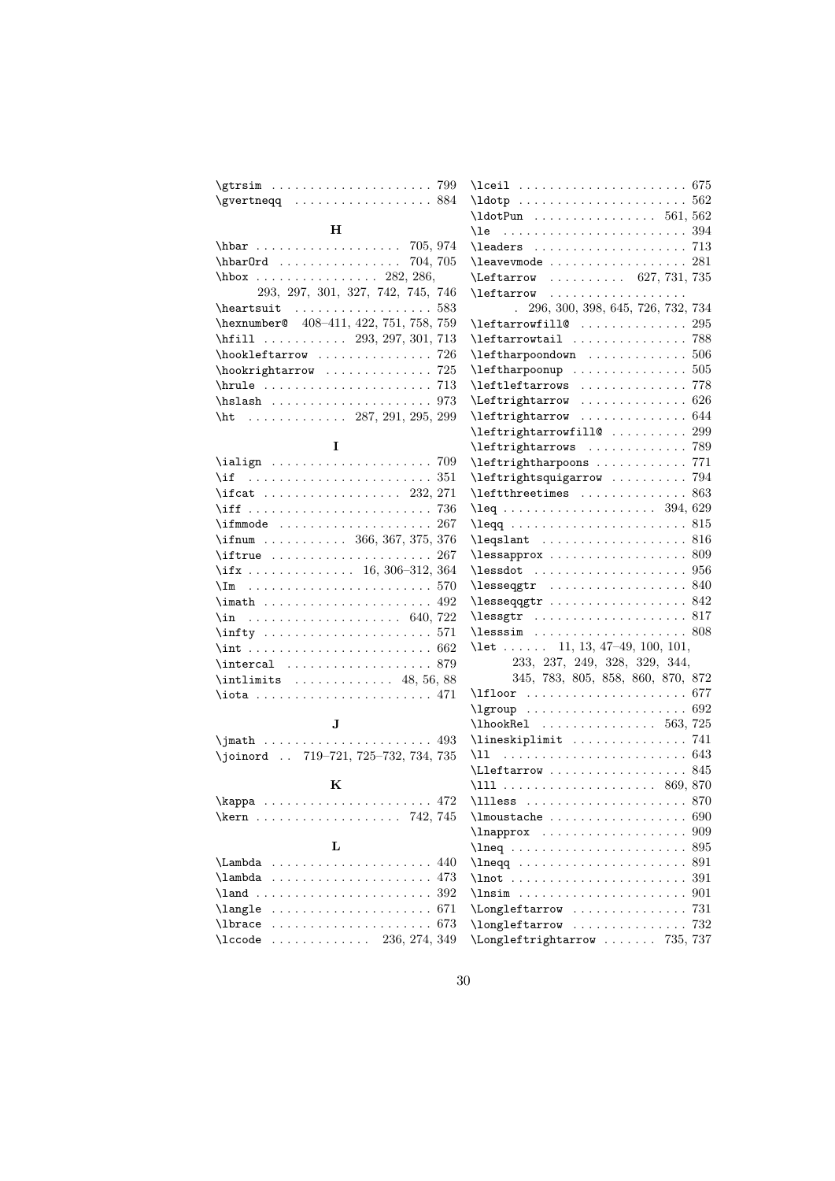\gtrsim . . . . . . . . . . . . . . . . . . . . . 799
\gvertneqq . . . . . . . . . . . . . . . . . . 884

### H

\hbar . . . . . . . . . . . . . . . . . . . 705, 974
\hbarOrd . . . . . . . . . . . . . . . . 704, 705
\hbox . . . . . . . . . . . . . . . . 282, 286, 293, 297, 301, 327, 742, 745, 746
\heartsuit . . . . . . . . . . . . . . . . . . 583
\hexnumber@ 408–411, 422, 751, 758, 759
\hfill . . . . . . . . . . . 293, 297, 301, 713
\hookleftarrow . . . . . . . . . . . . . . 726
\hookrightarrow . . . . . . . . . . . . . . 725
\hrule . . . . . . . . . . . . . . . . . . . . . . 713
\hslash . . . . . . . . . . . . . . . . . . . . . 973
\ht . . . . . . . . . . . . . 287, 291, 295, 299

### I

\ialign . . . . . . . . . . . . . . . . . . . . . 709
\if . . . . . . . . . . . . . . . . . . . . . . . . 351
\ifcat . . . . . . . . . . . . . . . . . . 232, 271
\iff . . . . . . . . . . . . . . . . . . . . . . . . 736
\ifmmode . . . . . . . . . . . . . . . . . . . . 267
\ifnum . . . . . . . . . . . 366, 367, 375, 376
\iftrue . . . . . . . . . . . . . . . . . . . . . 267
\ifx . . . . . . . . . . . . . . 16, 306–312, 364
\Im . . . . . . . . . . . . . . . . . . . . . . . . 570
\imath . . . . . . . . . . . . . . . . . . . . . . 492
\in . . . . . . . . . . . . . . . . . . . . 640, 722
\infty . . . . . . . . . . . . . . . . . . . . . . 571
\int . . . . . . . . . . . . . . . . . . . . . . . . 662
\intercal . . . . . . . . . . . . . . . . . . . 879
\intlimits . . . . . . . . . . . . . 48, 56, 88
\iota . . . . . . . . . . . . . . . . . . . . . . . 471

### J

\jmath . . . . . . . . . . . . . . . . . . . . . . 493
\joinord . . 719–721, 725–732, 734, 735

### K

\kappa . . . . . . . . . . . . . . . . . . . . . . 472
\kern . . . . . . . . . . . . . . . . . . . 742, 745

### L

\Lambda . . . . . . . . . . . . . . . . . . . . . 440
\lambda . . . . . . . . . . . . . . . . . . . . . 473
\land . . . . . . . . . . . . . . . . . . . . . . . 392
\langle . . . . . . . . . . . . . . . . . . . . . 671
\lbrace . . . . . . . . . . . . . . . . . . . . . 673
\lccode . . . . . . . . . . . . . 236, 274, 349
\lceil . . . . . . . . . . . . . . . . . . . . . . 675
\ldotp . . . . . . . . . . . . . . . . . . . . . . 562
\ldotPun . . . . . . . . . . . . . . . . 561, 562
\le . . . . . . . . . . . . . . . . . . . . . . . . 394
\leaders . . . . . . . . . . . . . . . . . . . . 713
\leavevmode . . . . . . . . . . . . . . . . . . 281
\Leftarrow . . . . . . . . . . 627, 731, 735
\leftarrow . . . . . . . . . . . . . . . . . . 296, 300, 398, 645, 726, 732, 734
\leftarrowfill@ . . . . . . . . . . . . . . 295
\leftarrowtail . . . . . . . . . . . . . . . 788
\leftharpoondown . . . . . . . . . . . . . 506
\leftharpoonup . . . . . . . . . . . . . . . 505
\leftleftarrows . . . . . . . . . . . . . . 778
\Leftrightarrow . . . . . . . . . . . . . . 626
\leftrightarrow . . . . . . . . . . . . . . 644
\leftrightarrowfill@ . . . . . . . . . . 299
\leftrightarrows . . . . . . . . . . . . . 789
\leftrightharpoons . . . . . . . . . . . . 771
\leftrightsquigarrow . . . . . . . . . . 794
\leftthreetimes . . . . . . . . . . . . . . 863
\leq . . . . . . . . . . . . . . . . . . . . 394, 629
\leqq . . . . . . . . . . . . . . . . . . . . . . . 815
\leqslant . . . . . . . . . . . . . . . . . . . 816
\lessapprox . . . . . . . . . . . . . . . . . . 809
\lessdot . . . . . . . . . . . . . . . . . . . . 956
\lesseqgtr . . . . . . . . . . . . . . . . . . 840
\lesseqqgtr . . . . . . . . . . . . . . . . . . 842
\lessgtr . . . . . . . . . . . . . . . . . . . . 817
\lesssim . . . . . . . . . . . . . . . . . . . . 808
\let . . . . . . 11, 13, 47–49, 100, 101, 233, 237, 249, 328, 329, 344, 345, 783, 805, 858, 860, 870, 872
\lfloor . . . . . . . . . . . . . . . . . . . . . 677
\lgroup . . . . . . . . . . . . . . . . . . . . . 692
\lhookRel . . . . . . . . . . . . . . . 563, 725
\lineskiplimit . . . . . . . . . . . . . . . 741
\ll . . . . . . . . . . . . . . . . . . . . . . . . 643
\Lleftarrow . . . . . . . . . . . . . . . . . . 845
\lll . . . . . . . . . . . . . . . . . . . . 869, 870
\llless . . . . . . . . . . . . . . . . . . . . . 870
\lmoustache . . . . . . . . . . . . . . . . . . 690
\lnapprox . . . . . . . . . . . . . . . . . . . 909
\lneq . . . . . . . . . . . . . . . . . . . . . . . 895
\lneqq . . . . . . . . . . . . . . . . . . . . . . 891
\lnot . . . . . . . . . . . . . . . . . . . . . . . 391
\lnsim . . . . . . . . . . . . . . . . . . . . . . 901
\Longleftarrow . . . . . . . . . . . . . . . 731
\longleftarrow . . . . . . . . . . . . . . . 732
\Longleftrightarrow . . . . . . . 735, 737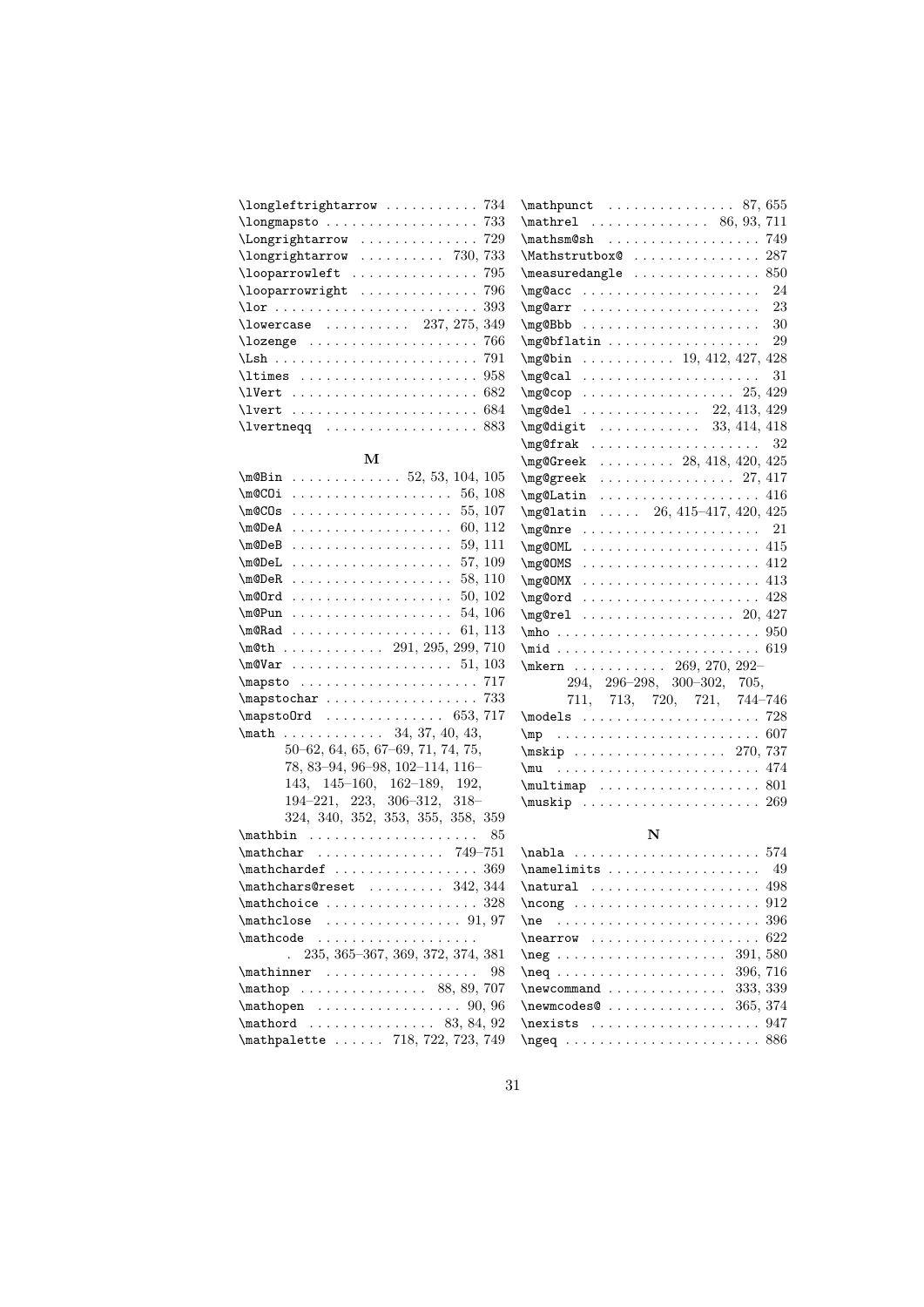\longleftrightarrow . . . . . . . . . . . 734
\longmapsto . . . . . . . . . . . . . . . . . . 733
\Longrightarrow . . . . . . . . . . . . . . 729
\longrightarrow . . . . . . . . . . 730, 733
\looparrowleft . . . . . . . . . . . . . . 795
\looparrowright . . . . . . . . . . . . . . 796
\lor . . . . . . . . . . . . . . . . . . . . . . . . 393
\lowercase . . . . . . . . . . 237, 275, 349
\lozenge . . . . . . . . . . . . . . . . . . . . 766
\Lsh . . . . . . . . . . . . . . . . . . . . . . . . 791
\ltimes . . . . . . . . . . . . . . . . . . . . . 958
\lVert . . . . . . . . . . . . . . . . . . . . . . 682
\lvert . . . . . . . . . . . . . . . . . . . . . . 684
\lvertneqq . . . . . . . . . . . . . . . . . . 883

## M

\m@Bin . . . . . . . . . . . . . 52, 53, 104, 105
\m@COi . . . . . . . . . . . . . . . . . . . 56, 108
\m@COs . . . . . . . . . . . . . . . . . . . 55, 107
\m@DeA . . . . . . . . . . . . . . . . . . . 60, 112
\m@DeB . . . . . . . . . . . . . . . . . . . 59, 111
\m@DeL . . . . . . . . . . . . . . . . . . . 57, 109
\m@DeR . . . . . . . . . . . . . . . . . . . 58, 110
\m@Ord . . . . . . . . . . . . . . . . . . . 50, 102
\m@Pun . . . . . . . . . . . . . . . . . . . 54, 106
\m@Rad . . . . . . . . . . . . . . . . . . . 61, 113
\m@th . . . . . . . . . . . . 291, 295, 299, 710
\m@Var . . . . . . . . . . . . . . . . . . . 51, 103
\mapsto . . . . . . . . . . . . . . . . . . . . . 717
\mapstochar . . . . . . . . . . . . . . . . . . 733
\mapstoOrd . . . . . . . . . . . . . . 653, 717
\math . . . . . . . . . . . . 34, 37, 40, 43, 50–62, 64, 65, 67–69, 71, 74, 75, 78, 83–94, 96–98, 102–114, 116–143, 145–160, 162–189, 192, 194–221, 223, 306–312, 318–324, 340, 352, 353, 355, 358, 359
\mathbin . . . . . . . . . . . . . . . . . . . . 85
\mathchar . . . . . . . . . . . . . . . 749–751
\mathchardef . . . . . . . . . . . . . . . . . 369
\mathchars@reset . . . . . . . . . 342, 344
\mathchoice . . . . . . . . . . . . . . . . . . 328
\mathclose . . . . . . . . . . . . . . . . 91, 97
\mathcode . . . . . . . . . . . . . . . . . . . . 235, 365–367, 369, 372, 374, 381
\mathinner . . . . . . . . . . . . . . . . . . 98
\mathop . . . . . . . . . . . . . . . 88, 89, 707
\mathopen . . . . . . . . . . . . . . . . . 90, 96
\mathord . . . . . . . . . . . . . . . 83, 84, 92
\mathpalette . . . . . . 718, 722, 723, 749
\mathpunct . . . . . . . . . . . . . . . . 87, 655
\mathrel . . . . . . . . . . . . . . 86, 93, 711
\mathsm@sh . . . . . . . . . . . . . . . . . . 749
\Mathstrutbox@ . . . . . . . . . . . . . . . 287
\measuredangle . . . . . . . . . . . . . . . 850
\mg@acc . . . . . . . . . . . . . . . . . . . . . 24
\mg@arr . . . . . . . . . . . . . . . . . . . . . 23
\mg@Bbb . . . . . . . . . . . . . . . . . . . . . 30
\mg@bflatin . . . . . . . . . . . . . . . . . . 29
\mg@bin . . . . . . . . . . . 19, 412, 427, 428
\mg@cal . . . . . . . . . . . . . . . . . . . . . 31
\mg@cop . . . . . . . . . . . . . . . . . . 25, 429
\mg@del . . . . . . . . . . . . . . 22, 413, 429
\mg@digit . . . . . . . . . . . . 33, 414, 418
\mg@frak . . . . . . . . . . . . . . . . . . . . 32
\mg@Greek . . . . . . . . . 28, 418, 420, 425
\mg@greek . . . . . . . . . . . . . . . . 27, 417
\mg@Latin . . . . . . . . . . . . . . . . . . . 416
\mg@latin . . . . . 26, 415–417, 420, 425
\mg@nre . . . . . . . . . . . . . . . . . . . . . 21
\mg@OML . . . . . . . . . . . . . . . . . . . . . 415
\mg@OMS . . . . . . . . . . . . . . . . . . . . . 412
\mg@OMX . . . . . . . . . . . . . . . . . . . . . 413
\mg@ord . . . . . . . . . . . . . . . . . . . . . 428
\mg@rel . . . . . . . . . . . . . . . . . . 20, 427
\mho . . . . . . . . . . . . . . . . . . . . . . . . 950
\mid . . . . . . . . . . . . . . . . . . . . . . . . 619
\mkern . . . . . . . . . . . 269, 270, 292–294, 296–298, 300–302, 705, 711, 713, 720, 721, 744–746
\models . . . . . . . . . . . . . . . . . . . . . 728
\mp . . . . . . . . . . . . . . . . . . . . . . . . 607
\mskip . . . . . . . . . . . . . . . . . . 270, 737
\mu . . . . . . . . . . . . . . . . . . . . . . . . 474
\multimap . . . . . . . . . . . . . . . . . . . 801
\muskip . . . . . . . . . . . . . . . . . . . . . 269

## N

\nabla . . . . . . . . . . . . . . . . . . . . . . 574
\namelimits . . . . . . . . . . . . . . . . . . 49
\natural . . . . . . . . . . . . . . . . . . . . 498
\ncong . . . . . . . . . . . . . . . . . . . . . . 912
\ne . . . . . . . . . . . . . . . . . . . . . . . . 396
\nearrow . . . . . . . . . . . . . . . . . . . . 622
\neg . . . . . . . . . . . . . . . . . . . . 391, 580
\neq . . . . . . . . . . . . . . . . . . . . 396, 716
\newcommand . . . . . . . . . . . . . . 333, 339
\newmcodes@ . . . . . . . . . . . . . . 365, 374
\nexists . . . . . . . . . . . . . . . . . . . . 947
\ngeq . . . . . . . . . . . . . . . . . . . . . . . 886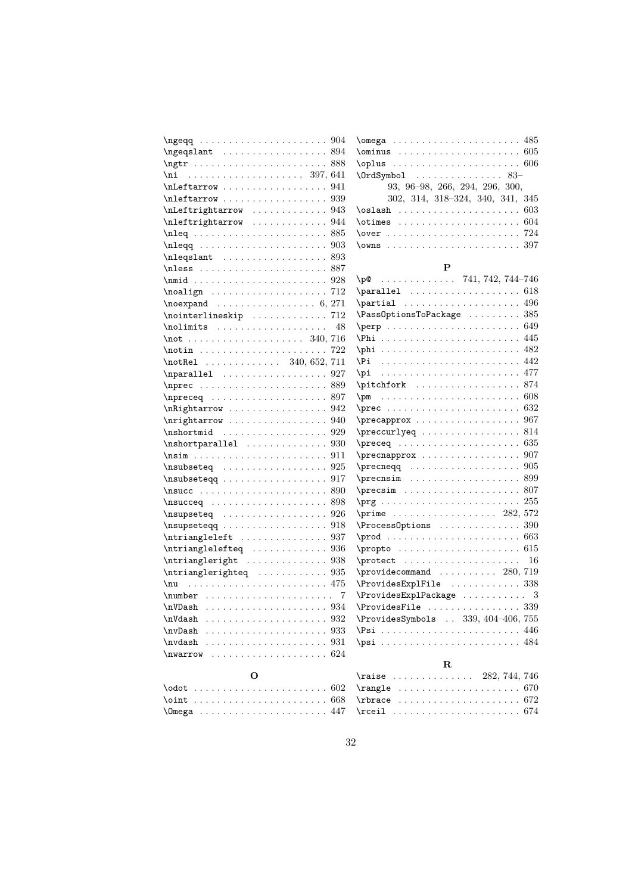\ngeqq . . . . . . . . . . . . . . . . . . . . . . 904
\ngeqslant . . . . . . . . . . . . . . . . . . 894
\ngtr . . . . . . . . . . . . . . . . . . . . . . . 888
\ni . . . . . . . . . . . . . . . . . . . . 397, 641
\nLeftarrow . . . . . . . . . . . . . . . . . . 941
\nleftarrow . . . . . . . . . . . . . . . . . . 939
\nLeftrightarrow . . . . . . . . . . . . . 943
\nleftrightarrow . . . . . . . . . . . . . 944
\nleq . . . . . . . . . . . . . . . . . . . . . . . 885
\nleqq . . . . . . . . . . . . . . . . . . . . . . 903
\nleqslant . . . . . . . . . . . . . . . . . . 893
\nless . . . . . . . . . . . . . . . . . . . . . . 887
\nmid . . . . . . . . . . . . . . . . . . . . . . . 928
\noalign . . . . . . . . . . . . . . . . . . . . 712
\noexpand . . . . . . . . . . . . . . . . . 6, 271
\nointerlineskip . . . . . . . . . . . . . 712
\nolimits . . . . . . . . . . . . . . . . . . . 48
\not . . . . . . . . . . . . . . . . . . . . 340, 716
\notin . . . . . . . . . . . . . . . . . . . . . . 722
\notRel . . . . . . . . . . . . . 340, 652, 711
\nparallel . . . . . . . . . . . . . . . . . . 927
\nprec . . . . . . . . . . . . . . . . . . . . . . 889
\npreceq . . . . . . . . . . . . . . . . . . . . 897
\nRightarrow . . . . . . . . . . . . . . . . 942
\nrightarrow . . . . . . . . . . . . . . . . 940
\nshortmid . . . . . . . . . . . . . . . . . 929
\nshortparallel . . . . . . . . . . . . . . 930
\nsim . . . . . . . . . . . . . . . . . . . . . . . 911
\nsubseteq . . . . . . . . . . . . . . . . . . 925
\nsubseteqq . . . . . . . . . . . . . . . . . 917
\nsucc . . . . . . . . . . . . . . . . . . . . . . 890
\nsucceq . . . . . . . . . . . . . . . . . . . . 898
\nsupseteq . . . . . . . . . . . . . . . . . . 926
\nsupseteqq . . . . . . . . . . . . . . . . . 918
\ntriangleleft . . . . . . . . . . . . . . . 937
\ntrianglelefteq . . . . . . . . . . . . . 936
\ntriangleright . . . . . . . . . . . . . . 938
\ntrianglerighteq . . . . . . . . . . . . 935
\nu . . . . . . . . . . . . . . . . . . . . . . . . 475
\number . . . . . . . . . . . . . . . . . . . . . 7
\nVDash . . . . . . . . . . . . . . . . . . . . 934
\nVdash . . . . . . . . . . . . . . . . . . . . 932
\nvDash . . . . . . . . . . . . . . . . . . . . 933
\nvdash . . . . . . . . . . . . . . . . . . . . 931
\nwarrow . . . . . . . . . . . . . . . . . . . 624

**O**

\odot . . . . . . . . . . . . . . . . . . . . . . 602
\oint . . . . . . . . . . . . . . . . . . . . . . . 668
\Omega . . . . . . . . . . . . . . . . . . . . . 447
\omega . . . . . . . . . . . . . . . . . . . . . 485
\ominus . . . . . . . . . . . . . . . . . . . . 605
\oplus . . . . . . . . . . . . . . . . . . . . . 606
\OrdSymbol . . . . . . . . . . . . . . . 83–93, 96–98, 266, 294, 296, 300, 302, 314, 318–324, 340, 341, 345
\oslash . . . . . . . . . . . . . . . . . . . . . 603
\otimes . . . . . . . . . . . . . . . . . . . . . 604
\over . . . . . . . . . . . . . . . . . . . . . . . 724
\owns . . . . . . . . . . . . . . . . . . . . . . . 397

**P**

\p@ . . . . . . . . . . . . . 741, 742, 744–746
\parallel . . . . . . . . . . . . . . . . . . . 618
\partial . . . . . . . . . . . . . . . . . . . . 496
\PassOptionsToPackage . . . . . . . . . 385
\perp . . . . . . . . . . . . . . . . . . . . . . . 649
\Phi . . . . . . . . . . . . . . . . . . . . . . . . 445
\phi . . . . . . . . . . . . . . . . . . . . . . . . 482
\Pi . . . . . . . . . . . . . . . . . . . . . . . . 442
\pi . . . . . . . . . . . . . . . . . . . . . . . . 477
\pitchfork . . . . . . . . . . . . . . . . . . 874
\pm . . . . . . . . . . . . . . . . . . . . . . . . 608
\prec . . . . . . . . . . . . . . . . . . . . . . . 632
\precapprox . . . . . . . . . . . . . . . . . 967
\preccurlyeq . . . . . . . . . . . . . . . . 814
\preceq . . . . . . . . . . . . . . . . . . . . . 635
\precnapprox . . . . . . . . . . . . . . . . 907
\precneqq . . . . . . . . . . . . . . . . . . . 905
\precnsim . . . . . . . . . . . . . . . . . . . 899
\precsim . . . . . . . . . . . . . . . . . . . . 807
\prg . . . . . . . . . . . . . . . . . . . . . . . . 255
\prime . . . . . . . . . . . . . . . . . . 282, 572
\ProcessOptions . . . . . . . . . . . . . . 390
\prod . . . . . . . . . . . . . . . . . . . . . . . 663
\propto . . . . . . . . . . . . . . . . . . . . . 615
\protect . . . . . . . . . . . . . . . . . . . . 16
\providecommand . . . . . . . . . . 280, 719
\ProvidesExplFile . . . . . . . . . . . . 338
\ProvidesExplPackage . . . . . . . . . . . 3
\ProvidesFile . . . . . . . . . . . . . . . . 339
\ProvidesSymbols . . 339, 404–406, 755
\Psi . . . . . . . . . . . . . . . . . . . . . . . . 446
\psi . . . . . . . . . . . . . . . . . . . . . . . . 484

**R**

\raise . . . . . . . . . . . . . . 282, 744, 746
\rangle . . . . . . . . . . . . . . . . . . . . . 670
\rbrace . . . . . . . . . . . . . . . . . . . . . 672
\rceil . . . . . . . . . . . . . . . . . . . . . . 674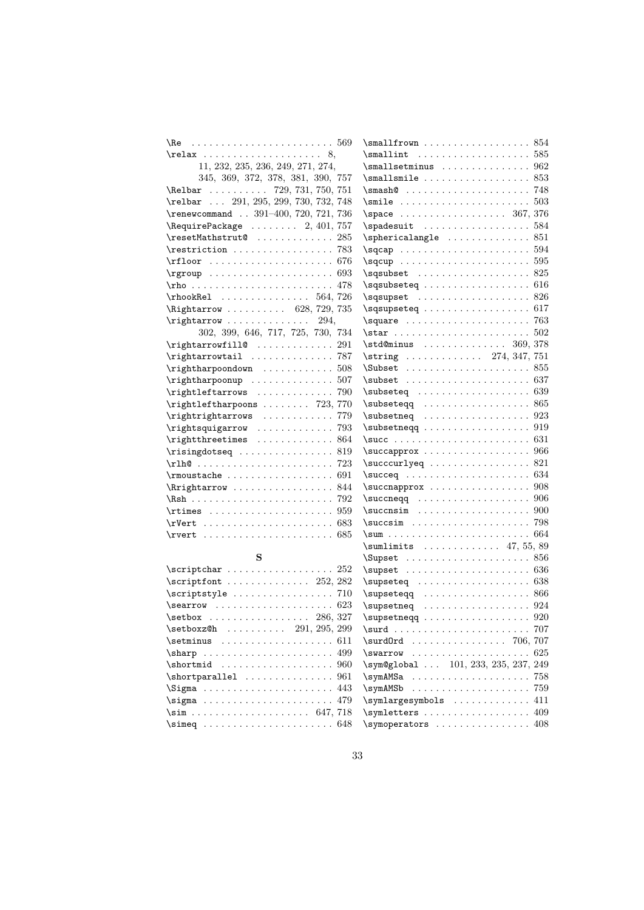\Re . . . . . . . . . . . . . . . . . . . . . . . . 569
\relax . . . . . . . . . . . . . . . . . . . . 8, 11, 232, 235, 236, 249, 271, 274, 345, 369, 372, 378, 381, 390, 757
\Relbar . . . . . . . . . . 729, 731, 750, 751
\relbar . . . 291, 295, 299, 730, 732, 748
\renewcommand . . 391–400, 720, 721, 736
\RequirePackage . . . . . . . . 2, 401, 757
\resetMathstrut@ . . . . . . . . . . . . . 285
\restriction . . . . . . . . . . . . . . . . . 783
\rfloor . . . . . . . . . . . . . . . . . . . . . 676
\rgroup . . . . . . . . . . . . . . . . . . . . . 693
\rho . . . . . . . . . . . . . . . . . . . . . . . . 478
\rhookRel . . . . . . . . . . . . . . . 564, 726
\Rightarrow . . . . . . . . . . 628, 729, 735
\rightarrow . . . . . . . . . . . . . . 294, 302, 399, 646, 717, 725, 730, 734
\rightarrowfill@ . . . . . . . . . . . . . 291
\rightarrowtail . . . . . . . . . . . . . . 787
\rightharpoondown . . . . . . . . . . . . 508
\rightharpoonup . . . . . . . . . . . . . . 507
\rightleftarrows . . . . . . . . . . . . . 790
\rightleftharpoons . . . . . . . . 723, 770
\rightrightarrows . . . . . . . . . . . . 779
\rightsquigarrow . . . . . . . . . . . . . 793
\rightthreetimes . . . . . . . . . . . . . 864
\risingdotseq . . . . . . . . . . . . . . . . 819
\rlh@ . . . . . . . . . . . . . . . . . . . . . . . 723
\rmoustache . . . . . . . . . . . . . . . . . . 691
\Rrightarrow . . . . . . . . . . . . . . . . . 844
\Rsh . . . . . . . . . . . . . . . . . . . . . . . . 792
\rtimes . . . . . . . . . . . . . . . . . . . . . 959
\rVert . . . . . . . . . . . . . . . . . . . . . . 683
\rvert . . . . . . . . . . . . . . . . . . . . . . 685

**S**

\scriptchar . . . . . . . . . . . . . . . . . . 252
\scriptfont . . . . . . . . . . . . . . 252, 282
\scriptstyle . . . . . . . . . . . . . . . . . 710
\searrow . . . . . . . . . . . . . . . . . . . . 623
\setbox . . . . . . . . . . . . . . . . . 286, 327
\setboxz@h . . . . . . . . . . 291, 295, 299
\setminus . . . . . . . . . . . . . . . . . . . 611
\sharp . . . . . . . . . . . . . . . . . . . . . . 499
\shortmid . . . . . . . . . . . . . . . . . . . 960
\shortparallel . . . . . . . . . . . . . . . 961
\Sigma . . . . . . . . . . . . . . . . . . . . . . 443
\sigma . . . . . . . . . . . . . . . . . . . . . . 479
\sim . . . . . . . . . . . . . . . . . . . . 647, 718
\simeq . . . . . . . . . . . . . . . . . . . . . . 648
\smallfrown . . . . . . . . . . . . . . . . . . 854
\smallint . . . . . . . . . . . . . . . . . . . 585
\smallsetminus . . . . . . . . . . . . . . . 962
\smallsmile . . . . . . . . . . . . . . . . . . 853
\smash@ . . . . . . . . . . . . . . . . . . . . . 748
\smile . . . . . . . . . . . . . . . . . . . . . . 503
\space . . . . . . . . . . . . . . . . . . 367, 376
\spadesuit . . . . . . . . . . . . . . . . . . 584
\sphericalangle . . . . . . . . . . . . . . 851
\sqcap . . . . . . . . . . . . . . . . . . . . . . 594
\sqcup . . . . . . . . . . . . . . . . . . . . . . 595
\sqsubset . . . . . . . . . . . . . . . . . . . 825
\sqsubseteq . . . . . . . . . . . . . . . . . . 616
\sqsupset . . . . . . . . . . . . . . . . . . . 826
\sqsupseteq . . . . . . . . . . . . . . . . . . 617
\square . . . . . . . . . . . . . . . . . . . . . 763
\star . . . . . . . . . . . . . . . . . . . . . . . 502
\std@minus . . . . . . . . . . . . . . 369, 378
\string . . . . . . . . . . . . . 274, 347, 751
\Subset . . . . . . . . . . . . . . . . . . . . . 855
\subset . . . . . . . . . . . . . . . . . . . . . 637
\subseteq . . . . . . . . . . . . . . . . . . . 639
\subseteqq . . . . . . . . . . . . . . . . . . 865
\subsetneq . . . . . . . . . . . . . . . . . . 923
\subsetneqq . . . . . . . . . . . . . . . . . . 919
\succ . . . . . . . . . . . . . . . . . . . . . . . 631
\succapprox . . . . . . . . . . . . . . . . . . 966
\succcurlyeq . . . . . . . . . . . . . . . . . 821
\succeq . . . . . . . . . . . . . . . . . . . . . 634
\succnapprox . . . . . . . . . . . . . . . . . 908
\succneqq . . . . . . . . . . . . . . . . . . . 906
\succnsim . . . . . . . . . . . . . . . . . . . 900
\succsim . . . . . . . . . . . . . . . . . . . . 798
\sum . . . . . . . . . . . . . . . . . . . . . . . . 664
\sumlimits . . . . . . . . . . . . . 47, 55, 89
\Supset . . . . . . . . . . . . . . . . . . . . . 856
\supset . . . . . . . . . . . . . . . . . . . . . 636
\supseteq . . . . . . . . . . . . . . . . . . . 638
\supseteqq . . . . . . . . . . . . . . . . . . 866
\supsetneq . . . . . . . . . . . . . . . . . . 924
\supsetneqq . . . . . . . . . . . . . . . . . . 920
\surd . . . . . . . . . . . . . . . . . . . . . . . 707
\surdOrd . . . . . . . . . . . . . . . . 706, 707
\swarrow . . . . . . . . . . . . . . . . . . . . 625
\sym@global . . . 101, 233, 235, 237, 249
\symAMSa . . . . . . . . . . . . . . . . . . . . 758
\symAMSb . . . . . . . . . . . . . . . . . . . . 759
\symlargesymbols . . . . . . . . . . . . . 411
\symletters . . . . . . . . . . . . . . . . . . 409
\symoperators . . . . . . . . . . . . . . . . 408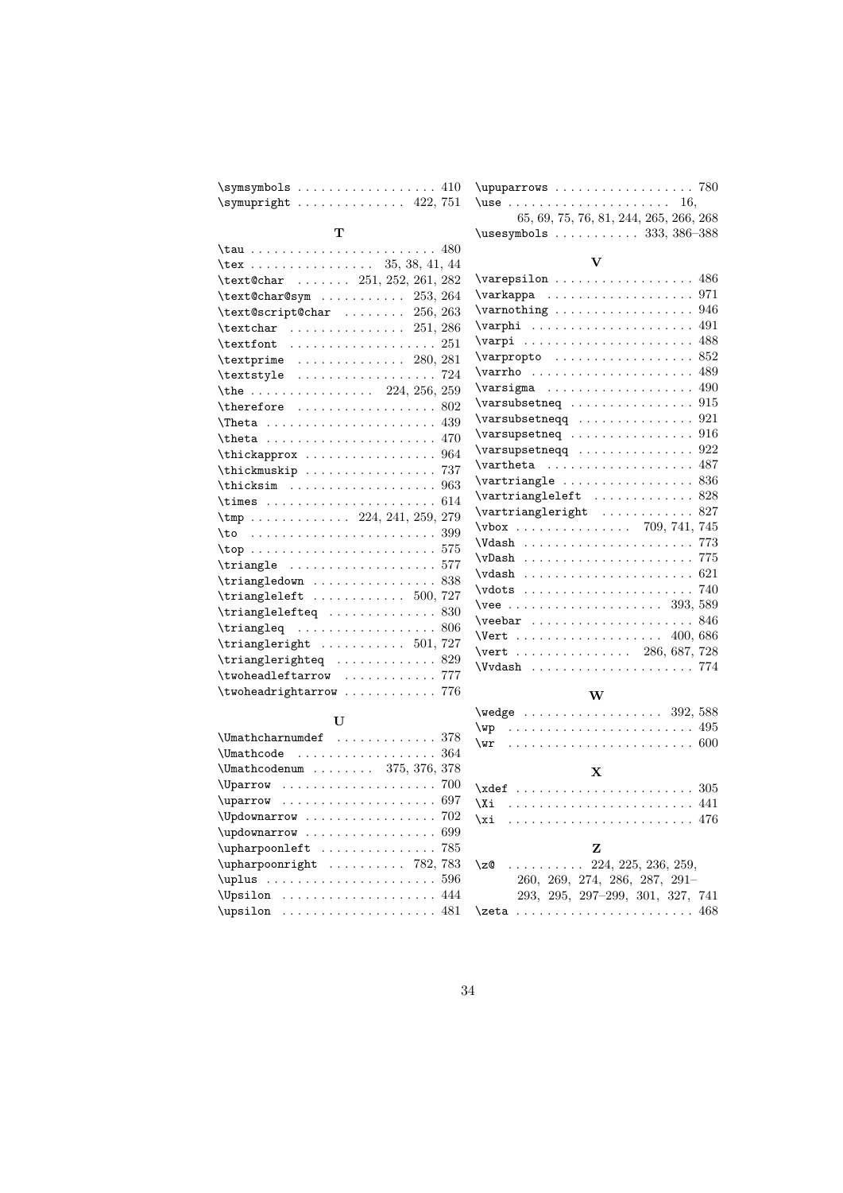\symsymbols . . . . . . . . . . . . . . . . . . 410
\symupright . . . . . . . . . . . . . 422, 751

### T

\tau . . . . . . . . . . . . . . . . . . . . . . . . 480
\tex . . . . . . . . . . . . . . . . 35, 38, 41, 44
\text@char . . . . . . . 251, 252, 261, 282
\text@char@sym . . . . . . . . . . . 253, 264
\text@script@char . . . . . . . . 256, 263
\textchar . . . . . . . . . . . . . . . 251, 286
\textfont . . . . . . . . . . . . . . . . . . . 251
\textprime . . . . . . . . . . . . . . 280, 281
\textstyle . . . . . . . . . . . . . . . . . . 724
\the . . . . . . . . . . . . . . . . 224, 256, 259
\therefore . . . . . . . . . . . . . . . . . . 802
\Theta . . . . . . . . . . . . . . . . . . . . . . 439
\theta . . . . . . . . . . . . . . . . . . . . . . 470
\thickapprox . . . . . . . . . . . . . . . . . 964
\thickmuskip . . . . . . . . . . . . . . . . . 737
\thicksim . . . . . . . . . . . . . . . . . . . 963
\times . . . . . . . . . . . . . . . . . . . . . . 614
\tmp . . . . . . . . . . . . . 224, 241, 259, 279
\to . . . . . . . . . . . . . . . . . . . . . . . . 399
\top . . . . . . . . . . . . . . . . . . . . . . . . 575
\triangle . . . . . . . . . . . . . . . . . . . 577
\triangledown . . . . . . . . . . . . . . . . 838
\triangleleft . . . . . . . . . . . . 500, 727
\trianglelefteq . . . . . . . . . . . . . . 830
\triangleq . . . . . . . . . . . . . . . . . . 806
\triangleright . . . . . . . . . . . 501, 727
\trianglerighteq . . . . . . . . . . . . . 829
\twoheadleftarrow . . . . . . . . . . . . 777
\twoheadrightarrow . . . . . . . . . . . . 776

### U

\Umathcharnumdef . . . . . . . . . . . . . 378
\Umathcode . . . . . . . . . . . . . . . . . . 364
\Umathcodenum . . . . . . . . 375, 376, 378
\Uparrow . . . . . . . . . . . . . . . . . . . . 700
\uparrow . . . . . . . . . . . . . . . . . . . . 697
\Updownarrow . . . . . . . . . . . . . . . . . 702
\updownarrow . . . . . . . . . . . . . . . . . 699
\upharpoonleft . . . . . . . . . . . . . . . 785
\upharpoonright . . . . . . . . . . 782, 783
\uplus . . . . . . . . . . . . . . . . . . . . . . 596
\Upsilon . . . . . . . . . . . . . . . . . . . . 444
\upsilon . . . . . . . . . . . . . . . . . . . . 481
\upuparrows . . . . . . . . . . . . . . . . . . 780
\use . . . . . . . . . . . . . . . . . . . . . 16, 65, 69, 75, 76, 81, 244, 265, 266, 268
\usesymbols . . . . . . . . . . . 333, 386–388

### V

\varepsilon . . . . . . . . . . . . . . . . . . 486
\varkappa . . . . . . . . . . . . . . . . . . . 971
\varnothing . . . . . . . . . . . . . . . . . . 946
\varphi . . . . . . . . . . . . . . . . . . . . . 491
\varpi . . . . . . . . . . . . . . . . . . . . . . 488
\varpropto . . . . . . . . . . . . . . . . . . 852
\varrho . . . . . . . . . . . . . . . . . . . . . 489
\varsigma . . . . . . . . . . . . . . . . . . . 490
\varsubsetneq . . . . . . . . . . . . . . . . 915
\varsubsetneqq . . . . . . . . . . . . . . . 921
\varsupsetneq . . . . . . . . . . . . . . . . 916
\varsupsetneqq . . . . . . . . . . . . . . . 922
\vartheta . . . . . . . . . . . . . . . . . . . 487
\vartriangle . . . . . . . . . . . . . . . . . 836
\vartriangleleft . . . . . . . . . . . . . 828
\vartriangleright . . . . . . . . . . . . 827
\vbox . . . . . . . . . . . . . . . 709, 741, 745
\Vdash . . . . . . . . . . . . . . . . . . . . . . 773
\vDash . . . . . . . . . . . . . . . . . . . . . . 775
\vdash . . . . . . . . . . . . . . . . . . . . . . 621
\vdots . . . . . . . . . . . . . . . . . . . . . . 740
\vee . . . . . . . . . . . . . . . . . . . . 393, 589
\veebar . . . . . . . . . . . . . . . . . . . . . 846
\Vert . . . . . . . . . . . . . . . . . . . 400, 686
\vert . . . . . . . . . . . . . . . 286, 687, 728
\Vvdash . . . . . . . . . . . . . . . . . . . . . 774

### W

\wedge . . . . . . . . . . . . . . . . . . 392, 588
\wp . . . . . . . . . . . . . . . . . . . . . . . . 495
\wr . . . . . . . . . . . . . . . . . . . . . . . . 600

### X

\xdef . . . . . . . . . . . . . . . . . . . . . . . 305
\Xi . . . . . . . . . . . . . . . . . . . . . . . . 441
\xi . . . . . . . . . . . . . . . . . . . . . . . . 476

### Z

\z@ . . . . . . . . . . 224, 225, 236, 259, 260, 269, 274, 286, 287, 291–293, 295, 297–299, 301, 327, 741
\zeta . . . . . . . . . . . . . . . . . . . . . . . 468